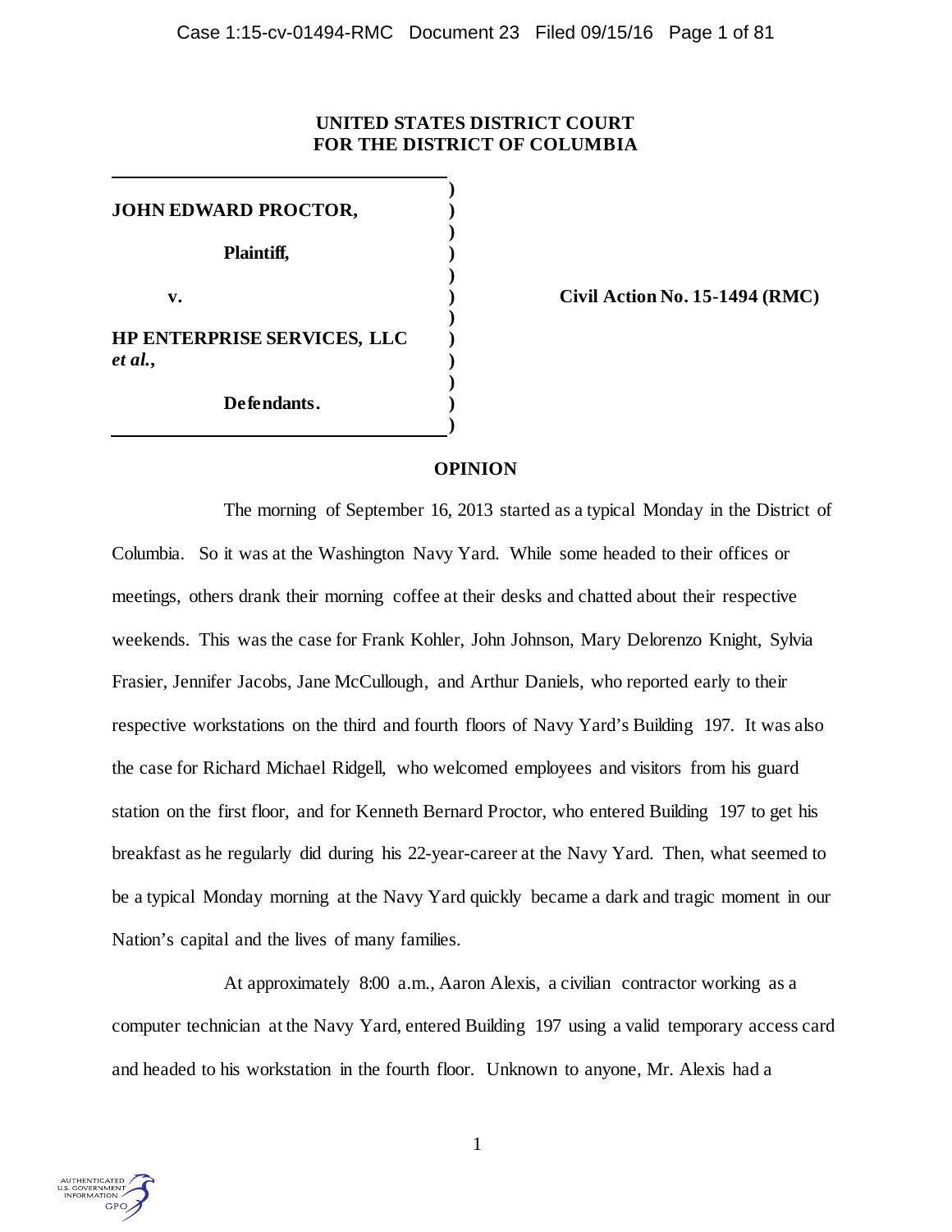**UNITED STATES DISTRICT COURT**
**FOR THE DISTRICT OF COLUMBIA**

| | | |
|---|---|---|
| **JOHN EDWARD PROCTOR,** | ) | |
| **Plaintiff,** | ) | |
| **v.** | ) | **Civil Action No. 15-1494 (RMC)** |
| **HP ENTERPRISE SERVICES, LLC** ***et al.*****,** | ) | |
| **Defendants.** | ) | |

## OPINION

The morning of September 16, 2013 started as a typical Monday in the District of Columbia. So it was at the Washington Navy Yard. While some headed to their offices or meetings, others drank their morning coffee at their desks and chatted about their respective weekends. This was the case for Frank Kohler, John Johnson, Mary Delorenzo Knight, Sylvia Frasier, Jennifer Jacobs, Jane McCullough, and Arthur Daniels, who reported early to their respective workstations on the third and fourth floors of Navy Yard's Building 197. It was also the case for Richard Michael Ridgell, who welcomed employees and visitors from his guard station on the first floor, and for Kenneth Bernard Proctor, who entered Building 197 to get his breakfast as he regularly did during his 22-year-career at the Navy Yard. Then, what seemed to be a typical Monday morning at the Navy Yard quickly became a dark and tragic moment in our Nation's capital and the lives of many families.

At approximately 8:00 a.m., Aaron Alexis, a civilian contractor working as a computer technician at the Navy Yard, entered Building 197 using a valid temporary access card and headed to his workstation in the fourth floor. Unknown to anyone, Mr. Alexis had a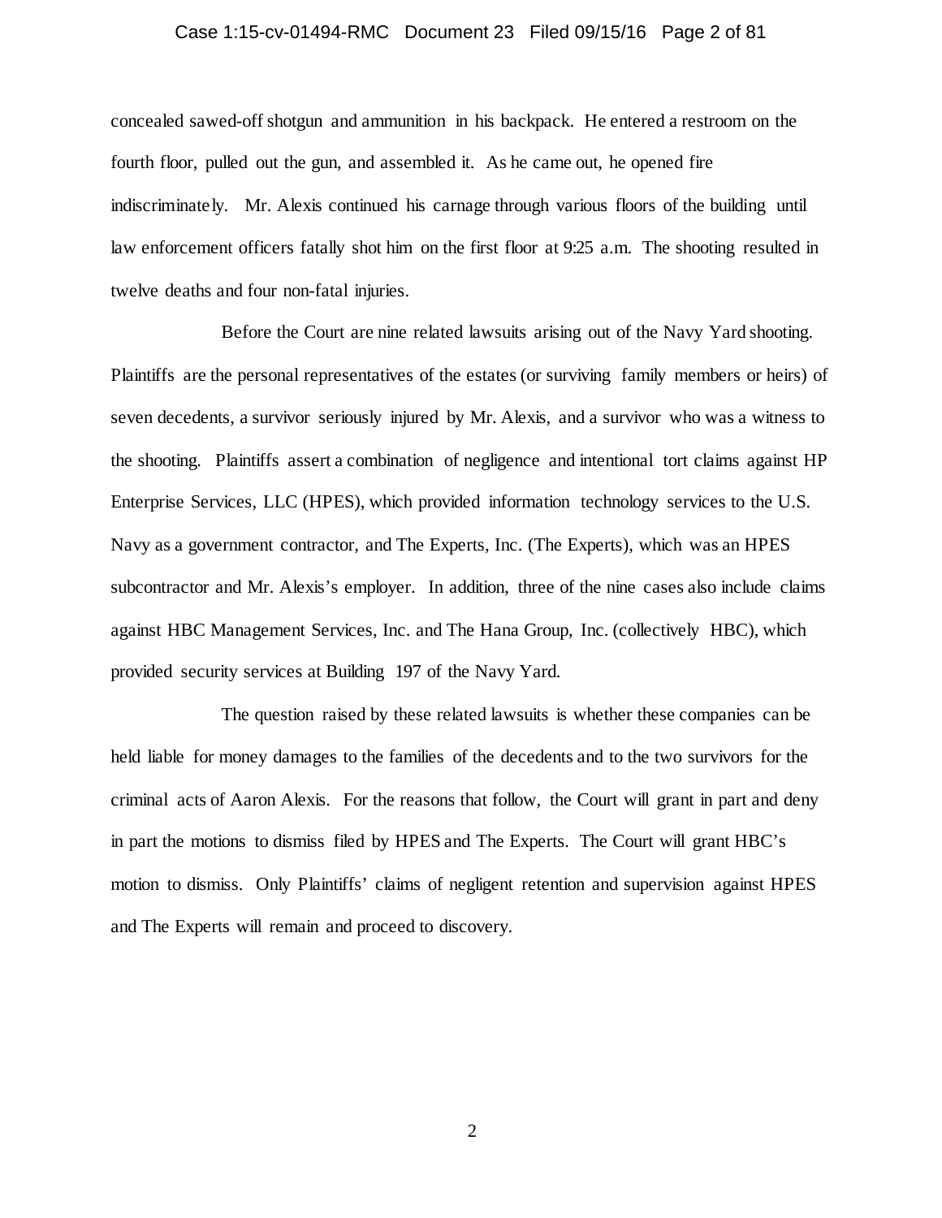concealed sawed-off shotgun and ammunition in his backpack. He entered a restroom on the fourth floor, pulled out the gun, and assembled it. As he came out, he opened fire indiscriminately. Mr. Alexis continued his carnage through various floors of the building until law enforcement officers fatally shot him on the first floor at 9:25 a.m. The shooting resulted in twelve deaths and four non-fatal injuries.

Before the Court are nine related lawsuits arising out of the Navy Yard shooting. Plaintiffs are the personal representatives of the estates (or surviving family members or heirs) of seven decedents, a survivor seriously injured by Mr. Alexis, and a survivor who was a witness to the shooting. Plaintiffs assert a combination of negligence and intentional tort claims against HP Enterprise Services, LLC (HPES), which provided information technology services to the U.S. Navy as a government contractor, and The Experts, Inc. (The Experts), which was an HPES subcontractor and Mr. Alexis's employer. In addition, three of the nine cases also include claims against HBC Management Services, Inc. and The Hana Group, Inc. (collectively HBC), which provided security services at Building 197 of the Navy Yard.

The question raised by these related lawsuits is whether these companies can be held liable for money damages to the families of the decedents and to the two survivors for the criminal acts of Aaron Alexis. For the reasons that follow, the Court will grant in part and deny in part the motions to dismiss filed by HPES and The Experts. The Court will grant HBC's motion to dismiss. Only Plaintiffs' claims of negligent retention and supervision against HPES and The Experts will remain and proceed to discovery.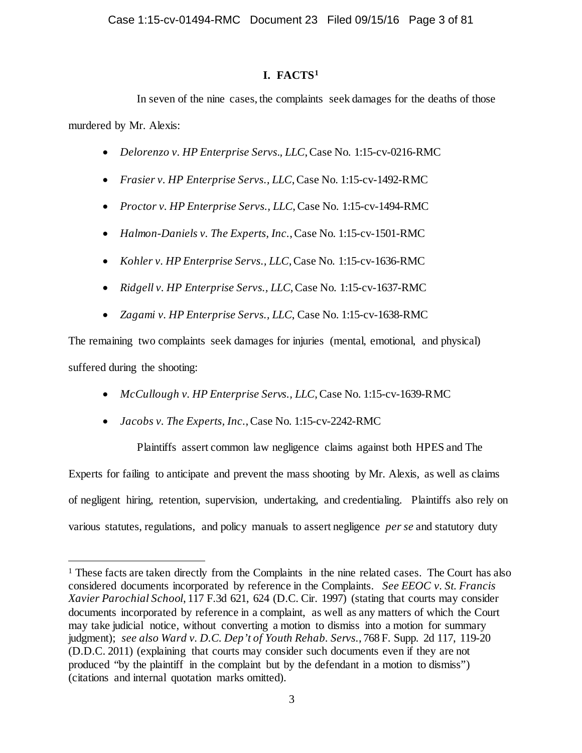# I. FACTS[1]

In seven of the nine cases, the complaints seek damages for the deaths of those murdered by Mr. Alexis:

- *Delorenzo v. HP Enterprise Servs., LLC*, Case No. 1:15-cv-0216-RMC
- *Frasier v. HP Enterprise Servs., LLC*, Case No. 1:15-cv-1492-RMC
- *Proctor v. HP Enterprise Servs., LLC*, Case No. 1:15-cv-1494-RMC
- *Halmon-Daniels v. The Experts, Inc.*, Case No. 1:15-cv-1501-RMC
- *Kohler v. HP Enterprise Servs., LLC*, Case No. 1:15-cv-1636-RMC
- *Ridgell v. HP Enterprise Servs., LLC*, Case No. 1:15-cv-1637-RMC
- *Zagami v. HP Enterprise Servs., LLC*, Case No. 1:15-cv-1638-RMC

The remaining two complaints seek damages for injuries (mental, emotional, and physical) suffered during the shooting:

- *McCullough v. HP Enterprise Servs., LLC,* Case No. 1:15-cv-1639-RMC
- *Jacobs v. The Experts, Inc.*, Case No. 1:15-cv-2242-RMC

Plaintiffs assert common law negligence claims against both HPES and The Experts for failing to anticipate and prevent the mass shooting by Mr. Alexis, as well as claims of negligent hiring, retention, supervision, undertaking, and credentialing. Plaintiffs also rely on various statutes, regulations, and policy manuals to assert negligence *per se* and statutory duty

---

[1] These facts are taken directly from the Complaints in the nine related cases. The Court has also considered documents incorporated by reference in the Complaints. *See EEOC v. St. Francis Xavier Parochial School*, 117 F.3d 621, 624 (D.C. Cir. 1997) (stating that courts may consider documents incorporated by reference in a complaint, as well as any matters of which the Court may take judicial notice, without converting a motion to dismiss into a motion for summary judgment); *see also Ward v. D.C. Dep't of Youth Rehab. Servs.*, 768 F. Supp. 2d 117, 119-20 (D.D.C. 2011) (explaining that courts may consider such documents even if they are not produced "by the plaintiff in the complaint but by the defendant in a motion to dismiss") (citations and internal quotation marks omitted).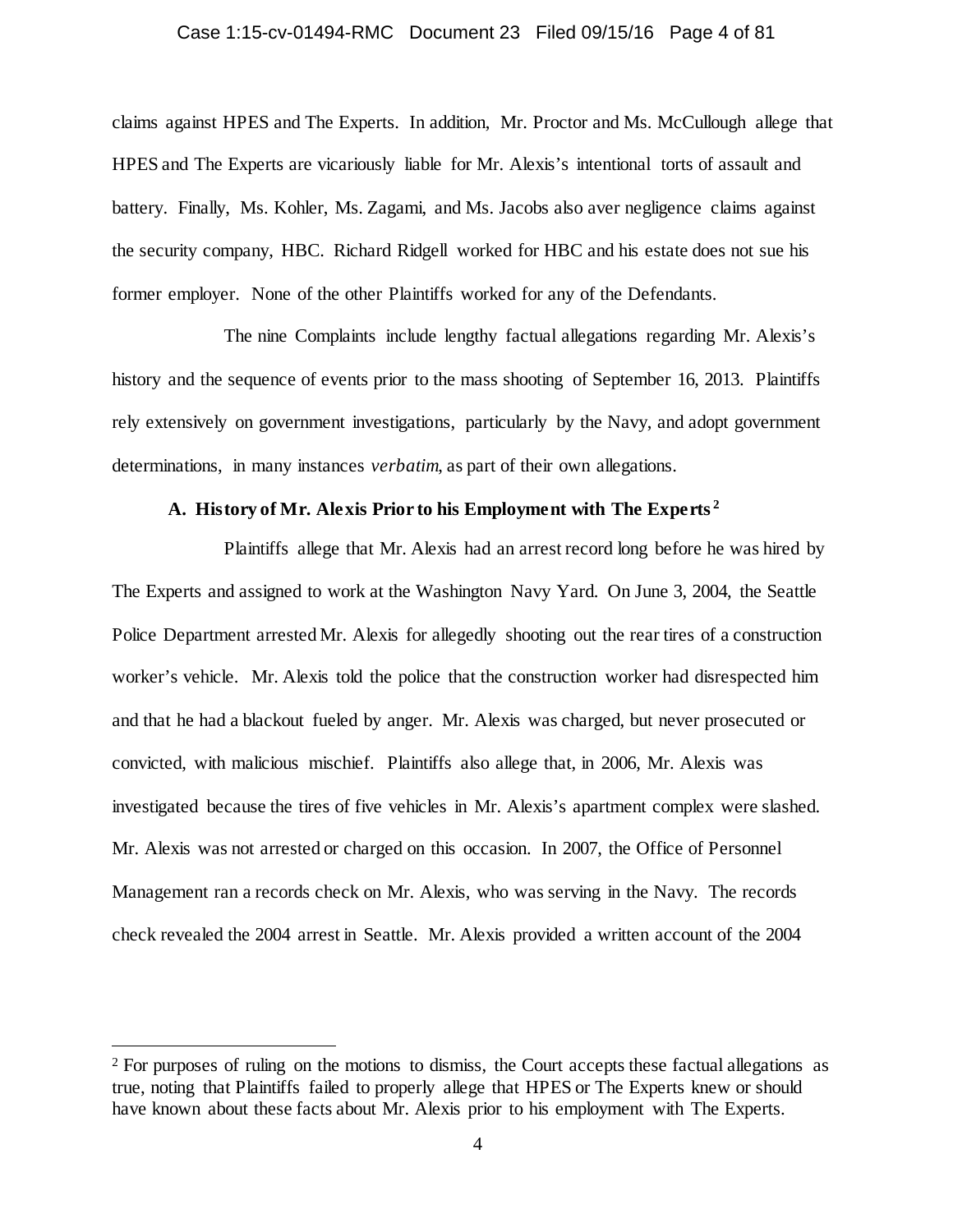claims against HPES and The Experts. In addition, Mr. Proctor and Ms. McCullough allege that HPES and The Experts are vicariously liable for Mr. Alexis's intentional torts of assault and battery. Finally, Ms. Kohler, Ms. Zagami, and Ms. Jacobs also aver negligence claims against the security company, HBC. Richard Ridgell worked for HBC and his estate does not sue his former employer. None of the other Plaintiffs worked for any of the Defendants.

The nine Complaints include lengthy factual allegations regarding Mr. Alexis's history and the sequence of events prior to the mass shooting of September 16, 2013. Plaintiffs rely extensively on government investigations, particularly by the Navy, and adopt government determinations, in many instances *verbatim*, as part of their own allegations.

### A. History of Mr. Alexis Prior to his Employment with The Experts [2]

Plaintiffs allege that Mr. Alexis had an arrest record long before he was hired by The Experts and assigned to work at the Washington Navy Yard. On June 3, 2004, the Seattle Police Department arrested Mr. Alexis for allegedly shooting out the rear tires of a construction worker's vehicle. Mr. Alexis told the police that the construction worker had disrespected him and that he had a blackout fueled by anger. Mr. Alexis was charged, but never prosecuted or convicted, with malicious mischief. Plaintiffs also allege that, in 2006, Mr. Alexis was investigated because the tires of five vehicles in Mr. Alexis's apartment complex were slashed. Mr. Alexis was not arrested or charged on this occasion. In 2007, the Office of Personnel Management ran a records check on Mr. Alexis, who was serving in the Navy. The records check revealed the 2004 arrest in Seattle. Mr. Alexis provided a written account of the 2004

---

[2] For purposes of ruling on the motions to dismiss, the Court accepts these factual allegations as true, noting that Plaintiffs failed to properly allege that HPES or The Experts knew or should have known about these facts about Mr. Alexis prior to his employment with The Experts.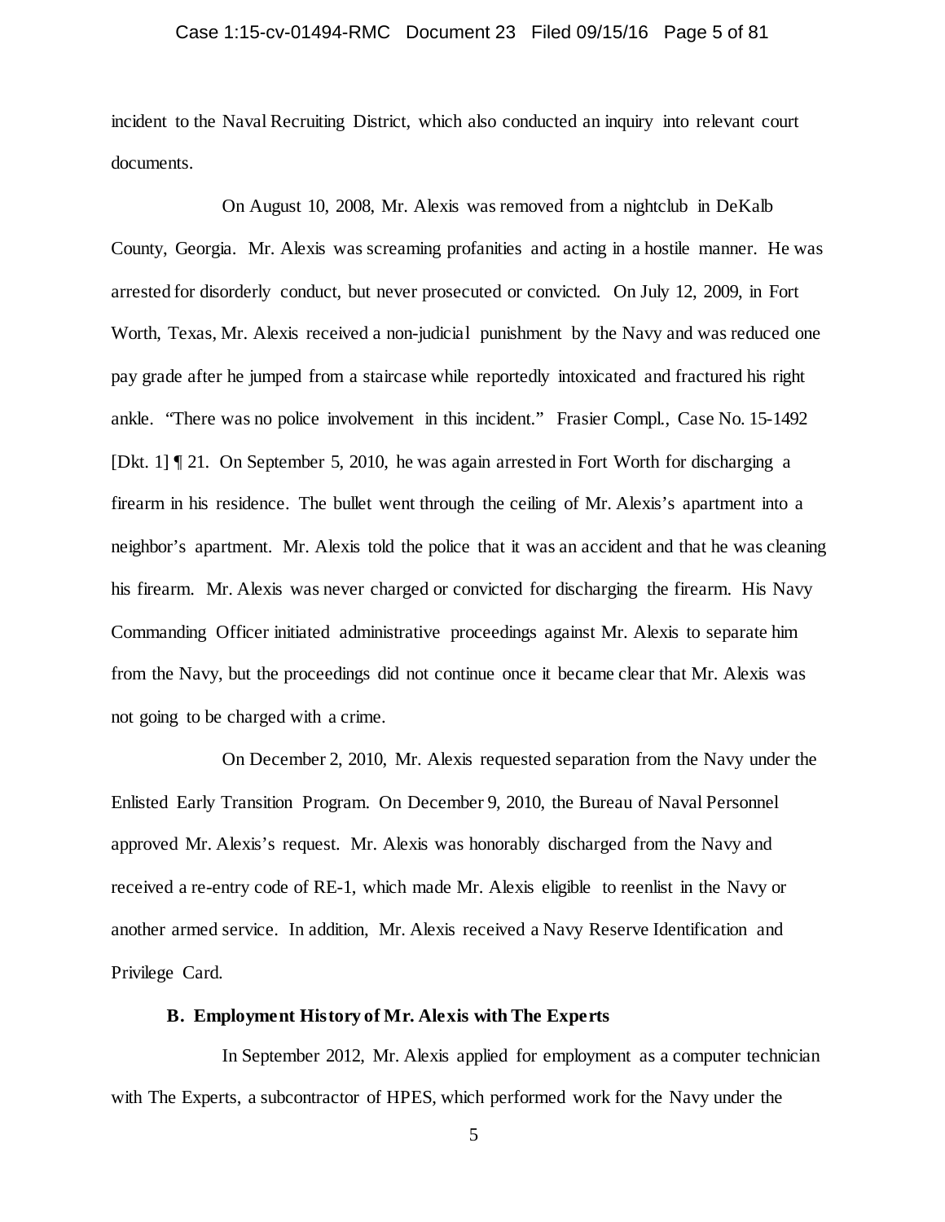incident to the Naval Recruiting District, which also conducted an inquiry into relevant court documents.

On August 10, 2008, Mr. Alexis was removed from a nightclub in DeKalb County, Georgia. Mr. Alexis was screaming profanities and acting in a hostile manner. He was arrested for disorderly conduct, but never prosecuted or convicted. On July 12, 2009, in Fort Worth, Texas, Mr. Alexis received a non-judicial punishment by the Navy and was reduced one pay grade after he jumped from a staircase while reportedly intoxicated and fractured his right ankle. "There was no police involvement in this incident." Frasier Compl., Case No. 15-1492 [Dkt. 1] ¶ 21. On September 5, 2010, he was again arrested in Fort Worth for discharging a firearm in his residence. The bullet went through the ceiling of Mr. Alexis's apartment into a neighbor's apartment. Mr. Alexis told the police that it was an accident and that he was cleaning his firearm. Mr. Alexis was never charged or convicted for discharging the firearm. His Navy Commanding Officer initiated administrative proceedings against Mr. Alexis to separate him from the Navy, but the proceedings did not continue once it became clear that Mr. Alexis was not going to be charged with a crime.

On December 2, 2010, Mr. Alexis requested separation from the Navy under the Enlisted Early Transition Program. On December 9, 2010, the Bureau of Naval Personnel approved Mr. Alexis's request. Mr. Alexis was honorably discharged from the Navy and received a re-entry code of RE-1, which made Mr. Alexis eligible to reenlist in the Navy or another armed service. In addition, Mr. Alexis received a Navy Reserve Identification and Privilege Card.

### B. Employment History of Mr. Alexis with The Experts

In September 2012, Mr. Alexis applied for employment as a computer technician with The Experts, a subcontractor of HPES, which performed work for the Navy under the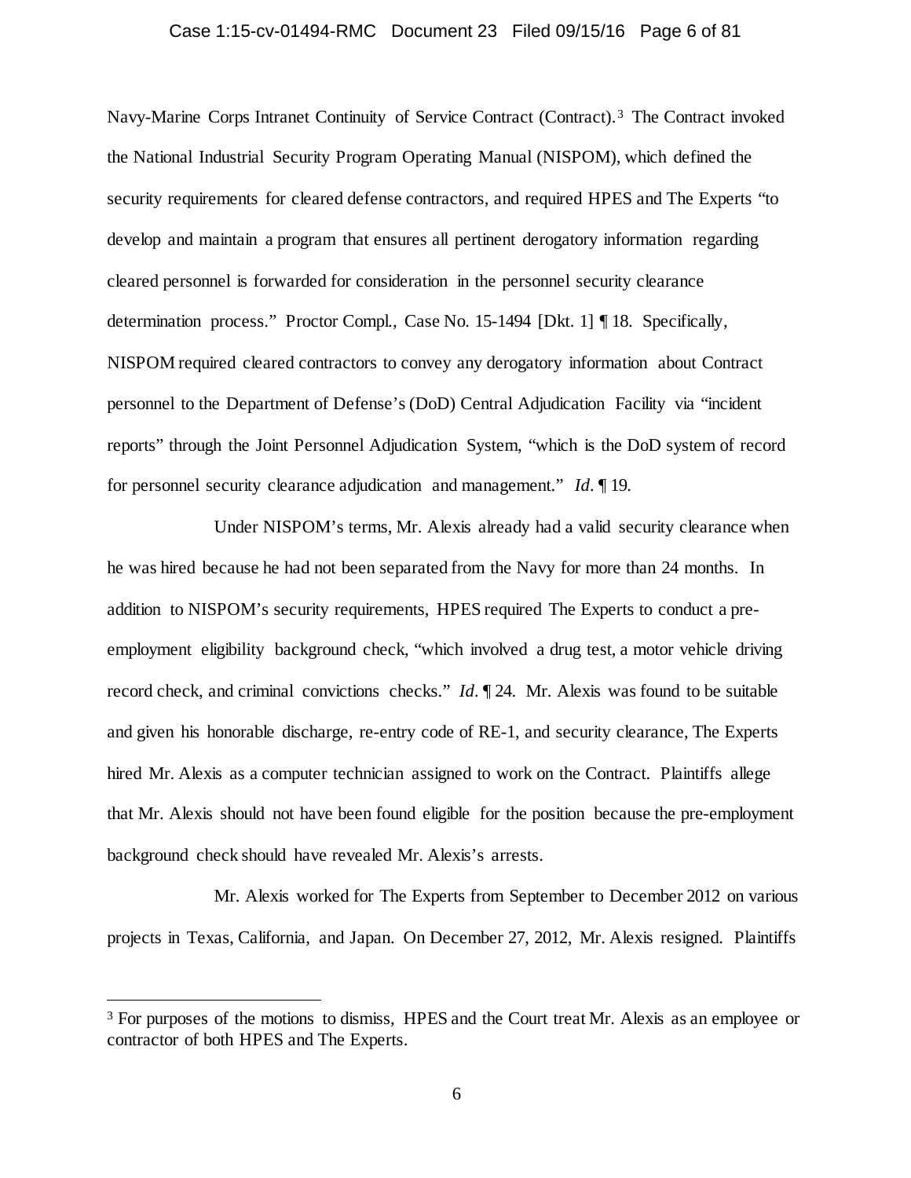Navy-Marine Corps Intranet Continuity of Service Contract (Contract).[3] The Contract invoked the National Industrial Security Program Operating Manual (NISPOM), which defined the security requirements for cleared defense contractors, and required HPES and The Experts "to develop and maintain a program that ensures all pertinent derogatory information regarding cleared personnel is forwarded for consideration in the personnel security clearance determination process." Proctor Compl., Case No. 15-1494 [Dkt. 1] ¶ 18. Specifically, NISPOM required cleared contractors to convey any derogatory information about Contract personnel to the Department of Defense's (DoD) Central Adjudication Facility via "incident reports" through the Joint Personnel Adjudication System, "which is the DoD system of record for personnel security clearance adjudication and management." *Id.* ¶ 19.

Under NISPOM's terms, Mr. Alexis already had a valid security clearance when he was hired because he had not been separated from the Navy for more than 24 months. In addition to NISPOM's security requirements, HPES required The Experts to conduct a pre-employment eligibility background check, "which involved a drug test, a motor vehicle driving record check, and criminal convictions checks." *Id.* ¶ 24. Mr. Alexis was found to be suitable and given his honorable discharge, re-entry code of RE-1, and security clearance, The Experts hired Mr. Alexis as a computer technician assigned to work on the Contract. Plaintiffs allege that Mr. Alexis should not have been found eligible for the position because the pre-employment background check should have revealed Mr. Alexis's arrests.

Mr. Alexis worked for The Experts from September to December 2012 on various projects in Texas, California, and Japan. On December 27, 2012, Mr. Alexis resigned. Plaintiffs

---

[3] For purposes of the motions to dismiss, HPES and the Court treat Mr. Alexis as an employee or contractor of both HPES and The Experts.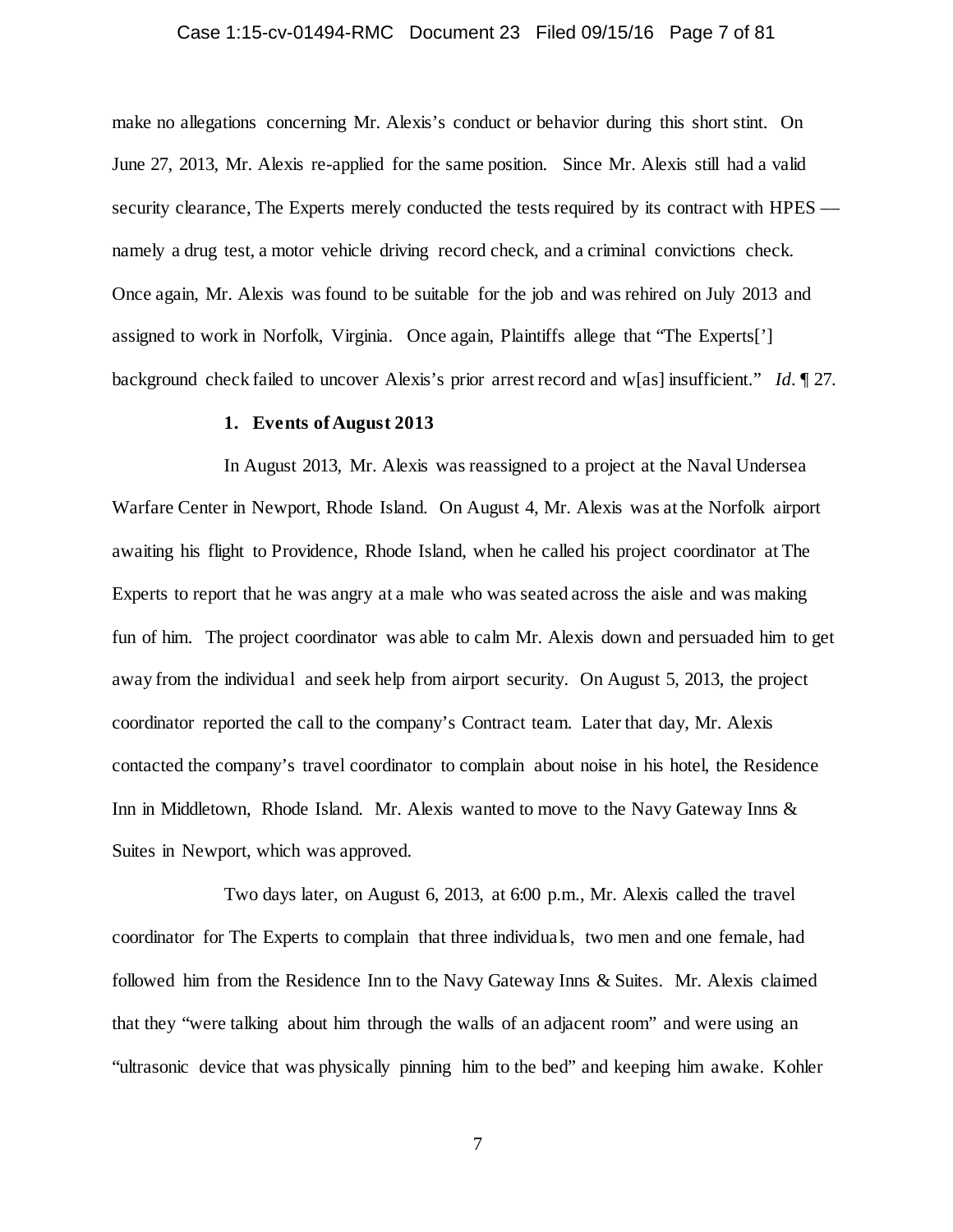make no allegations concerning Mr. Alexis's conduct or behavior during this short stint. On June 27, 2013, Mr. Alexis re-applied for the same position. Since Mr. Alexis still had a valid security clearance, The Experts merely conducted the tests required by its contract with HPES — namely a drug test, a motor vehicle driving record check, and a criminal convictions check. Once again, Mr. Alexis was found to be suitable for the job and was rehired on July 2013 and assigned to work in Norfolk, Virginia. Once again, Plaintiffs allege that "The Experts['] background check failed to uncover Alexis's prior arrest record and w[as] insufficient." *Id*. ¶ 27.

### 1. Events of August 2013

In August 2013, Mr. Alexis was reassigned to a project at the Naval Undersea Warfare Center in Newport, Rhode Island. On August 4, Mr. Alexis was at the Norfolk airport awaiting his flight to Providence, Rhode Island, when he called his project coordinator at The Experts to report that he was angry at a male who was seated across the aisle and was making fun of him. The project coordinator was able to calm Mr. Alexis down and persuaded him to get away from the individual and seek help from airport security. On August 5, 2013, the project coordinator reported the call to the company's Contract team. Later that day, Mr. Alexis contacted the company's travel coordinator to complain about noise in his hotel, the Residence Inn in Middletown, Rhode Island. Mr. Alexis wanted to move to the Navy Gateway Inns & Suites in Newport, which was approved.

Two days later, on August 6, 2013, at 6:00 p.m., Mr. Alexis called the travel coordinator for The Experts to complain that three individuals, two men and one female, had followed him from the Residence Inn to the Navy Gateway Inns & Suites. Mr. Alexis claimed that they "were talking about him through the walls of an adjacent room" and were using an "ultrasonic device that was physically pinning him to the bed" and keeping him awake. Kohler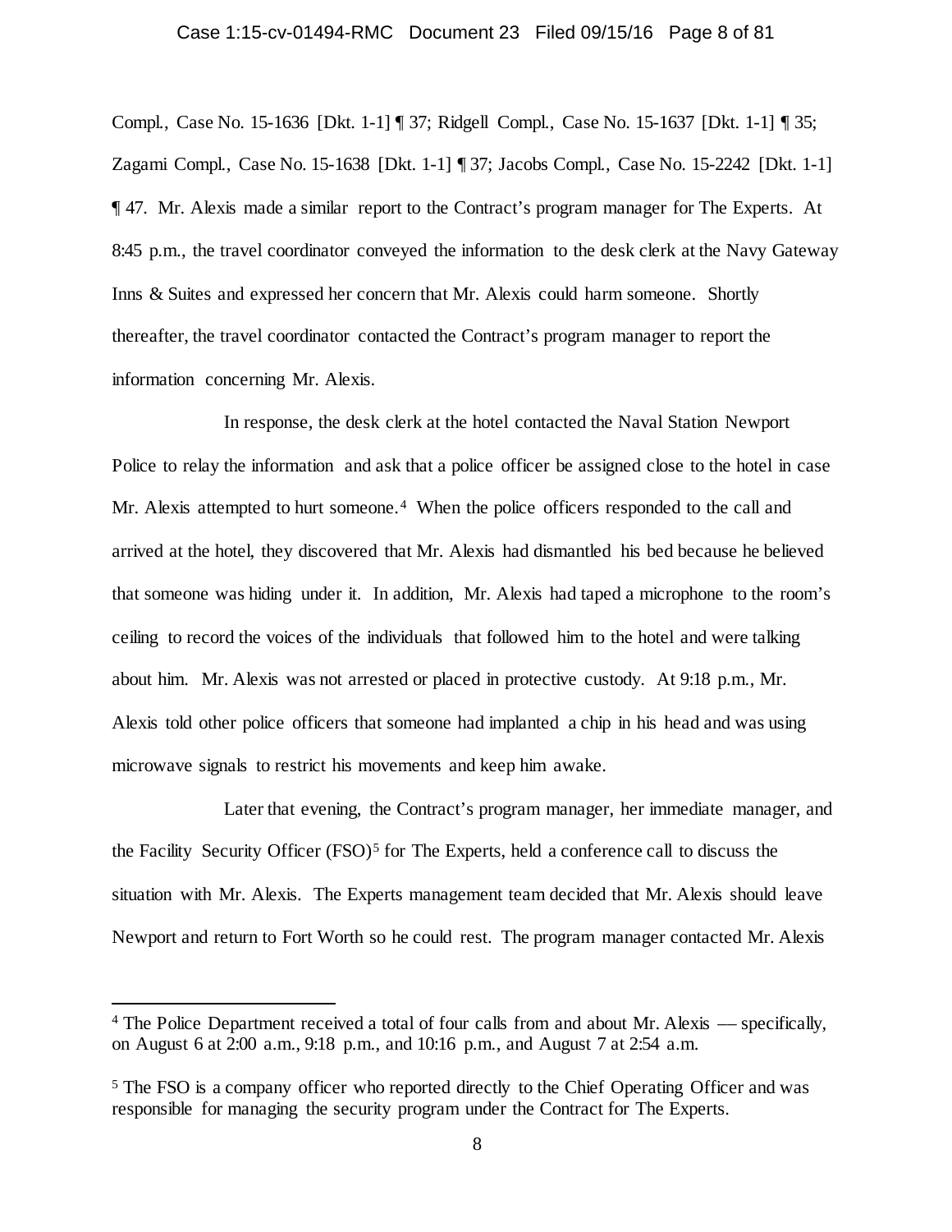Compl., Case No. 15-1636 [Dkt. 1-1] ¶ 37; Ridgell Compl., Case No. 15-1637 [Dkt. 1-1] ¶ 35; Zagami Compl., Case No. 15-1638 [Dkt. 1-1] ¶ 37; Jacobs Compl., Case No. 15-2242 [Dkt. 1-1] ¶ 47. Mr. Alexis made a similar report to the Contract's program manager for The Experts. At 8:45 p.m., the travel coordinator conveyed the information to the desk clerk at the Navy Gateway Inns & Suites and expressed her concern that Mr. Alexis could harm someone. Shortly thereafter, the travel coordinator contacted the Contract's program manager to report the information concerning Mr. Alexis.

In response, the desk clerk at the hotel contacted the Naval Station Newport Police to relay the information and ask that a police officer be assigned close to the hotel in case Mr. Alexis attempted to hurt someone.[4] When the police officers responded to the call and arrived at the hotel, they discovered that Mr. Alexis had dismantled his bed because he believed that someone was hiding under it. In addition, Mr. Alexis had taped a microphone to the room's ceiling to record the voices of the individuals that followed him to the hotel and were talking about him. Mr. Alexis was not arrested or placed in protective custody. At 9:18 p.m., Mr. Alexis told other police officers that someone had implanted a chip in his head and was using microwave signals to restrict his movements and keep him awake.

Later that evening, the Contract's program manager, her immediate manager, and the Facility Security Officer (FSO)[5] for The Experts, held a conference call to discuss the situation with Mr. Alexis. The Experts management team decided that Mr. Alexis should leave Newport and return to Fort Worth so he could rest. The program manager contacted Mr. Alexis

---

[4] The Police Department received a total of four calls from and about Mr. Alexis — specifically, on August 6 at 2:00 a.m., 9:18 p.m., and 10:16 p.m., and August 7 at 2:54 a.m.

[5] The FSO is a company officer who reported directly to the Chief Operating Officer and was responsible for managing the security program under the Contract for The Experts.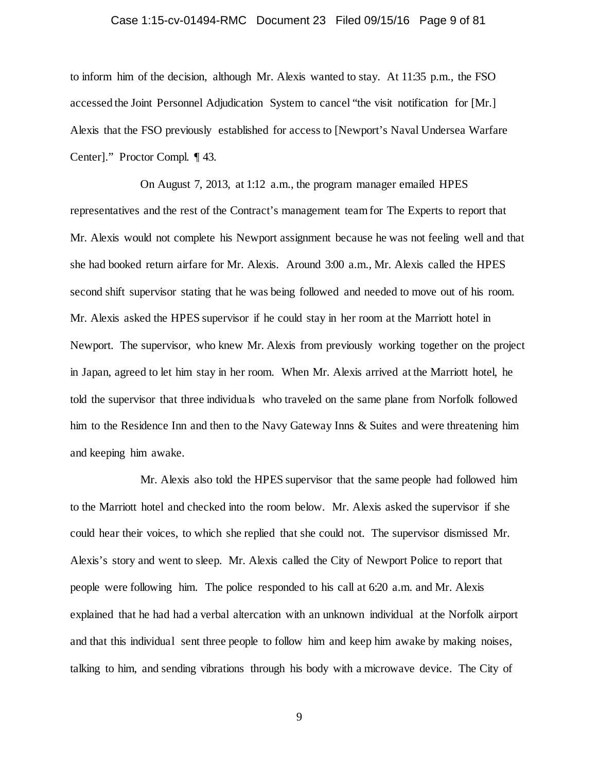to inform him of the decision, although Mr. Alexis wanted to stay. At 11:35 p.m., the FSO accessed the Joint Personnel Adjudication System to cancel "the visit notification for [Mr.] Alexis that the FSO previously established for access to [Newport's Naval Undersea Warfare Center]." Proctor Compl. ¶ 43.

On August 7, 2013, at 1:12 a.m., the program manager emailed HPES representatives and the rest of the Contract's management team for The Experts to report that Mr. Alexis would not complete his Newport assignment because he was not feeling well and that she had booked return airfare for Mr. Alexis. Around 3:00 a.m., Mr. Alexis called the HPES second shift supervisor stating that he was being followed and needed to move out of his room. Mr. Alexis asked the HPES supervisor if he could stay in her room at the Marriott hotel in Newport. The supervisor, who knew Mr. Alexis from previously working together on the project in Japan, agreed to let him stay in her room. When Mr. Alexis arrived at the Marriott hotel, he told the supervisor that three individuals who traveled on the same plane from Norfolk followed him to the Residence Inn and then to the Navy Gateway Inns & Suites and were threatening him and keeping him awake.

Mr. Alexis also told the HPES supervisor that the same people had followed him to the Marriott hotel and checked into the room below. Mr. Alexis asked the supervisor if she could hear their voices, to which she replied that she could not. The supervisor dismissed Mr. Alexis's story and went to sleep. Mr. Alexis called the City of Newport Police to report that people were following him. The police responded to his call at 6:20 a.m. and Mr. Alexis explained that he had had a verbal altercation with an unknown individual at the Norfolk airport and that this individual sent three people to follow him and keep him awake by making noises, talking to him, and sending vibrations through his body with a microwave device. The City of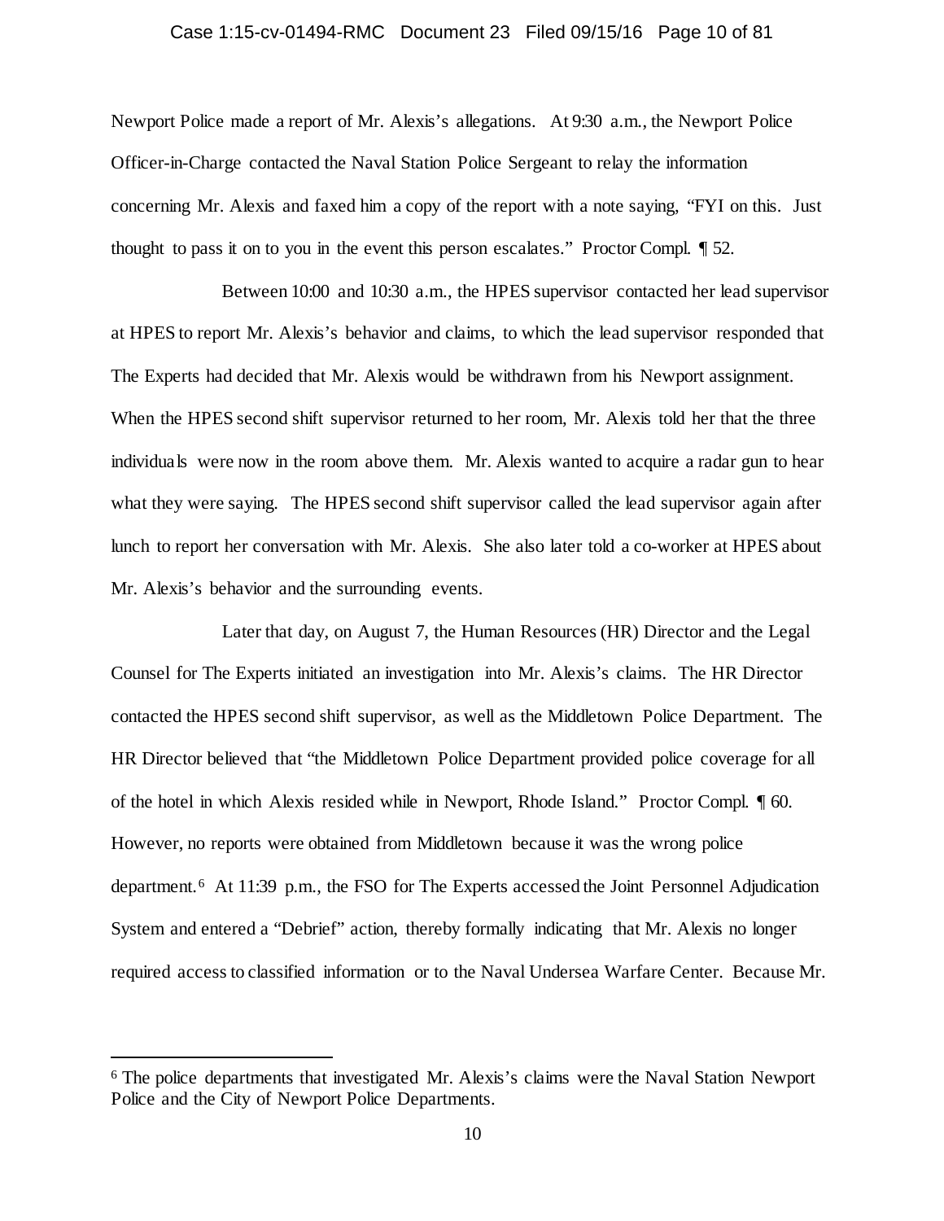Newport Police made a report of Mr. Alexis's allegations. At 9:30 a.m., the Newport Police Officer-in-Charge contacted the Naval Station Police Sergeant to relay the information concerning Mr. Alexis and faxed him a copy of the report with a note saying, "FYI on this. Just thought to pass it on to you in the event this person escalates." Proctor Compl. ¶ 52.

Between 10:00 and 10:30 a.m., the HPES supervisor contacted her lead supervisor at HPES to report Mr. Alexis's behavior and claims, to which the lead supervisor responded that The Experts had decided that Mr. Alexis would be withdrawn from his Newport assignment. When the HPES second shift supervisor returned to her room, Mr. Alexis told her that the three individuals were now in the room above them. Mr. Alexis wanted to acquire a radar gun to hear what they were saying. The HPES second shift supervisor called the lead supervisor again after lunch to report her conversation with Mr. Alexis. She also later told a co-worker at HPES about Mr. Alexis's behavior and the surrounding events.

Later that day, on August 7, the Human Resources (HR) Director and the Legal Counsel for The Experts initiated an investigation into Mr. Alexis's claims. The HR Director contacted the HPES second shift supervisor, as well as the Middletown Police Department. The HR Director believed that "the Middletown Police Department provided police coverage for all of the hotel in which Alexis resided while in Newport, Rhode Island." Proctor Compl. ¶ 60. However, no reports were obtained from Middletown because it was the wrong police department.[6] At 11:39 p.m., the FSO for The Experts accessed the Joint Personnel Adjudication System and entered a "Debrief" action, thereby formally indicating that Mr. Alexis no longer required access to classified information or to the Naval Undersea Warfare Center. Because Mr.

[6] The police departments that investigated Mr. Alexis's claims were the Naval Station Newport Police and the City of Newport Police Departments.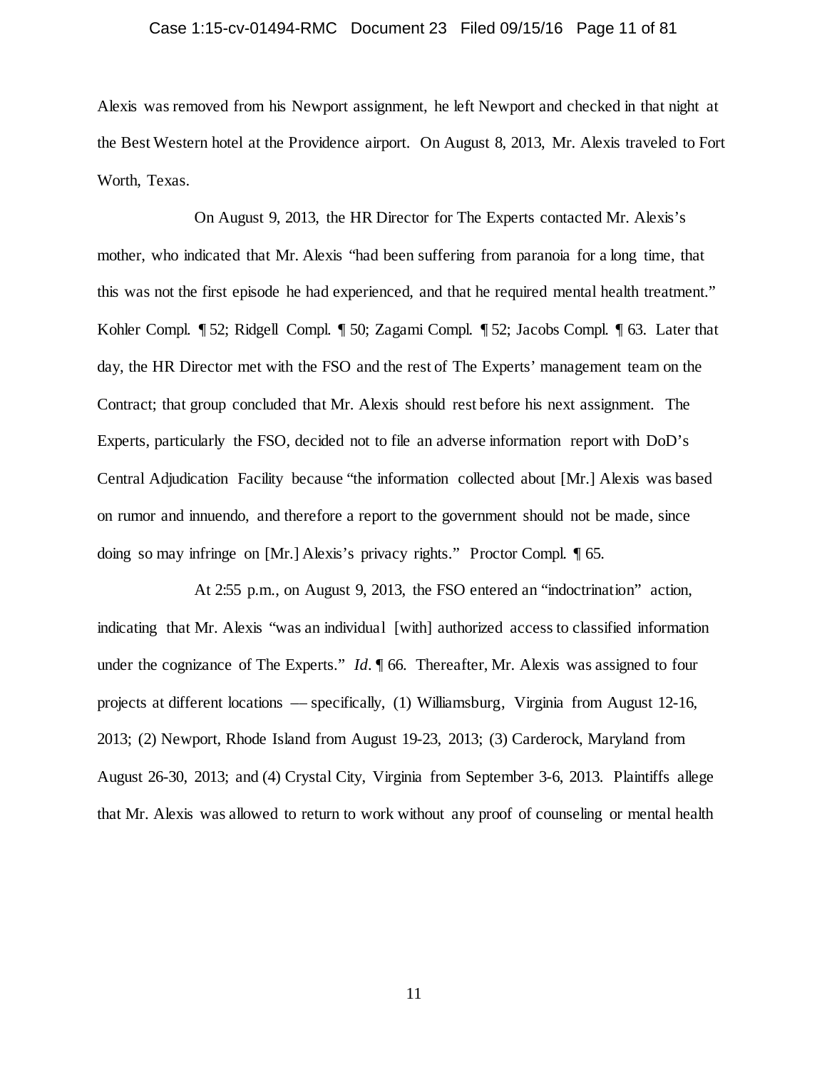Alexis was removed from his Newport assignment, he left Newport and checked in that night at the Best Western hotel at the Providence airport. On August 8, 2013, Mr. Alexis traveled to Fort Worth, Texas.

On August 9, 2013, the HR Director for The Experts contacted Mr. Alexis's mother, who indicated that Mr. Alexis "had been suffering from paranoia for a long time, that this was not the first episode he had experienced, and that he required mental health treatment." Kohler Compl. ¶ 52; Ridgell Compl. ¶ 50; Zagami Compl. ¶ 52; Jacobs Compl. ¶ 63. Later that day, the HR Director met with the FSO and the rest of The Experts' management team on the Contract; that group concluded that Mr. Alexis should rest before his next assignment. The Experts, particularly the FSO, decided not to file an adverse information report with DoD's Central Adjudication Facility because "the information collected about [Mr.] Alexis was based on rumor and innuendo, and therefore a report to the government should not be made, since doing so may infringe on [Mr.] Alexis's privacy rights." Proctor Compl. ¶ 65.

At 2:55 p.m., on August 9, 2013, the FSO entered an "indoctrination" action, indicating that Mr. Alexis "was an individual [with] authorized access to classified information under the cognizance of The Experts." *Id*. ¶ 66. Thereafter, Mr. Alexis was assigned to four projects at different locations — specifically, (1) Williamsburg, Virginia from August 12-16, 2013; (2) Newport, Rhode Island from August 19-23, 2013; (3) Carderock, Maryland from August 26-30, 2013; and (4) Crystal City, Virginia from September 3-6, 2013. Plaintiffs allege that Mr. Alexis was allowed to return to work without any proof of counseling or mental health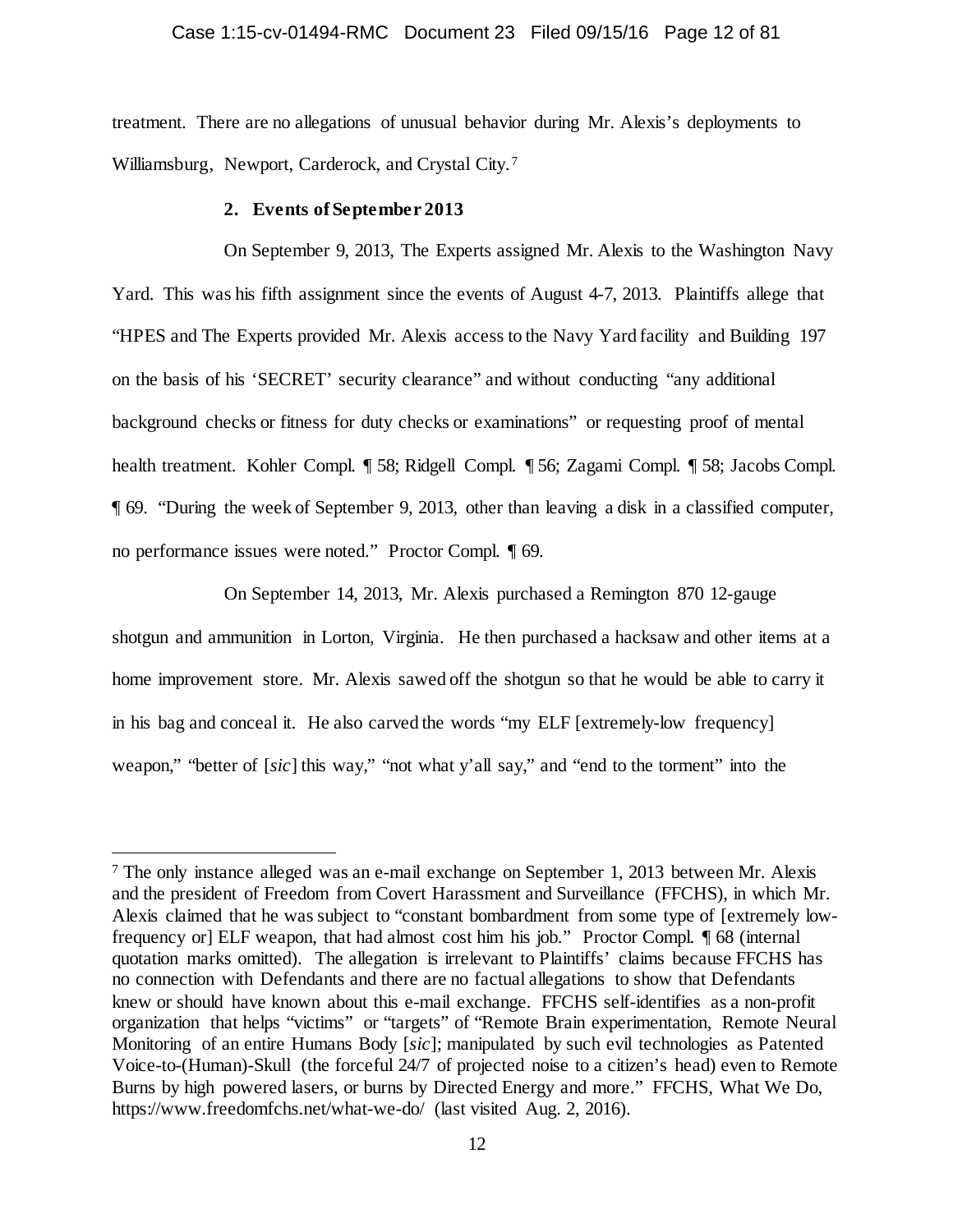treatment. There are no allegations of unusual behavior during Mr. Alexis's deployments to Williamsburg, Newport, Carderock, and Crystal City.[7]

### 2. Events of September 2013

On September 9, 2013, The Experts assigned Mr. Alexis to the Washington Navy Yard. This was his fifth assignment since the events of August 4-7, 2013. Plaintiffs allege that "HPES and The Experts provided Mr. Alexis access to the Navy Yard facility and Building 197 on the basis of his 'SECRET' security clearance" and without conducting "any additional background checks or fitness for duty checks or examinations" or requesting proof of mental health treatment. Kohler Compl. ¶ 58; Ridgell Compl. ¶ 56; Zagami Compl. ¶ 58; Jacobs Compl. ¶ 69. "During the week of September 9, 2013, other than leaving a disk in a classified computer, no performance issues were noted." Proctor Compl. ¶ 69.

On September 14, 2013, Mr. Alexis purchased a Remington 870 12-gauge shotgun and ammunition in Lorton, Virginia. He then purchased a hacksaw and other items at a home improvement store. Mr. Alexis sawed off the shotgun so that he would be able to carry it in his bag and conceal it. He also carved the words "my ELF [extremely-low frequency] weapon," "better of [*sic*] this way," "not what y'all say," and "end to the torment" into the

---

[7] The only instance alleged was an e-mail exchange on September 1, 2013 between Mr. Alexis and the president of Freedom from Covert Harassment and Surveillance (FFCHS), in which Mr. Alexis claimed that he was subject to "constant bombardment from some type of [extremely low-frequency or] ELF weapon, that had almost cost him his job." Proctor Compl. ¶ 68 (internal quotation marks omitted). The allegation is irrelevant to Plaintiffs' claims because FFCHS has no connection with Defendants and there are no factual allegations to show that Defendants knew or should have known about this e-mail exchange. FFCHS self-identifies as a non-profit organization that helps "victims" or "targets" of "Remote Brain experimentation, Remote Neural Monitoring of an entire Humans Body [*sic*]; manipulated by such evil technologies as Patented Voice-to-(Human)-Skull (the forceful 24/7 of projected noise to a citizen's head) even to Remote Burns by high powered lasers, or burns by Directed Energy and more." FFCHS, What We Do, https://www.freedomfchs.net/what-we-do/ (last visited Aug. 2, 2016).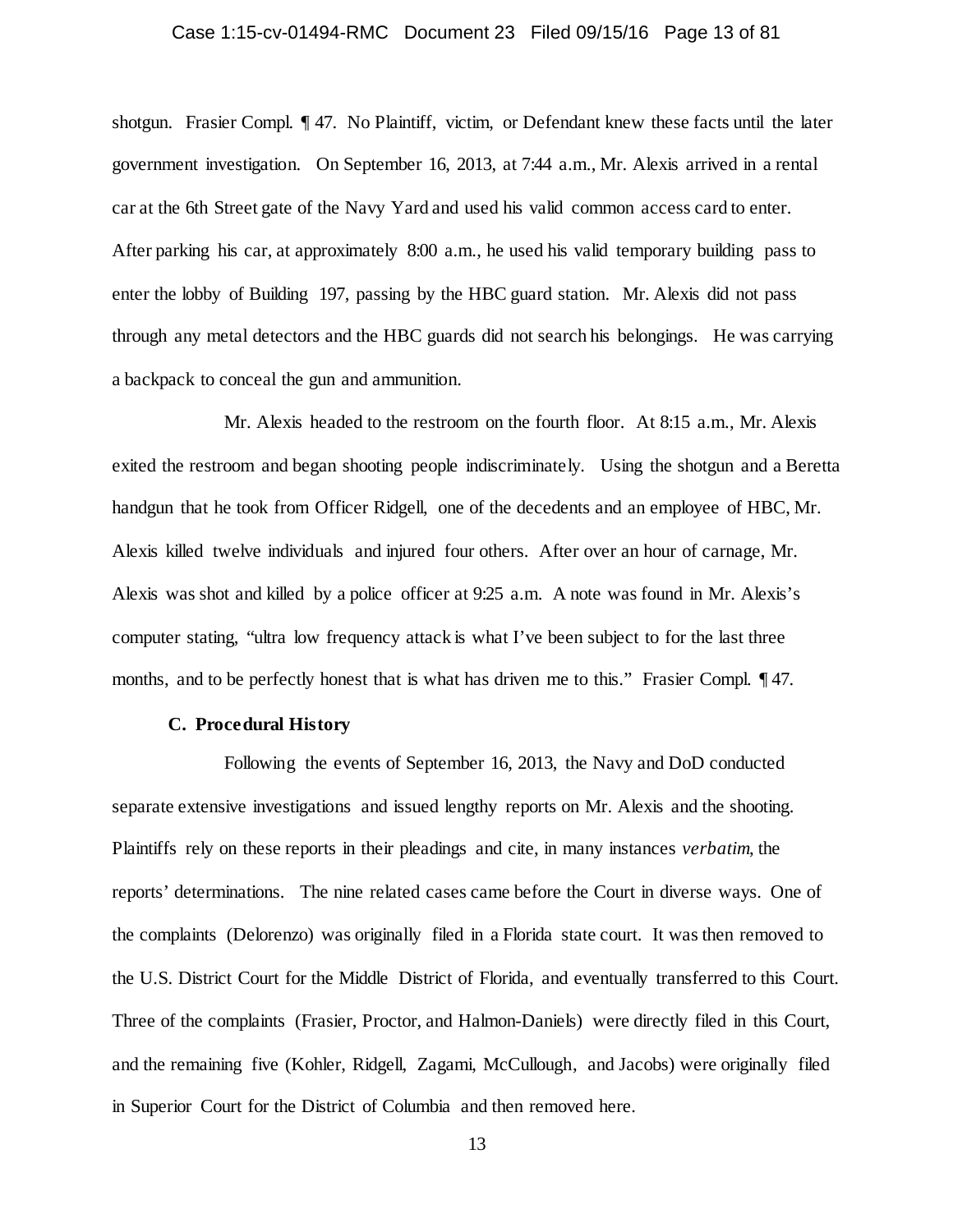shotgun. Frasier Compl. ¶ 47. No Plaintiff, victim, or Defendant knew these facts until the later government investigation. On September 16, 2013, at 7:44 a.m., Mr. Alexis arrived in a rental car at the 6th Street gate of the Navy Yard and used his valid common access card to enter. After parking his car, at approximately 8:00 a.m., he used his valid temporary building pass to enter the lobby of Building 197, passing by the HBC guard station. Mr. Alexis did not pass through any metal detectors and the HBC guards did not search his belongings. He was carrying a backpack to conceal the gun and ammunition.

Mr. Alexis headed to the restroom on the fourth floor. At 8:15 a.m., Mr. Alexis exited the restroom and began shooting people indiscriminately. Using the shotgun and a Beretta handgun that he took from Officer Ridgell, one of the decedents and an employee of HBC, Mr. Alexis killed twelve individuals and injured four others. After over an hour of carnage, Mr. Alexis was shot and killed by a police officer at 9:25 a.m. A note was found in Mr. Alexis's computer stating, "ultra low frequency attack is what I've been subject to for the last three months, and to be perfectly honest that is what has driven me to this." Frasier Compl. ¶ 47.

### C. Procedural History

Following the events of September 16, 2013, the Navy and DoD conducted separate extensive investigations and issued lengthy reports on Mr. Alexis and the shooting. Plaintiffs rely on these reports in their pleadings and cite, in many instances *verbatim*, the reports' determinations. The nine related cases came before the Court in diverse ways. One of the complaints (Delorenzo) was originally filed in a Florida state court. It was then removed to the U.S. District Court for the Middle District of Florida, and eventually transferred to this Court. Three of the complaints (Frasier, Proctor, and Halmon-Daniels) were directly filed in this Court, and the remaining five (Kohler, Ridgell, Zagami, McCullough, and Jacobs) were originally filed in Superior Court for the District of Columbia and then removed here.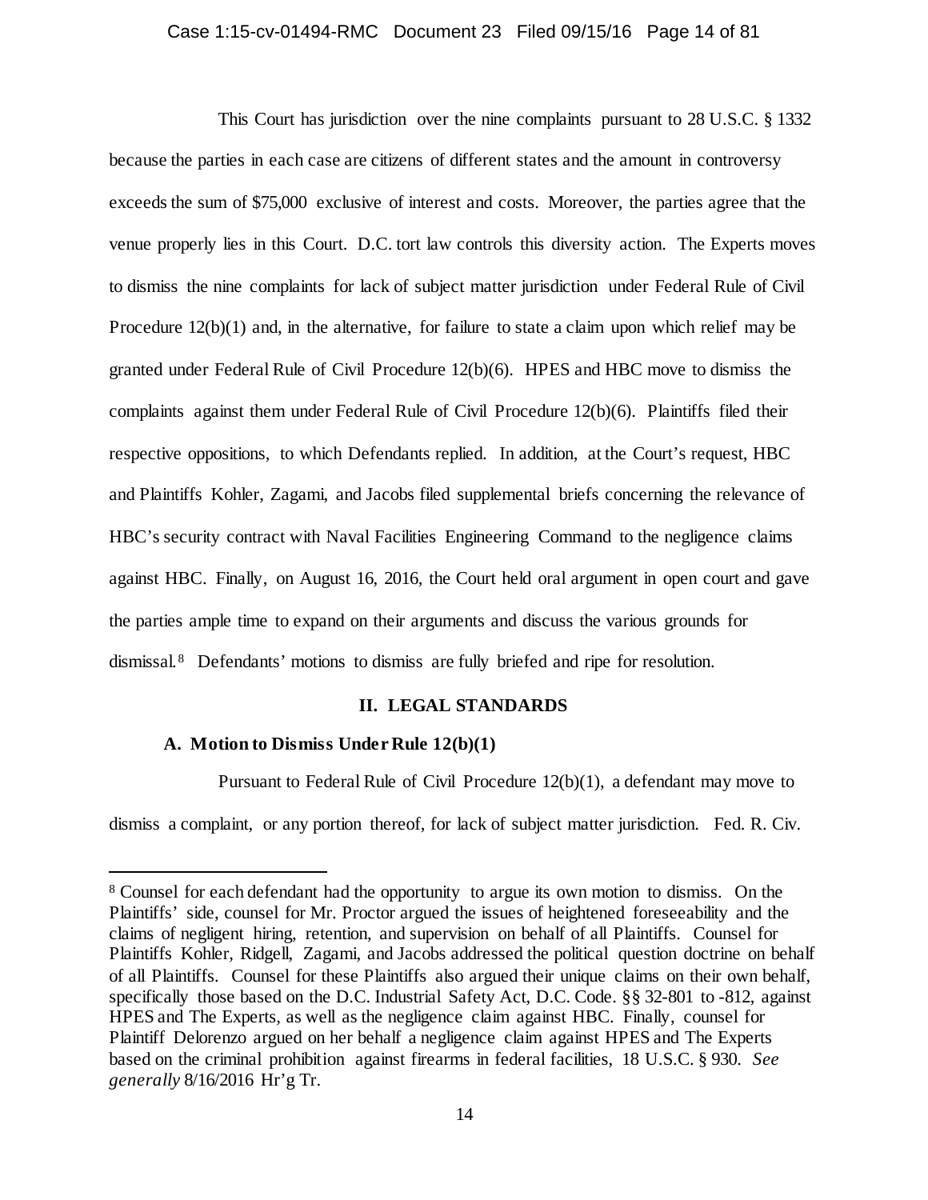This Court has jurisdiction over the nine complaints pursuant to 28 U.S.C. § 1332 because the parties in each case are citizens of different states and the amount in controversy exceeds the sum of $75,000 exclusive of interest and costs. Moreover, the parties agree that the venue properly lies in this Court. D.C. tort law controls this diversity action. The Experts moves to dismiss the nine complaints for lack of subject matter jurisdiction under Federal Rule of Civil Procedure 12(b)(1) and, in the alternative, for failure to state a claim upon which relief may be granted under Federal Rule of Civil Procedure 12(b)(6). HPES and HBC move to dismiss the complaints against them under Federal Rule of Civil Procedure 12(b)(6). Plaintiffs filed their respective oppositions, to which Defendants replied. In addition, at the Court's request, HBC and Plaintiffs Kohler, Zagami, and Jacobs filed supplemental briefs concerning the relevance of HBC's security contract with Naval Facilities Engineering Command to the negligence claims against HBC. Finally, on August 16, 2016, the Court held oral argument in open court and gave the parties ample time to expand on their arguments and discuss the various grounds for dismissal.[8] Defendants' motions to dismiss are fully briefed and ripe for resolution.

## II. LEGAL STANDARDS

### A. Motion to Dismiss Under Rule 12(b)(1)

Pursuant to Federal Rule of Civil Procedure 12(b)(1), a defendant may move to dismiss a complaint, or any portion thereof, for lack of subject matter jurisdiction. Fed. R. Civ.

---

[8] Counsel for each defendant had the opportunity to argue its own motion to dismiss. On the Plaintiffs' side, counsel for Mr. Proctor argued the issues of heightened foreseeability and the claims of negligent hiring, retention, and supervision on behalf of all Plaintiffs. Counsel for Plaintiffs Kohler, Ridgell, Zagami, and Jacobs addressed the political question doctrine on behalf of all Plaintiffs. Counsel for these Plaintiffs also argued their unique claims on their own behalf, specifically those based on the D.C. Industrial Safety Act, D.C. Code. §§ 32-801 to -812, against HPES and The Experts, as well as the negligence claim against HBC. Finally, counsel for Plaintiff Delorenzo argued on her behalf a negligence claim against HPES and The Experts based on the criminal prohibition against firearms in federal facilities, 18 U.S.C. § 930. *See generally* 8/16/2016 Hr'g Tr.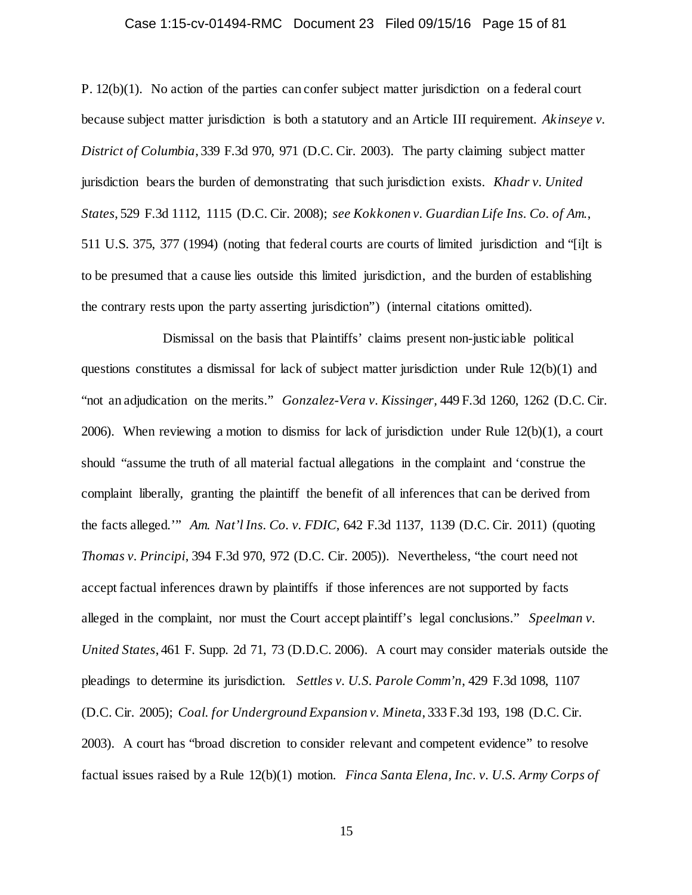P. 12(b)(1). No action of the parties can confer subject matter jurisdiction on a federal court because subject matter jurisdiction is both a statutory and an Article III requirement. *Akinseye v. District of Columbia*, 339 F.3d 970, 971 (D.C. Cir. 2003). The party claiming subject matter jurisdiction bears the burden of demonstrating that such jurisdiction exists. *Khadr v. United States*, 529 F.3d 1112, 1115 (D.C. Cir. 2008); *see Kokkonen v. Guardian Life Ins. Co. of Am.*, 511 U.S. 375, 377 (1994) (noting that federal courts are courts of limited jurisdiction and "[i]t is to be presumed that a cause lies outside this limited jurisdiction, and the burden of establishing the contrary rests upon the party asserting jurisdiction") (internal citations omitted).

Dismissal on the basis that Plaintiffs' claims present non-justiciable political questions constitutes a dismissal for lack of subject matter jurisdiction under Rule 12(b)(1) and "not an adjudication on the merits." *Gonzalez-Vera v. Kissinger*, 449 F.3d 1260, 1262 (D.C. Cir. 2006). When reviewing a motion to dismiss for lack of jurisdiction under Rule 12(b)(1), a court should "assume the truth of all material factual allegations in the complaint and 'construe the complaint liberally, granting the plaintiff the benefit of all inferences that can be derived from the facts alleged.'" *Am. Nat'l Ins. Co. v. FDIC*, 642 F.3d 1137, 1139 (D.C. Cir. 2011) (quoting *Thomas v. Principi*, 394 F.3d 970, 972 (D.C. Cir. 2005)). Nevertheless, "the court need not accept factual inferences drawn by plaintiffs if those inferences are not supported by facts alleged in the complaint, nor must the Court accept plaintiff's legal conclusions." *Speelman v. United States*, 461 F. Supp. 2d 71, 73 (D.D.C. 2006). A court may consider materials outside the pleadings to determine its jurisdiction. *Settles v. U.S. Parole Comm'n*, 429 F.3d 1098, 1107 (D.C. Cir. 2005); *Coal. for Underground Expansion v. Mineta*, 333 F.3d 193, 198 (D.C. Cir. 2003). A court has "broad discretion to consider relevant and competent evidence" to resolve factual issues raised by a Rule 12(b)(1) motion. *Finca Santa Elena, Inc. v. U.S. Army Corps of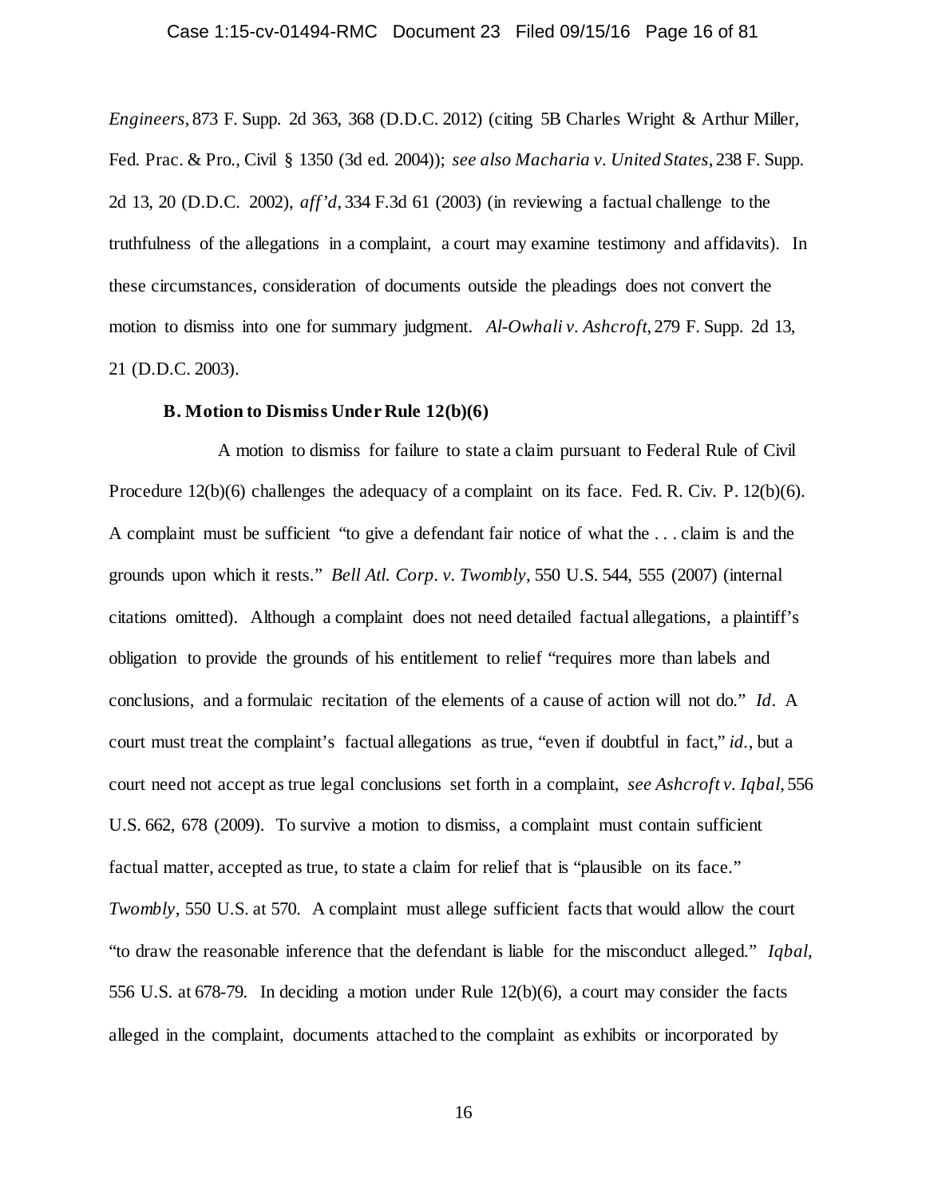*Engineers*, 873 F. Supp. 2d 363, 368 (D.D.C. 2012) (citing 5B Charles Wright & Arthur Miller, Fed. Prac. & Pro., Civil § 1350 (3d ed. 2004)); *see also Macharia v. United States*, 238 F. Supp. 2d 13, 20 (D.D.C. 2002), *aff'd*, 334 F.3d 61 (2003) (in reviewing a factual challenge to the truthfulness of the allegations in a complaint, a court may examine testimony and affidavits). In these circumstances, consideration of documents outside the pleadings does not convert the motion to dismiss into one for summary judgment. *Al-Owhali v. Ashcroft*, 279 F. Supp. 2d 13, 21 (D.D.C. 2003).

**B. Motion to Dismiss Under Rule 12(b)(6)**

A motion to dismiss for failure to state a claim pursuant to Federal Rule of Civil Procedure 12(b)(6) challenges the adequacy of a complaint on its face. Fed. R. Civ. P. 12(b)(6). A complaint must be sufficient "to give a defendant fair notice of what the . . . claim is and the grounds upon which it rests." *Bell Atl. Corp. v. Twombly*, 550 U.S. 544, 555 (2007) (internal citations omitted). Although a complaint does not need detailed factual allegations, a plaintiff's obligation to provide the grounds of his entitlement to relief "requires more than labels and conclusions, and a formulaic recitation of the elements of a cause of action will not do." *Id*. A court must treat the complaint's factual allegations as true, "even if doubtful in fact," *id.*, but a court need not accept as true legal conclusions set forth in a complaint, *see Ashcroft v. Iqbal*, 556 U.S. 662, 678 (2009). To survive a motion to dismiss, a complaint must contain sufficient factual matter, accepted as true, to state a claim for relief that is "plausible on its face." *Twombly*, 550 U.S. at 570. A complaint must allege sufficient facts that would allow the court "to draw the reasonable inference that the defendant is liable for the misconduct alleged." *Iqbal*, 556 U.S. at 678-79. In deciding a motion under Rule 12(b)(6), a court may consider the facts alleged in the complaint, documents attached to the complaint as exhibits or incorporated by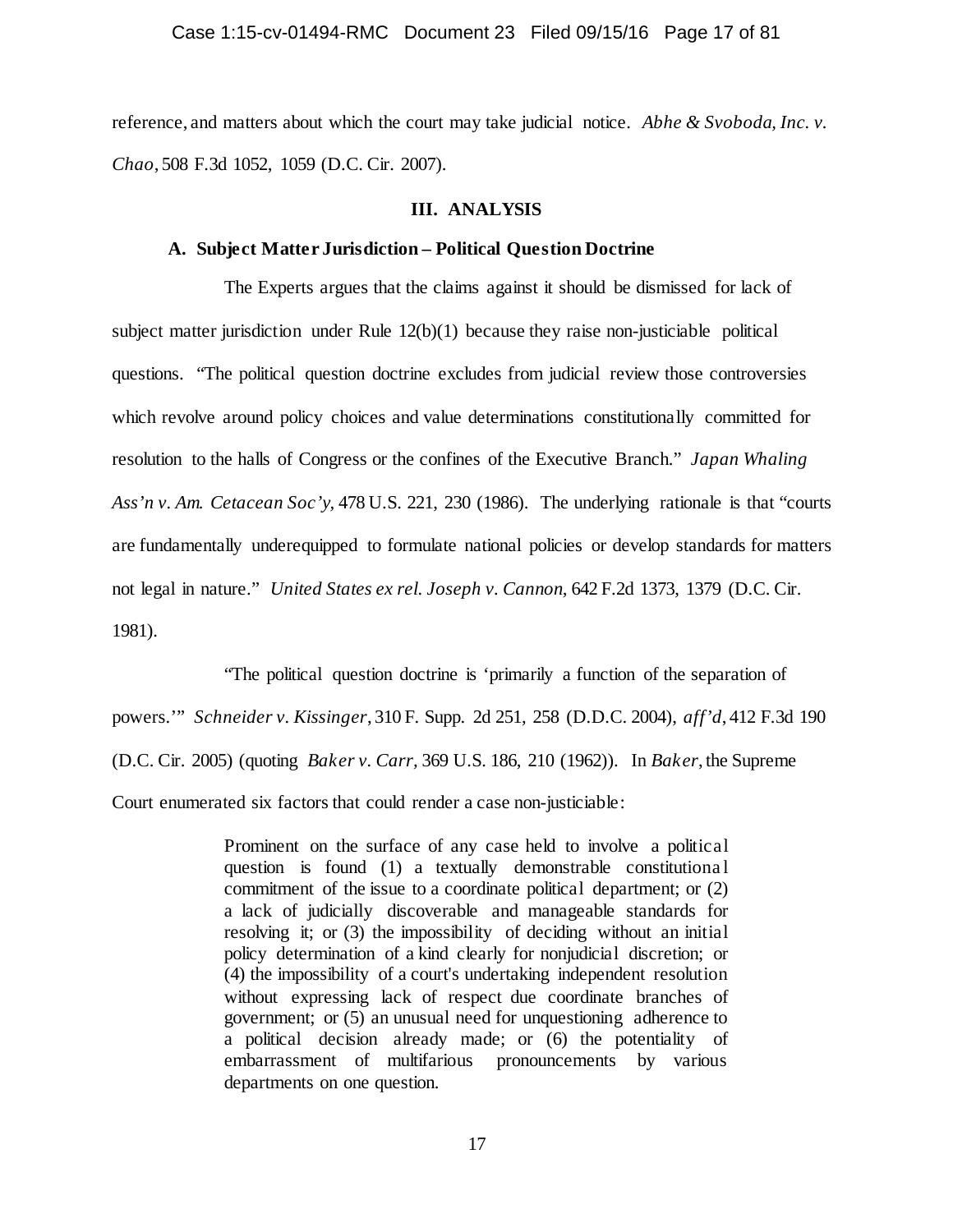reference, and matters about which the court may take judicial notice. *Abhe & Svoboda, Inc. v. Chao*, 508 F.3d 1052, 1059 (D.C. Cir. 2007).

## III. ANALYSIS

### A. Subject Matter Jurisdiction – Political Question Doctrine

The Experts argues that the claims against it should be dismissed for lack of subject matter jurisdiction under Rule 12(b)(1) because they raise non-justiciable political questions. "The political question doctrine excludes from judicial review those controversies which revolve around policy choices and value determinations constitutionally committed for resolution to the halls of Congress or the confines of the Executive Branch." *Japan Whaling Ass'n v. Am. Cetacean Soc'y,* 478 U.S. 221, 230 (1986). The underlying rationale is that "courts are fundamentally underequipped to formulate national policies or develop standards for matters not legal in nature." *United States ex rel. Joseph v. Cannon,* 642 F.2d 1373, 1379 (D.C. Cir. 1981).

"The political question doctrine is 'primarily a function of the separation of powers.'" *Schneider v. Kissinger*, 310 F. Supp. 2d 251, 258 (D.D.C. 2004), *aff'd*, 412 F.3d 190 (D.C. Cir. 2005) (quoting *Baker v. Carr*, 369 U.S. 186, 210 (1962)). In *Baker*, the Supreme Court enumerated six factors that could render a case non-justiciable:

> Prominent on the surface of any case held to involve a political question is found (1) a textually demonstrable constitutional commitment of the issue to a coordinate political department; or (2) a lack of judicially discoverable and manageable standards for resolving it; or (3) the impossibility of deciding without an initial policy determination of a kind clearly for nonjudicial discretion; or (4) the impossibility of a court's undertaking independent resolution without expressing lack of respect due coordinate branches of government; or (5) an unusual need for unquestioning adherence to a political decision already made; or (6) the potentiality of embarrassment of multifarious pronouncements by various departments on one question.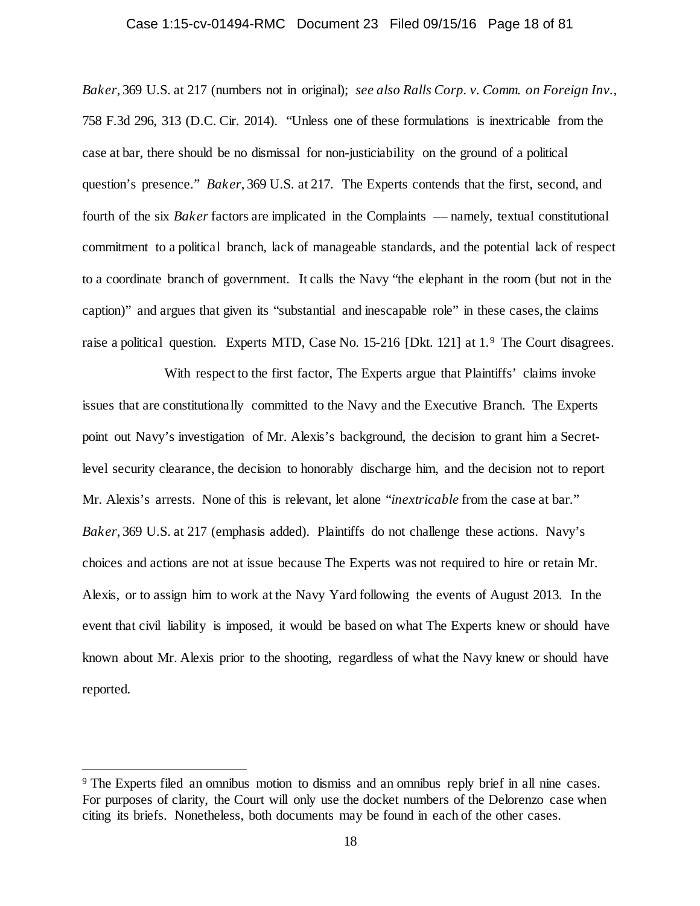*Baker*, 369 U.S. at 217 (numbers not in original); *see also Ralls Corp. v. Comm. on Foreign Inv.*, 758 F.3d 296, 313 (D.C. Cir. 2014). "Unless one of these formulations is inextricable from the case at bar, there should be no dismissal for non-justiciability on the ground of a political question's presence." *Baker*, 369 U.S. at 217. The Experts contends that the first, second, and fourth of the six *Baker* factors are implicated in the Complaints — namely, textual constitutional commitment to a political branch, lack of manageable standards, and the potential lack of respect to a coordinate branch of government. It calls the Navy "the elephant in the room (but not in the caption)" and argues that given its "substantial and inescapable role" in these cases, the claims raise a political question. Experts MTD, Case No. 15-216 [Dkt. 121] at 1.[9] The Court disagrees.

With respect to the first factor, The Experts argue that Plaintiffs' claims invoke issues that are constitutionally committed to the Navy and the Executive Branch. The Experts point out Navy's investigation of Mr. Alexis's background, the decision to grant him a Secret-level security clearance, the decision to honorably discharge him, and the decision not to report Mr. Alexis's arrests. None of this is relevant, let alone "*inextricable* from the case at bar." *Baker*, 369 U.S. at 217 (emphasis added). Plaintiffs do not challenge these actions. Navy's choices and actions are not at issue because The Experts was not required to hire or retain Mr. Alexis, or to assign him to work at the Navy Yard following the events of August 2013. In the event that civil liability is imposed, it would be based on what The Experts knew or should have known about Mr. Alexis prior to the shooting, regardless of what the Navy knew or should have reported.

---

[9] The Experts filed an omnibus motion to dismiss and an omnibus reply brief in all nine cases. For purposes of clarity, the Court will only use the docket numbers of the Delorenzo case when citing its briefs. Nonetheless, both documents may be found in each of the other cases.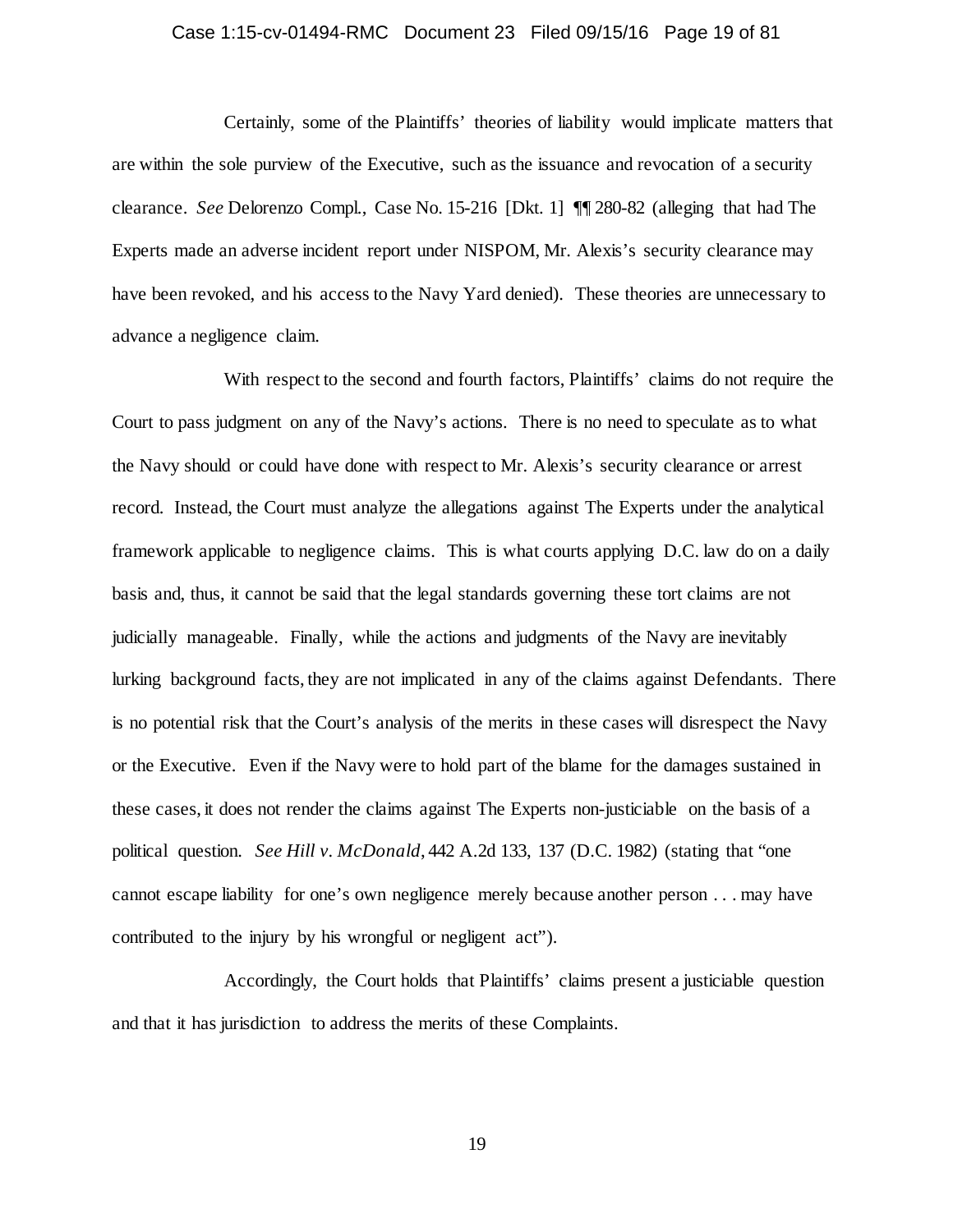Certainly, some of the Plaintiffs' theories of liability would implicate matters that are within the sole purview of the Executive, such as the issuance and revocation of a security clearance. *See* Delorenzo Compl., Case No. 15-216 [Dkt. 1] ¶¶ 280-82 (alleging that had The Experts made an adverse incident report under NISPOM, Mr. Alexis's security clearance may have been revoked, and his access to the Navy Yard denied). These theories are unnecessary to advance a negligence claim.

With respect to the second and fourth factors, Plaintiffs' claims do not require the Court to pass judgment on any of the Navy's actions. There is no need to speculate as to what the Navy should or could have done with respect to Mr. Alexis's security clearance or arrest record. Instead, the Court must analyze the allegations against The Experts under the analytical framework applicable to negligence claims. This is what courts applying D.C. law do on a daily basis and, thus, it cannot be said that the legal standards governing these tort claims are not judicially manageable. Finally, while the actions and judgments of the Navy are inevitably lurking background facts, they are not implicated in any of the claims against Defendants. There is no potential risk that the Court's analysis of the merits in these cases will disrespect the Navy or the Executive. Even if the Navy were to hold part of the blame for the damages sustained in these cases, it does not render the claims against The Experts non-justiciable on the basis of a political question. *See Hill v. McDonald*, 442 A.2d 133, 137 (D.C. 1982) (stating that "one cannot escape liability for one's own negligence merely because another person . . . may have contributed to the injury by his wrongful or negligent act").

Accordingly, the Court holds that Plaintiffs' claims present a justiciable question and that it has jurisdiction to address the merits of these Complaints.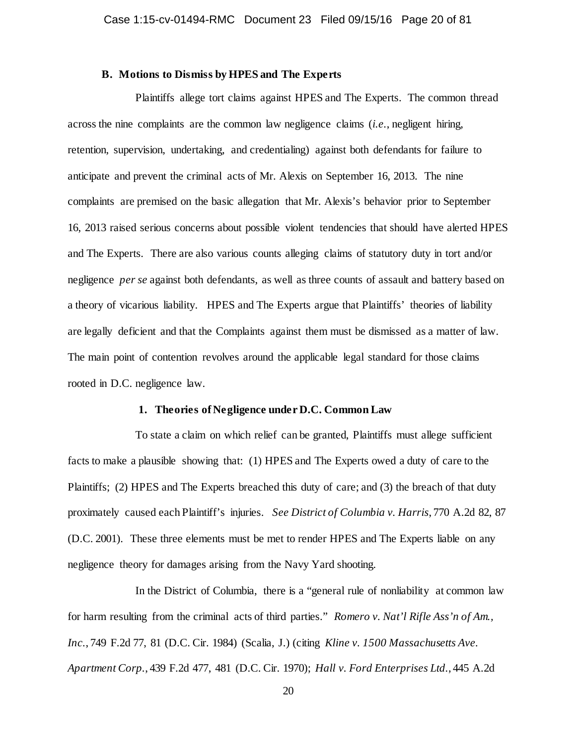### B. Motions to Dismiss by HPES and The Experts

Plaintiffs allege tort claims against HPES and The Experts. The common thread across the nine complaints are the common law negligence claims (*i.e.*, negligent hiring, retention, supervision, undertaking, and credentialing) against both defendants for failure to anticipate and prevent the criminal acts of Mr. Alexis on September 16, 2013. The nine complaints are premised on the basic allegation that Mr. Alexis's behavior prior to September 16, 2013 raised serious concerns about possible violent tendencies that should have alerted HPES and The Experts. There are also various counts alleging claims of statutory duty in tort and/or negligence *per se* against both defendants, as well as three counts of assault and battery based on a theory of vicarious liability. HPES and The Experts argue that Plaintiffs' theories of liability are legally deficient and that the Complaints against them must be dismissed as a matter of law. The main point of contention revolves around the applicable legal standard for those claims rooted in D.C. negligence law.

#### 1. Theories of Negligence under D.C. Common Law

To state a claim on which relief can be granted, Plaintiffs must allege sufficient facts to make a plausible showing that: (1) HPES and The Experts owed a duty of care to the Plaintiffs; (2) HPES and The Experts breached this duty of care; and (3) the breach of that duty proximately caused each Plaintiff's injuries. *See District of Columbia v. Harris*, 770 A.2d 82, 87 (D.C. 2001). These three elements must be met to render HPES and The Experts liable on any negligence theory for damages arising from the Navy Yard shooting.

In the District of Columbia, there is a "general rule of nonliability at common law for harm resulting from the criminal acts of third parties." *Romero v. Nat'l Rifle Ass'n of Am., Inc.*, 749 F.2d 77, 81 (D.C. Cir. 1984) (Scalia, J.) (citing *Kline v. 1500 Massachusetts Ave. Apartment Corp.*, 439 F.2d 477, 481 (D.C. Cir. 1970); *Hall v. Ford Enterprises Ltd.*, 445 A.2d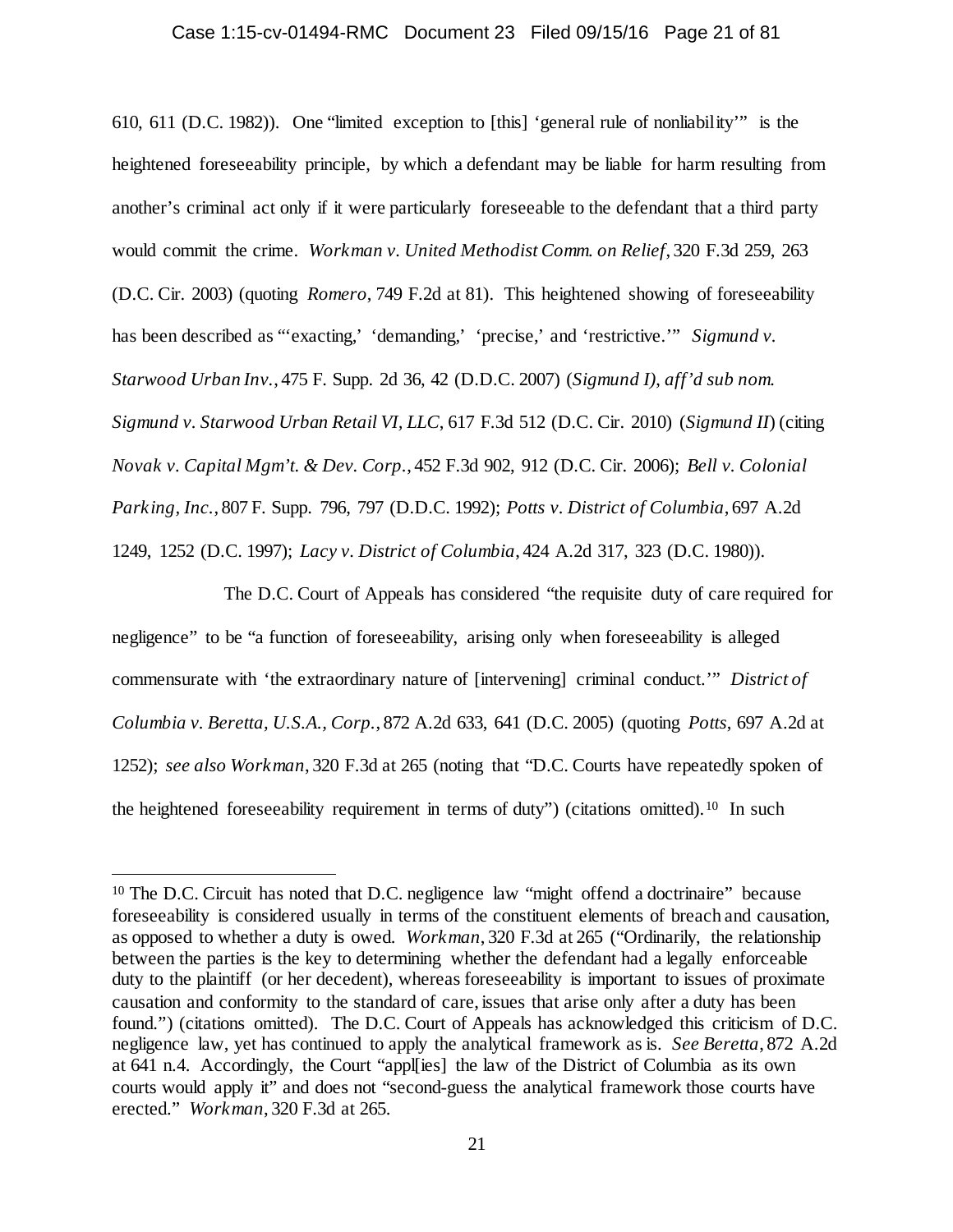610, 611 (D.C. 1982)). One "limited exception to [this] 'general rule of nonliability'" is the heightened foreseeability principle, by which a defendant may be liable for harm resulting from another's criminal act only if it were particularly foreseeable to the defendant that a third party would commit the crime. *Workman v. United Methodist Comm. on Relief*, 320 F.3d 259, 263 (D.C. Cir. 2003) (quoting *Romero*, 749 F.2d at 81). This heightened showing of foreseeability has been described as "'exacting,' 'demanding,' 'precise,' and 'restrictive.'" *Sigmund v. Starwood Urban Inv.*, 475 F. Supp. 2d 36, 42 (D.D.C. 2007) (*Sigmund I*), *aff'd sub nom. Sigmund v. Starwood Urban Retail VI, LLC*, 617 F.3d 512 (D.C. Cir. 2010) (*Sigmund II*) (citing *Novak v. Capital Mgm't. & Dev. Corp.*, 452 F.3d 902, 912 (D.C. Cir. 2006); *Bell v. Colonial Parking, Inc.*, 807 F. Supp. 796, 797 (D.D.C. 1992); *Potts v. District of Columbia*, 697 A.2d 1249, 1252 (D.C. 1997); *Lacy v. District of Columbia*, 424 A.2d 317, 323 (D.C. 1980)).

The D.C. Court of Appeals has considered "the requisite duty of care required for negligence" to be "a function of foreseeability, arising only when foreseeability is alleged commensurate with 'the extraordinary nature of [intervening] criminal conduct.'" *District of Columbia v. Beretta, U.S.A., Corp.*, 872 A.2d 633, 641 (D.C. 2005) (quoting *Potts*, 697 A.2d at 1252); *see also Workman*, 320 F.3d at 265 (noting that "D.C. Courts have repeatedly spoken of the heightened foreseeability requirement in terms of duty") (citations omitted).[10] In such

[10] The D.C. Circuit has noted that D.C. negligence law "might offend a doctrinaire" because foreseeability is considered usually in terms of the constituent elements of breach and causation, as opposed to whether a duty is owed. *Workman*, 320 F.3d at 265 ("Ordinarily, the relationship between the parties is the key to determining whether the defendant had a legally enforceable duty to the plaintiff (or her decedent), whereas foreseeability is important to issues of proximate causation and conformity to the standard of care, issues that arise only after a duty has been found.") (citations omitted). The D.C. Court of Appeals has acknowledged this criticism of D.C. negligence law, yet has continued to apply the analytical framework as is. *See Beretta*, 872 A.2d at 641 n.4. Accordingly, the Court "appl[ies] the law of the District of Columbia as its own courts would apply it" and does not "second-guess the analytical framework those courts have erected." *Workman*, 320 F.3d at 265.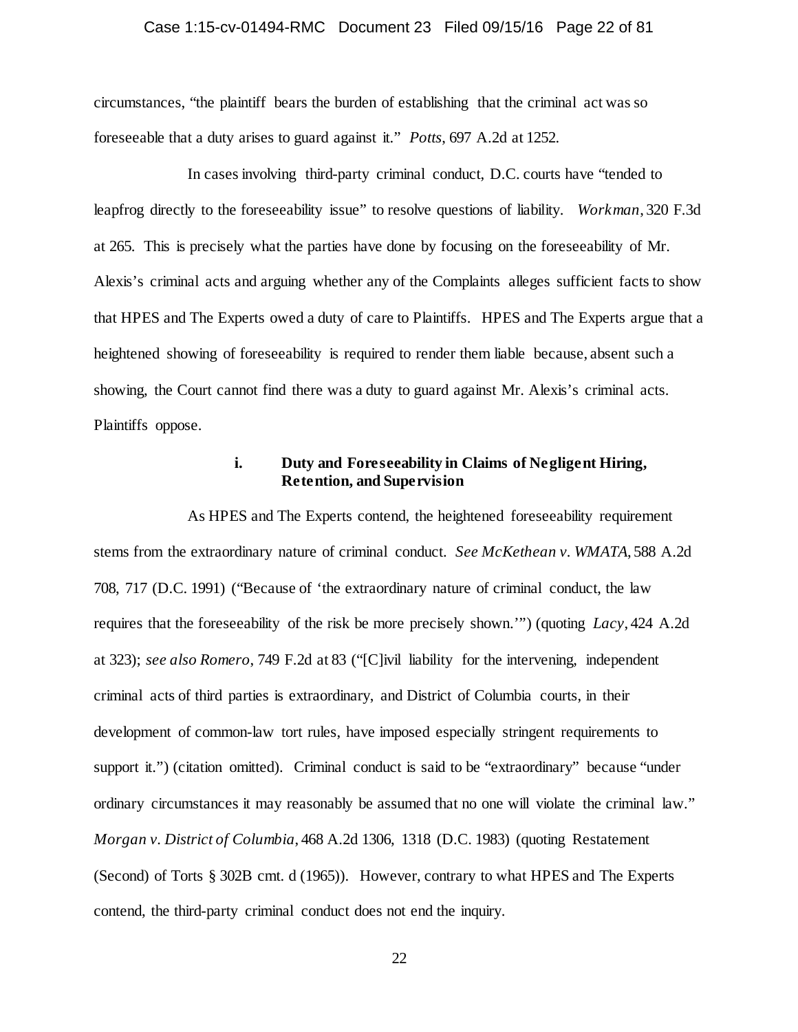circumstances, "the plaintiff bears the burden of establishing that the criminal act was so foreseeable that a duty arises to guard against it." *Potts*, 697 A.2d at 1252.

In cases involving third-party criminal conduct, D.C. courts have "tended to leapfrog directly to the foreseeability issue" to resolve questions of liability. *Workman*, 320 F.3d at 265. This is precisely what the parties have done by focusing on the foreseeability of Mr. Alexis's criminal acts and arguing whether any of the Complaints alleges sufficient facts to show that HPES and The Experts owed a duty of care to Plaintiffs. HPES and The Experts argue that a heightened showing of foreseeability is required to render them liable because, absent such a showing, the Court cannot find there was a duty to guard against Mr. Alexis's criminal acts. Plaintiffs oppose.

#### i. Duty and Foreseeability in Claims of Negligent Hiring, Retention, and Supervision

As HPES and The Experts contend, the heightened foreseeability requirement stems from the extraordinary nature of criminal conduct. *See McKethean v. WMATA*, 588 A.2d 708, 717 (D.C. 1991) ("Because of 'the extraordinary nature of criminal conduct, the law requires that the foreseeability of the risk be more precisely shown.'") (quoting *Lacy*, 424 A.2d at 323); *see also Romero*, 749 F.2d at 83 ("[C]ivil liability for the intervening, independent criminal acts of third parties is extraordinary, and District of Columbia courts, in their development of common-law tort rules, have imposed especially stringent requirements to support it.") (citation omitted). Criminal conduct is said to be "extraordinary" because "under ordinary circumstances it may reasonably be assumed that no one will violate the criminal law." *Morgan v. District of Columbia*, 468 A.2d 1306, 1318 (D.C. 1983) (quoting Restatement (Second) of Torts § 302B cmt. d (1965)). However, contrary to what HPES and The Experts contend, the third-party criminal conduct does not end the inquiry.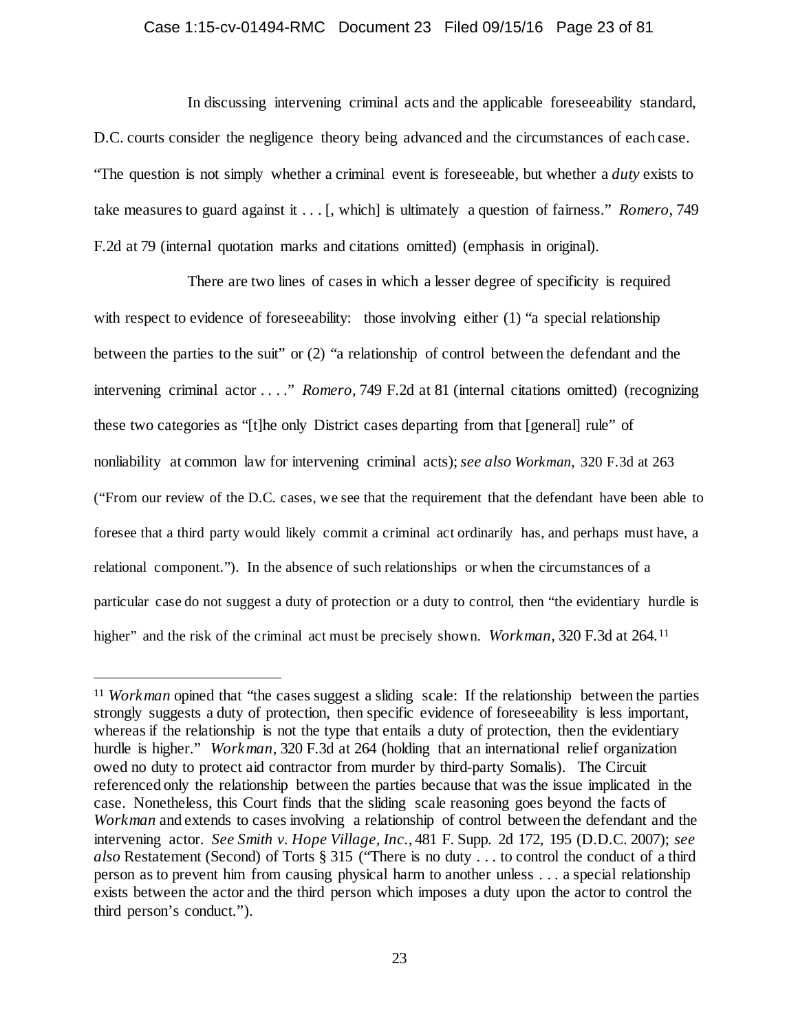In discussing intervening criminal acts and the applicable foreseeability standard, D.C. courts consider the negligence theory being advanced and the circumstances of each case. "The question is not simply whether a criminal event is foreseeable, but whether a *duty* exists to take measures to guard against it . . . [, which] is ultimately a question of fairness." *Romero*, 749 F.2d at 79 (internal quotation marks and citations omitted) (emphasis in original).

There are two lines of cases in which a lesser degree of specificity is required with respect to evidence of foreseeability: those involving either (1) "a special relationship between the parties to the suit" or (2) "a relationship of control between the defendant and the intervening criminal actor . . . ." *Romero*, 749 F.2d at 81 (internal citations omitted) (recognizing these two categories as "[t]he only District cases departing from that [general] rule" of nonliability at common law for intervening criminal acts); *see also Workman*, 320 F.3d at 263 ("From our review of the D.C. cases, we see that the requirement that the defendant have been able to foresee that a third party would likely commit a criminal act ordinarily has, and perhaps must have, a relational component."). In the absence of such relationships or when the circumstances of a particular case do not suggest a duty of protection or a duty to control, then "the evidentiary hurdle is higher" and the risk of the criminal act must be precisely shown. *Workman*, 320 F.3d at 264.[11]

---

[11] *Workman* opined that "the cases suggest a sliding scale: If the relationship between the parties strongly suggests a duty of protection, then specific evidence of foreseeability is less important, whereas if the relationship is not the type that entails a duty of protection, then the evidentiary hurdle is higher." *Workman*, 320 F.3d at 264 (holding that an international relief organization owed no duty to protect aid contractor from murder by third-party Somalis). The Circuit referenced only the relationship between the parties because that was the issue implicated in the case. Nonetheless, this Court finds that the sliding scale reasoning goes beyond the facts of *Workman* and extends to cases involving a relationship of control between the defendant and the intervening actor. *See Smith v. Hope Village, Inc.*, 481 F. Supp. 2d 172, 195 (D.D.C. 2007); *see also* Restatement (Second) of Torts § 315 ("There is no duty . . . to control the conduct of a third person as to prevent him from causing physical harm to another unless . . . a special relationship exists between the actor and the third person which imposes a duty upon the actor to control the third person's conduct.").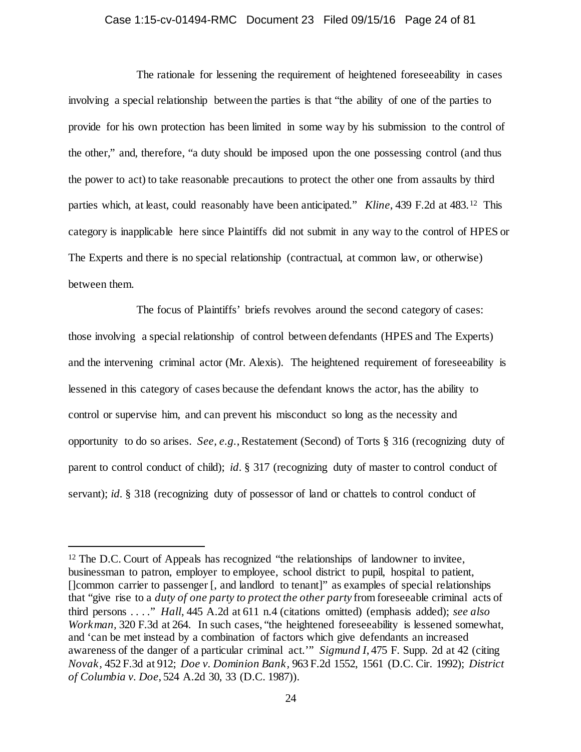The rationale for lessening the requirement of heightened foreseeability in cases involving a special relationship between the parties is that "the ability of one of the parties to provide for his own protection has been limited in some way by his submission to the control of the other," and, therefore, "a duty should be imposed upon the one possessing control (and thus the power to act) to take reasonable precautions to protect the other one from assaults by third parties which, at least, could reasonably have been anticipated." *Kline*, 439 F.2d at 483.[12] This category is inapplicable here since Plaintiffs did not submit in any way to the control of HPES or The Experts and there is no special relationship (contractual, at common law, or otherwise) between them.

The focus of Plaintiffs' briefs revolves around the second category of cases: those involving a special relationship of control between defendants (HPES and The Experts) and the intervening criminal actor (Mr. Alexis). The heightened requirement of foreseeability is lessened in this category of cases because the defendant knows the actor, has the ability to control or supervise him, and can prevent his misconduct so long as the necessity and opportunity to do so arises. *See, e.g.*, Restatement (Second) of Torts § 316 (recognizing duty of parent to control conduct of child); *id*. § 317 (recognizing duty of master to control conduct of servant); *id*. § 318 (recognizing duty of possessor of land or chattels to control conduct of

---

[12] The D.C. Court of Appeals has recognized "the relationships of landowner to invitee, businessman to patron, employer to employee, school district to pupil, hospital to patient, []common carrier to passenger [, and landlord to tenant]" as examples of special relationships that "give rise to a *duty of one party to protect the other party* from foreseeable criminal acts of third persons . . . ." *Hall*, 445 A.2d at 611 n.4 (citations omitted) (emphasis added); *see also Workman*, 320 F.3d at 264. In such cases, "the heightened foreseeability is lessened somewhat, and 'can be met instead by a combination of factors which give defendants an increased awareness of the danger of a particular criminal act.'" *Sigmund I*, 475 F. Supp. 2d at 42 (citing *Novak*, 452 F.3d at 912; *Doe v. Dominion Bank*, 963 F.2d 1552, 1561 (D.C. Cir. 1992); *District of Columbia v. Doe*, 524 A.2d 30, 33 (D.C. 1987)).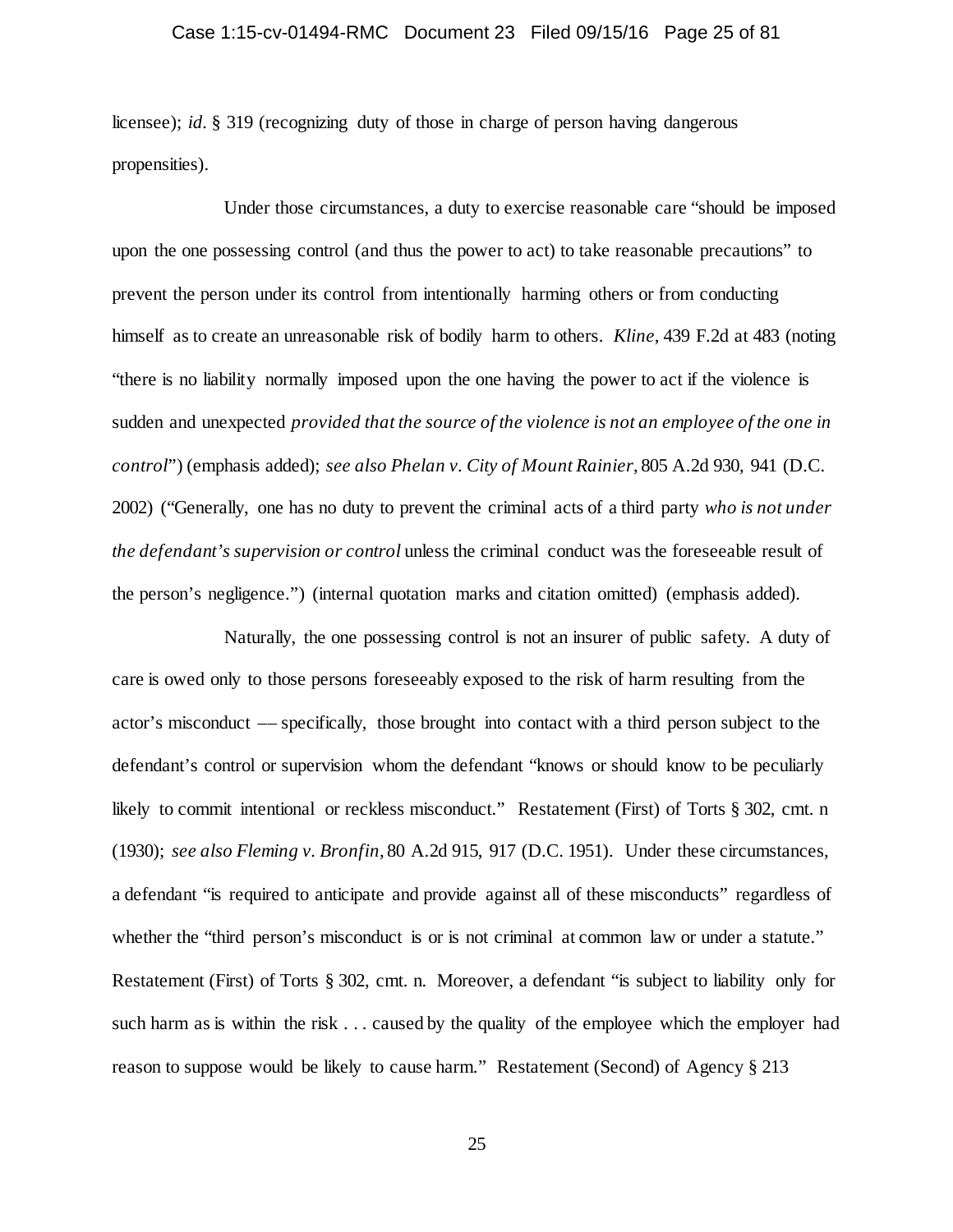licensee); *id*. § 319 (recognizing duty of those in charge of person having dangerous propensities).

Under those circumstances, a duty to exercise reasonable care "should be imposed upon the one possessing control (and thus the power to act) to take reasonable precautions" to prevent the person under its control from intentionally harming others or from conducting himself as to create an unreasonable risk of bodily harm to others. *Kline*, 439 F.2d at 483 (noting "there is no liability normally imposed upon the one having the power to act if the violence is sudden and unexpected *provided that the source of the violence is not an employee of the one in control*") (emphasis added); *see also Phelan v. City of Mount Rainier*, 805 A.2d 930, 941 (D.C. 2002) ("Generally, one has no duty to prevent the criminal acts of a third party *who is not under the defendant's supervision or control* unless the criminal conduct was the foreseeable result of the person's negligence.") (internal quotation marks and citation omitted) (emphasis added).

Naturally, the one possessing control is not an insurer of public safety. A duty of care is owed only to those persons foreseeably exposed to the risk of harm resulting from the actor's misconduct –– specifically, those brought into contact with a third person subject to the defendant's control or supervision whom the defendant "knows or should know to be peculiarly likely to commit intentional or reckless misconduct." Restatement (First) of Torts § 302, cmt. n (1930); *see also Fleming v. Bronfin*, 80 A.2d 915, 917 (D.C. 1951). Under these circumstances, a defendant "is required to anticipate and provide against all of these misconducts" regardless of whether the "third person's misconduct is or is not criminal at common law or under a statute." Restatement (First) of Torts § 302, cmt. n. Moreover, a defendant "is subject to liability only for such harm as is within the risk . . . caused by the quality of the employee which the employer had reason to suppose would be likely to cause harm." Restatement (Second) of Agency § 213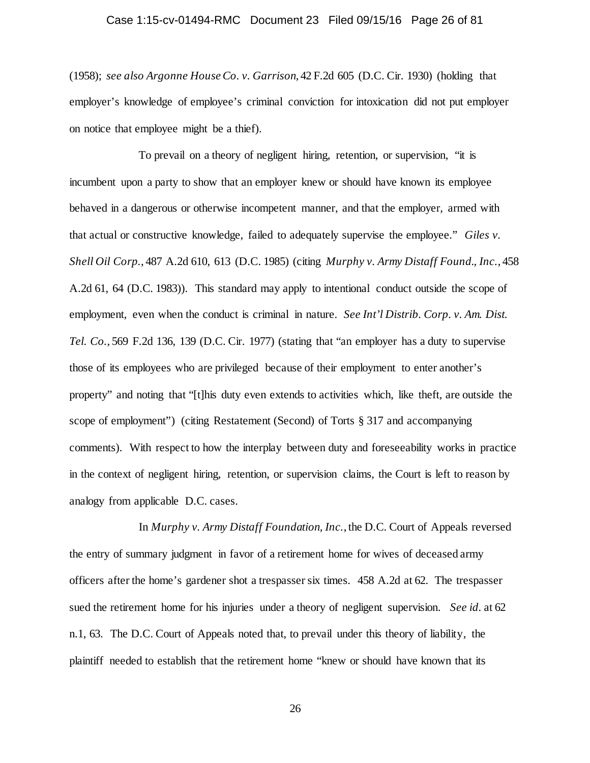(1958); *see also Argonne House Co. v. Garrison*, 42 F.2d 605 (D.C. Cir. 1930) (holding that employer's knowledge of employee's criminal conviction for intoxication did not put employer on notice that employee might be a thief).

To prevail on a theory of negligent hiring, retention, or supervision, "it is incumbent upon a party to show that an employer knew or should have known its employee behaved in a dangerous or otherwise incompetent manner, and that the employer, armed with that actual or constructive knowledge, failed to adequately supervise the employee." *Giles v. Shell Oil Corp.*, 487 A.2d 610, 613 (D.C. 1985) (citing *Murphy v. Army Distaff Found., Inc.*, 458 A.2d 61, 64 (D.C. 1983)). This standard may apply to intentional conduct outside the scope of employment, even when the conduct is criminal in nature. *See Int'l Distrib. Corp. v. Am. Dist. Tel. Co.*, 569 F.2d 136, 139 (D.C. Cir. 1977) (stating that "an employer has a duty to supervise those of its employees who are privileged because of their employment to enter another's property" and noting that "[t]his duty even extends to activities which, like theft, are outside the scope of employment") (citing Restatement (Second) of Torts § 317 and accompanying comments). With respect to how the interplay between duty and foreseeability works in practice in the context of negligent hiring, retention, or supervision claims, the Court is left to reason by analogy from applicable D.C. cases.

In *Murphy v. Army Distaff Foundation, Inc.*, the D.C. Court of Appeals reversed the entry of summary judgment in favor of a retirement home for wives of deceased army officers after the home's gardener shot a trespasser six times. 458 A.2d at 62. The trespasser sued the retirement home for his injuries under a theory of negligent supervision. *See id.* at 62 n.1, 63. The D.C. Court of Appeals noted that, to prevail under this theory of liability, the plaintiff needed to establish that the retirement home "knew or should have known that its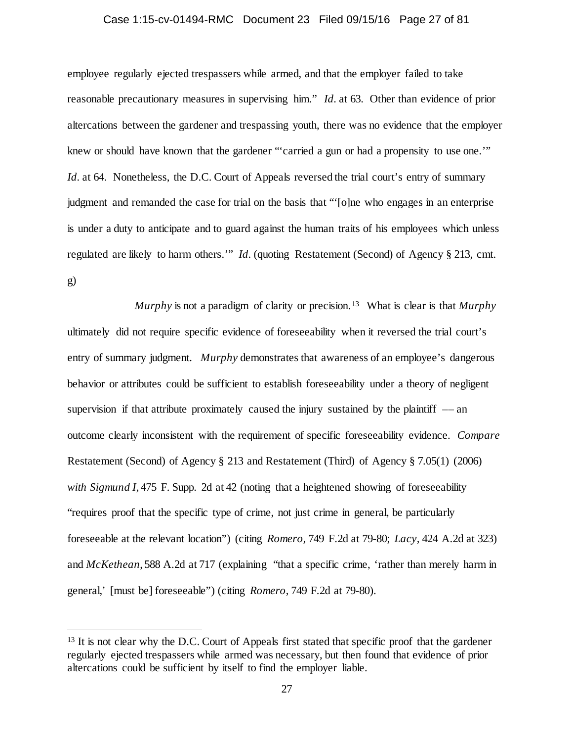employee regularly ejected trespassers while armed, and that the employer failed to take reasonable precautionary measures in supervising him." *Id*. at 63. Other than evidence of prior altercations between the gardener and trespassing youth, there was no evidence that the employer knew or should have known that the gardener "'carried a gun or had a propensity to use one.'" *Id*. at 64. Nonetheless, the D.C. Court of Appeals reversed the trial court's entry of summary judgment and remanded the case for trial on the basis that "'[o]ne who engages in an enterprise is under a duty to anticipate and to guard against the human traits of his employees which unless regulated are likely to harm others.'" *Id*. (quoting Restatement (Second) of Agency § 213, cmt. g)

*Murphy* is not a paradigm of clarity or precision.[13] What is clear is that *Murphy* ultimately did not require specific evidence of foreseeability when it reversed the trial court's entry of summary judgment. *Murphy* demonstrates that awareness of an employee's dangerous behavior or attributes could be sufficient to establish foreseeability under a theory of negligent supervision if that attribute proximately caused the injury sustained by the plaintiff — an outcome clearly inconsistent with the requirement of specific foreseeability evidence. *Compare* Restatement (Second) of Agency § 213 and Restatement (Third) of Agency § 7.05(1) (2006) *with Sigmund I*, 475 F. Supp. 2d at 42 (noting that a heightened showing of foreseeability "requires proof that the specific type of crime, not just crime in general, be particularly foreseeable at the relevant location") (citing *Romero*, 749 F.2d at 79-80; *Lacy*, 424 A.2d at 323) and *McKethean*, 588 A.2d at 717 (explaining "that a specific crime, 'rather than merely harm in general,' [must be] foreseeable") (citing *Romero*, 749 F.2d at 79-80).

---

[13] It is not clear why the D.C. Court of Appeals first stated that specific proof that the gardener regularly ejected trespassers while armed was necessary, but then found that evidence of prior altercations could be sufficient by itself to find the employer liable.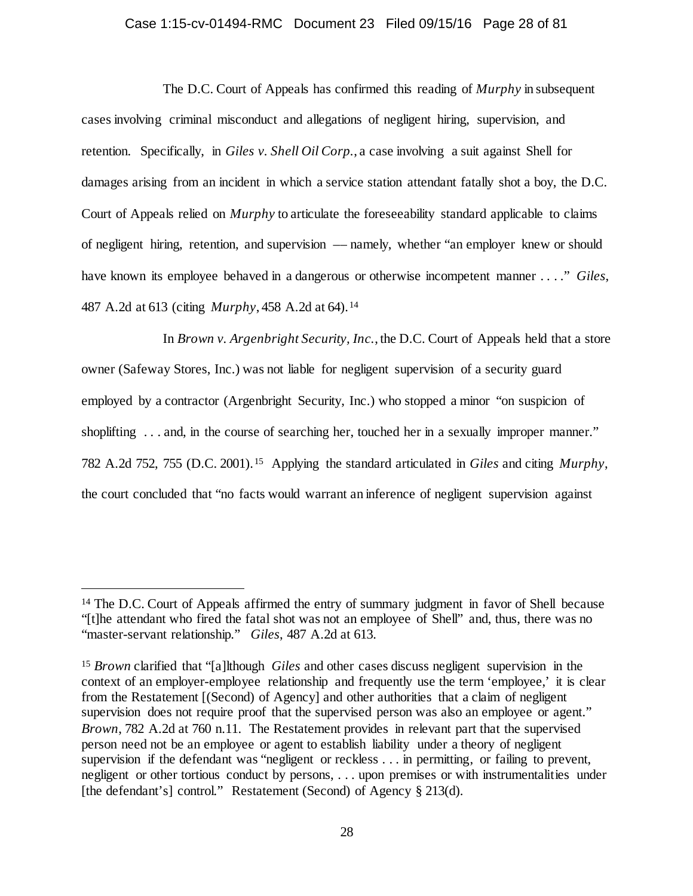The D.C. Court of Appeals has confirmed this reading of *Murphy* in subsequent cases involving criminal misconduct and allegations of negligent hiring, supervision, and retention. Specifically, in *Giles v. Shell Oil Corp.*, a case involving a suit against Shell for damages arising from an incident in which a service station attendant fatally shot a boy, the D.C. Court of Appeals relied on *Murphy* to articulate the foreseeability standard applicable to claims of negligent hiring, retention, and supervision — namely, whether "an employer knew or should have known its employee behaved in a dangerous or otherwise incompetent manner . . . ." *Giles*, 487 A.2d at 613 (citing *Murphy*, 458 A.2d at 64).[14]

In *Brown v. Argenbright Security, Inc.*, the D.C. Court of Appeals held that a store owner (Safeway Stores, Inc.) was not liable for negligent supervision of a security guard employed by a contractor (Argenbright Security, Inc.) who stopped a minor "on suspicion of shoplifting . . . and, in the course of searching her, touched her in a sexually improper manner." 782 A.2d 752, 755 (D.C. 2001).[15] Applying the standard articulated in *Giles* and citing *Murphy*, the court concluded that "no facts would warrant an inference of negligent supervision against

---

[14] The D.C. Court of Appeals affirmed the entry of summary judgment in favor of Shell because "[t]he attendant who fired the fatal shot was not an employee of Shell" and, thus, there was no "master-servant relationship." *Giles*, 487 A.2d at 613.

[15] *Brown* clarified that "[a]lthough *Giles* and other cases discuss negligent supervision in the context of an employer-employee relationship and frequently use the term 'employee,' it is clear from the Restatement [(Second) of Agency] and other authorities that a claim of negligent supervision does not require proof that the supervised person was also an employee or agent." *Brown*, 782 A.2d at 760 n.11. The Restatement provides in relevant part that the supervised person need not be an employee or agent to establish liability under a theory of negligent supervision if the defendant was "negligent or reckless . . . in permitting, or failing to prevent, negligent or other tortious conduct by persons, . . . upon premises or with instrumentalities under [the defendant's] control." Restatement (Second) of Agency § 213(d).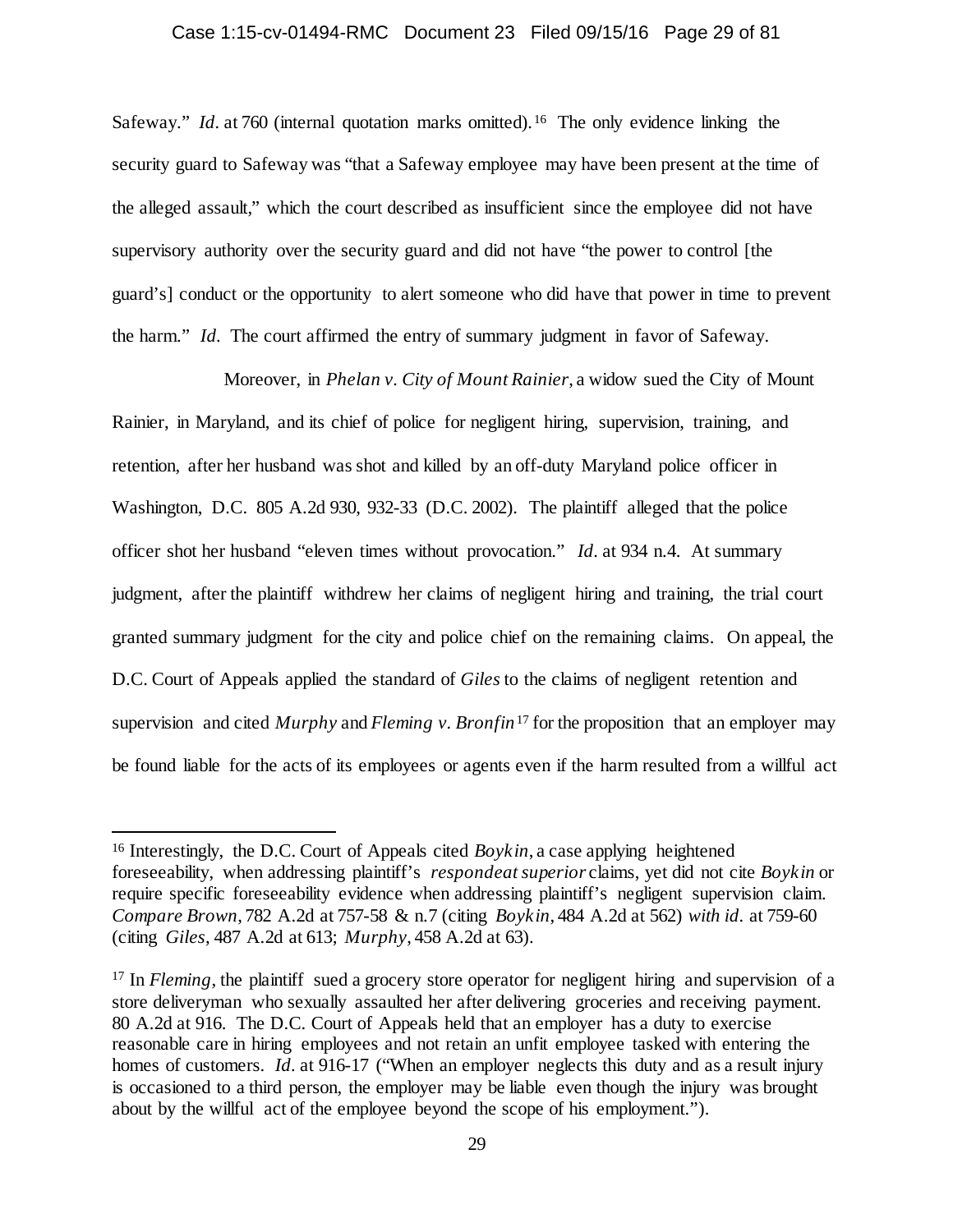Safeway." *Id*. at 760 (internal quotation marks omitted).[16] The only evidence linking the security guard to Safeway was "that a Safeway employee may have been present at the time of the alleged assault," which the court described as insufficient since the employee did not have supervisory authority over the security guard and did not have "the power to control [the guard's] conduct or the opportunity to alert someone who did have that power in time to prevent the harm." *Id*. The court affirmed the entry of summary judgment in favor of Safeway.

Moreover, in *Phelan v. City of Mount Rainier*, a widow sued the City of Mount Rainier, in Maryland, and its chief of police for negligent hiring, supervision, training, and retention, after her husband was shot and killed by an off-duty Maryland police officer in Washington, D.C. 805 A.2d 930, 932-33 (D.C. 2002). The plaintiff alleged that the police officer shot her husband "eleven times without provocation." *Id*. at 934 n.4. At summary judgment, after the plaintiff withdrew her claims of negligent hiring and training, the trial court granted summary judgment for the city and police chief on the remaining claims. On appeal, the D.C. Court of Appeals applied the standard of *Giles* to the claims of negligent retention and supervision and cited *Murphy* and *Fleming v. Bronfin*[17] for the proposition that an employer may be found liable for the acts of its employees or agents even if the harm resulted from a willful act

---

[16] Interestingly, the D.C. Court of Appeals cited *Boykin*, a case applying heightened foreseeability, when addressing plaintiff's *respondeat superior* claims, yet did not cite *Boykin* or require specific foreseeability evidence when addressing plaintiff's negligent supervision claim. *Compare Brown*, 782 A.2d at 757-58 & n.7 (citing *Boykin*, 484 A.2d at 562) *with id*. at 759-60 (citing *Giles*, 487 A.2d at 613; *Murphy*, 458 A.2d at 63).

[17] In *Fleming*, the plaintiff sued a grocery store operator for negligent hiring and supervision of a store deliveryman who sexually assaulted her after delivering groceries and receiving payment. 80 A.2d at 916. The D.C. Court of Appeals held that an employer has a duty to exercise reasonable care in hiring employees and not retain an unfit employee tasked with entering the homes of customers. *Id*. at 916-17 ("When an employer neglects this duty and as a result injury is occasioned to a third person, the employer may be liable even though the injury was brought about by the willful act of the employee beyond the scope of his employment.").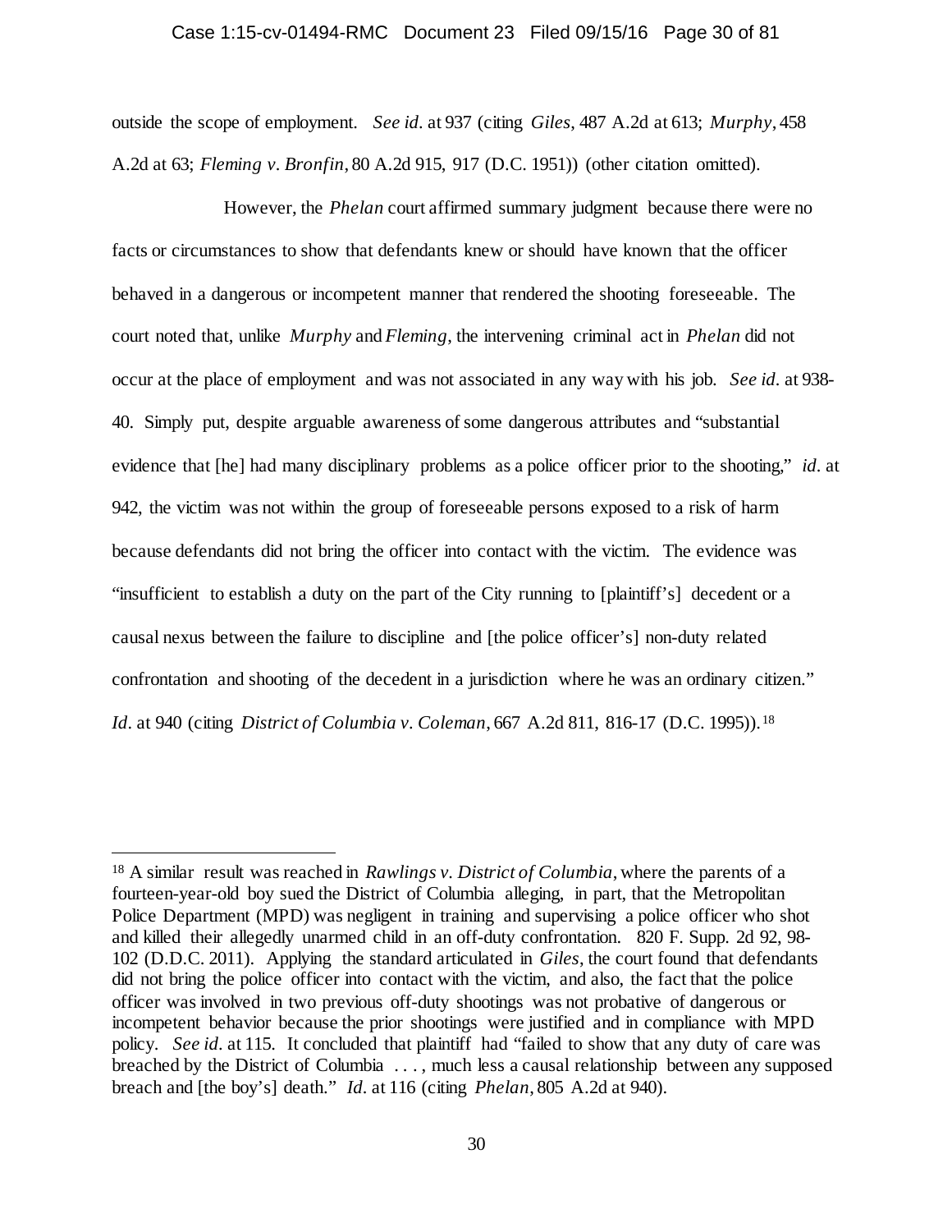outside the scope of employment. *See id.* at 937 (citing *Giles*, 487 A.2d at 613; *Murphy*, 458 A.2d at 63; *Fleming v. Bronfin*, 80 A.2d 915, 917 (D.C. 1951)) (other citation omitted).

However, the *Phelan* court affirmed summary judgment because there were no facts or circumstances to show that defendants knew or should have known that the officer behaved in a dangerous or incompetent manner that rendered the shooting foreseeable. The court noted that, unlike *Murphy* and *Fleming*, the intervening criminal act in *Phelan* did not occur at the place of employment and was not associated in any way with his job. *See id.* at 938-40. Simply put, despite arguable awareness of some dangerous attributes and "substantial evidence that [he] had many disciplinary problems as a police officer prior to the shooting," *id.* at 942, the victim was not within the group of foreseeable persons exposed to a risk of harm because defendants did not bring the officer into contact with the victim. The evidence was "insufficient to establish a duty on the part of the City running to [plaintiff's] decedent or a causal nexus between the failure to discipline and [the police officer's] non-duty related confrontation and shooting of the decedent in a jurisdiction where he was an ordinary citizen." *Id.* at 940 (citing *District of Columbia v. Coleman*, 667 A.2d 811, 816-17 (D.C. 1995)).[18]

---

[18] A similar result was reached in *Rawlings v. District of Columbia*, where the parents of a fourteen-year-old boy sued the District of Columbia alleging, in part, that the Metropolitan Police Department (MPD) was negligent in training and supervising a police officer who shot and killed their allegedly unarmed child in an off-duty confrontation. 820 F. Supp. 2d 92, 98-102 (D.D.C. 2011). Applying the standard articulated in *Giles*, the court found that defendants did not bring the police officer into contact with the victim, and also, the fact that the police officer was involved in two previous off-duty shootings was not probative of dangerous or incompetent behavior because the prior shootings were justified and in compliance with MPD policy. *See id.* at 115. It concluded that plaintiff had "failed to show that any duty of care was breached by the District of Columbia . . . , much less a causal relationship between any supposed breach and [the boy's] death." *Id.* at 116 (citing *Phelan*, 805 A.2d at 940).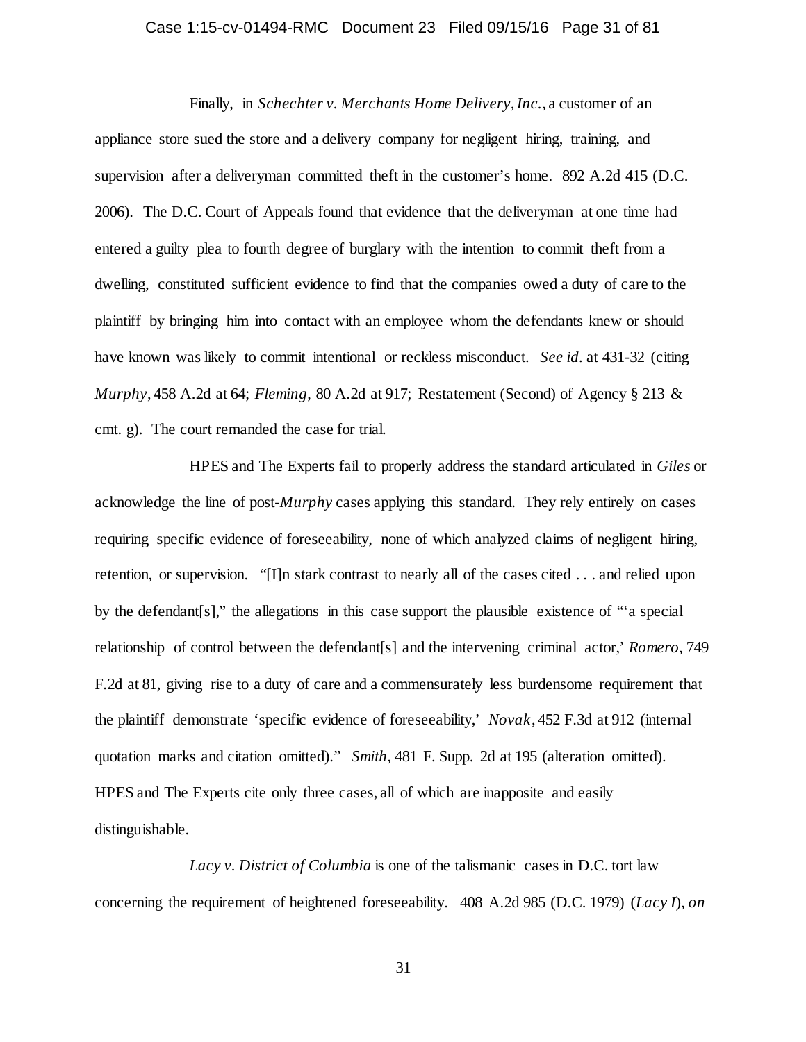Finally, in *Schechter v. Merchants Home Delivery, Inc.*, a customer of an appliance store sued the store and a delivery company for negligent hiring, training, and supervision after a deliveryman committed theft in the customer's home. 892 A.2d 415 (D.C. 2006). The D.C. Court of Appeals found that evidence that the deliveryman at one time had entered a guilty plea to fourth degree of burglary with the intention to commit theft from a dwelling, constituted sufficient evidence to find that the companies owed a duty of care to the plaintiff by bringing him into contact with an employee whom the defendants knew or should have known was likely to commit intentional or reckless misconduct. *See id.* at 431-32 (citing *Murphy*, 458 A.2d at 64; *Fleming*, 80 A.2d at 917; Restatement (Second) of Agency § 213 & cmt. g). The court remanded the case for trial.

HPES and The Experts fail to properly address the standard articulated in *Giles* or acknowledge the line of post-*Murphy* cases applying this standard. They rely entirely on cases requiring specific evidence of foreseeability, none of which analyzed claims of negligent hiring, retention, or supervision. "[I]n stark contrast to nearly all of the cases cited . . . and relied upon by the defendant[s]," the allegations in this case support the plausible existence of "'a special relationship of control between the defendant[s] and the intervening criminal actor,' *Romero*, 749 F.2d at 81, giving rise to a duty of care and a commensurately less burdensome requirement that the plaintiff demonstrate 'specific evidence of foreseeability,' *Novak*, 452 F.3d at 912 (internal quotation marks and citation omitted)." *Smith*, 481 F. Supp. 2d at 195 (alteration omitted). HPES and The Experts cite only three cases, all of which are inapposite and easily distinguishable.

*Lacy v. District of Columbia* is one of the talismanic cases in D.C. tort law concerning the requirement of heightened foreseeability. 408 A.2d 985 (D.C. 1979) (*Lacy I*), *on*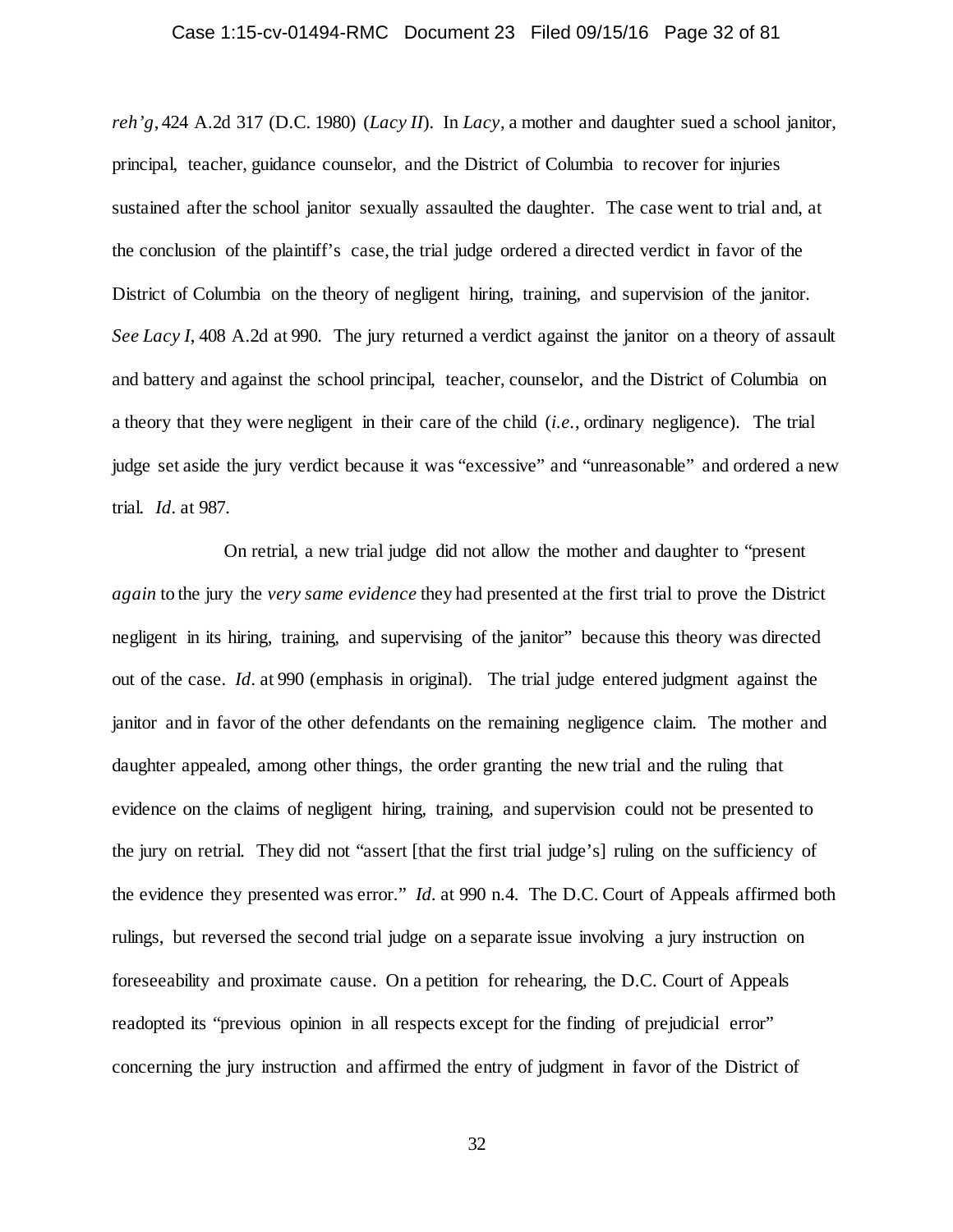*reh'g*, 424 A.2d 317 (D.C. 1980) (*Lacy II*). In *Lacy*, a mother and daughter sued a school janitor, principal, teacher, guidance counselor, and the District of Columbia to recover for injuries sustained after the school janitor sexually assaulted the daughter. The case went to trial and, at the conclusion of the plaintiff's case, the trial judge ordered a directed verdict in favor of the District of Columbia on the theory of negligent hiring, training, and supervision of the janitor. *See Lacy I*, 408 A.2d at 990. The jury returned a verdict against the janitor on a theory of assault and battery and against the school principal, teacher, counselor, and the District of Columbia on a theory that they were negligent in their care of the child (*i.e.*, ordinary negligence). The trial judge set aside the jury verdict because it was "excessive" and "unreasonable" and ordered a new trial. *Id*. at 987.

On retrial, a new trial judge did not allow the mother and daughter to "present *again* to the jury the *very same evidence* they had presented at the first trial to prove the District negligent in its hiring, training, and supervising of the janitor" because this theory was directed out of the case. *Id*. at 990 (emphasis in original). The trial judge entered judgment against the janitor and in favor of the other defendants on the remaining negligence claim. The mother and daughter appealed, among other things, the order granting the new trial and the ruling that evidence on the claims of negligent hiring, training, and supervision could not be presented to the jury on retrial. They did not "assert [that the first trial judge's] ruling on the sufficiency of the evidence they presented was error." *Id*. at 990 n.4. The D.C. Court of Appeals affirmed both rulings, but reversed the second trial judge on a separate issue involving a jury instruction on foreseeability and proximate cause. On a petition for rehearing, the D.C. Court of Appeals readopted its "previous opinion in all respects except for the finding of prejudicial error" concerning the jury instruction and affirmed the entry of judgment in favor of the District of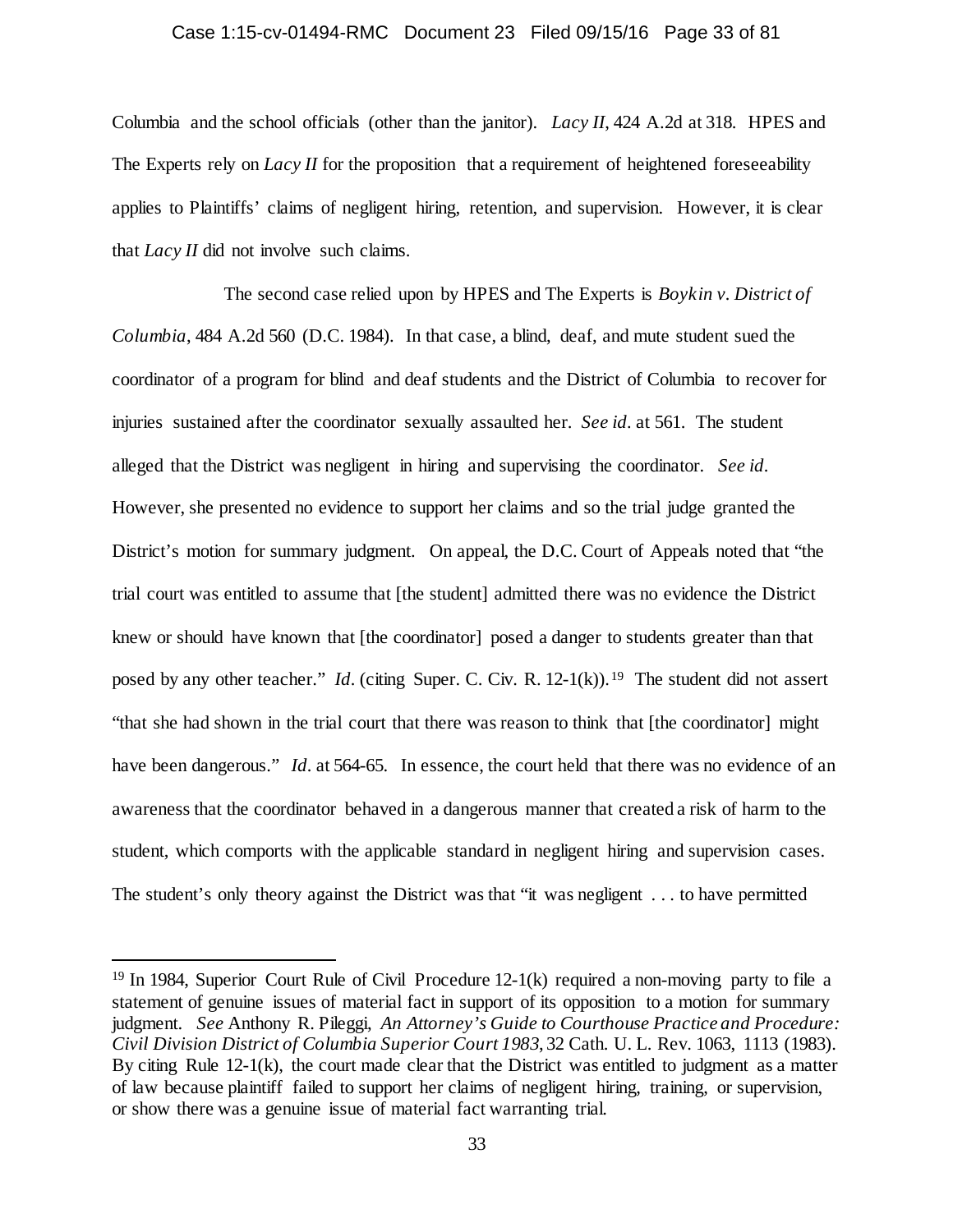Columbia and the school officials (other than the janitor). *Lacy II*, 424 A.2d at 318. HPES and The Experts rely on *Lacy II* for the proposition that a requirement of heightened foreseeability applies to Plaintiffs' claims of negligent hiring, retention, and supervision. However, it is clear that *Lacy II* did not involve such claims.

The second case relied upon by HPES and The Experts is *Boykin v. District of Columbia*, 484 A.2d 560 (D.C. 1984). In that case, a blind, deaf, and mute student sued the coordinator of a program for blind and deaf students and the District of Columbia to recover for injuries sustained after the coordinator sexually assaulted her. *See id.* at 561. The student alleged that the District was negligent in hiring and supervising the coordinator. *See id.* However, she presented no evidence to support her claims and so the trial judge granted the District's motion for summary judgment. On appeal, the D.C. Court of Appeals noted that "the trial court was entitled to assume that [the student] admitted there was no evidence the District knew or should have known that [the coordinator] posed a danger to students greater than that posed by any other teacher." *Id.* (citing Super. C. Civ. R. 12-1(k)).[19] The student did not assert "that she had shown in the trial court that there was reason to think that [the coordinator] might have been dangerous." *Id.* at 564-65. In essence, the court held that there was no evidence of an awareness that the coordinator behaved in a dangerous manner that created a risk of harm to the student, which comports with the applicable standard in negligent hiring and supervision cases. The student's only theory against the District was that "it was negligent . . . to have permitted

---

[19] In 1984, Superior Court Rule of Civil Procedure 12-1(k) required a non-moving party to file a statement of genuine issues of material fact in support of its opposition to a motion for summary judgment. *See* Anthony R. Pileggi, *An Attorney's Guide to Courthouse Practice and Procedure: Civil Division District of Columbia Superior Court 1983*, 32 Cath. U. L. Rev. 1063, 1113 (1983). By citing Rule 12-1(k), the court made clear that the District was entitled to judgment as a matter of law because plaintiff failed to support her claims of negligent hiring, training, or supervision, or show there was a genuine issue of material fact warranting trial.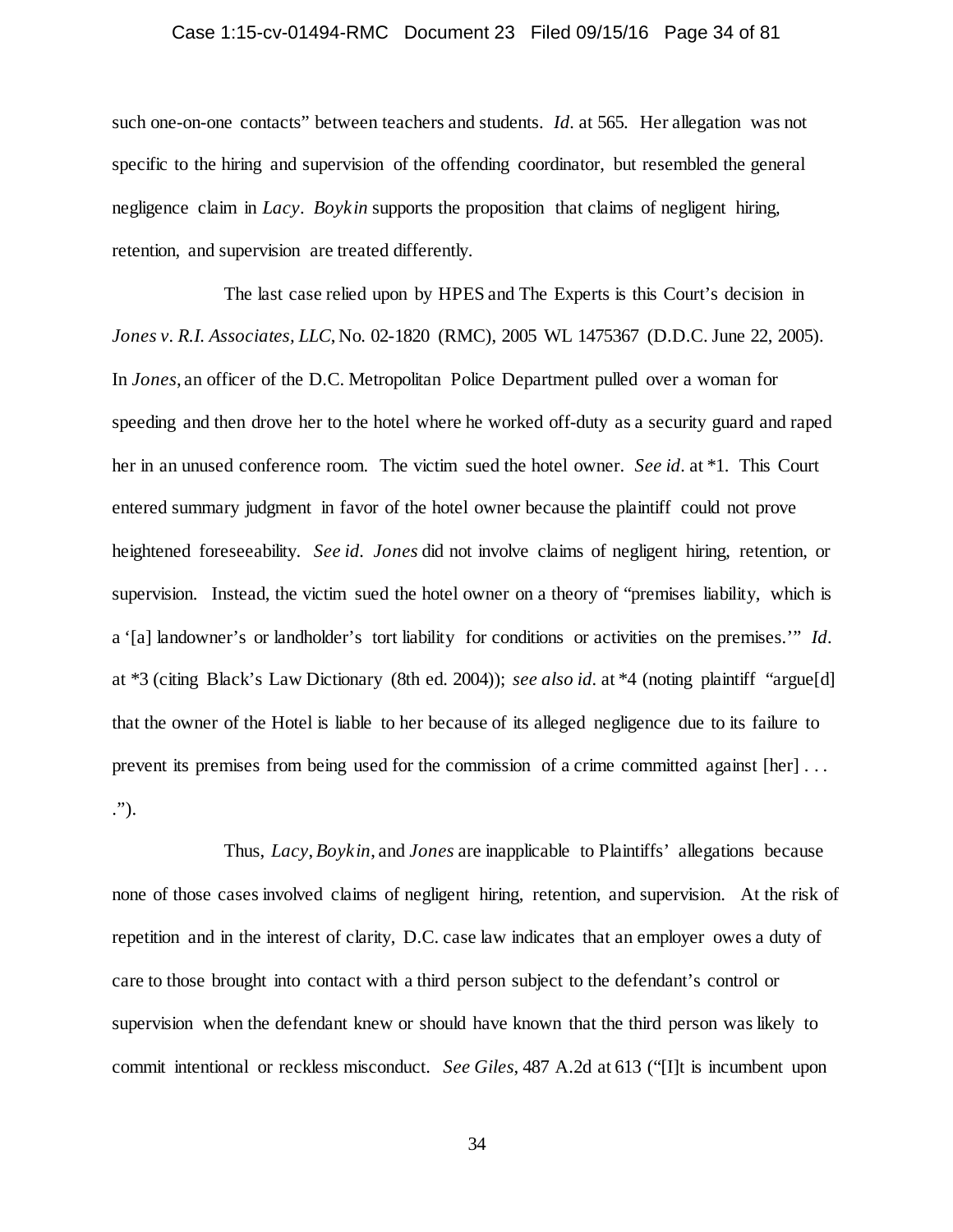such one-on-one contacts" between teachers and students. *Id.* at 565. Her allegation was not specific to the hiring and supervision of the offending coordinator, but resembled the general negligence claim in *Lacy*. *Boykin* supports the proposition that claims of negligent hiring, retention, and supervision are treated differently.

The last case relied upon by HPES and The Experts is this Court's decision in *Jones v. R.I. Associates, LLC*, No. 02-1820 (RMC), 2005 WL 1475367 (D.D.C. June 22, 2005). In *Jones*, an officer of the D.C. Metropolitan Police Department pulled over a woman for speeding and then drove her to the hotel where he worked off-duty as a security guard and raped her in an unused conference room. The victim sued the hotel owner. *See id.* at *1. This Court entered summary judgment in favor of the hotel owner because the plaintiff could not prove heightened foreseeability. *See id. Jones* did not involve claims of negligent hiring, retention, or supervision. Instead, the victim sued the hotel owner on a theory of "premises liability, which is a '[a] landowner's or landholder's tort liability for conditions or activities on the premises.'" *Id.* at *3 (citing Black's Law Dictionary (8th ed. 2004)); *see also id.* at *4 (noting plaintiff "argue[d] that the owner of the Hotel is liable to her because of its alleged negligence due to its failure to prevent its premises from being used for the commission of a crime committed against [her] . . . .").

Thus, *Lacy*, *Boykin*, and *Jones* are inapplicable to Plaintiffs' allegations because none of those cases involved claims of negligent hiring, retention, and supervision. At the risk of repetition and in the interest of clarity, D.C. case law indicates that an employer owes a duty of care to those brought into contact with a third person subject to the defendant's control or supervision when the defendant knew or should have known that the third person was likely to commit intentional or reckless misconduct. *See Giles*, 487 A.2d at 613 ("[I]t is incumbent upon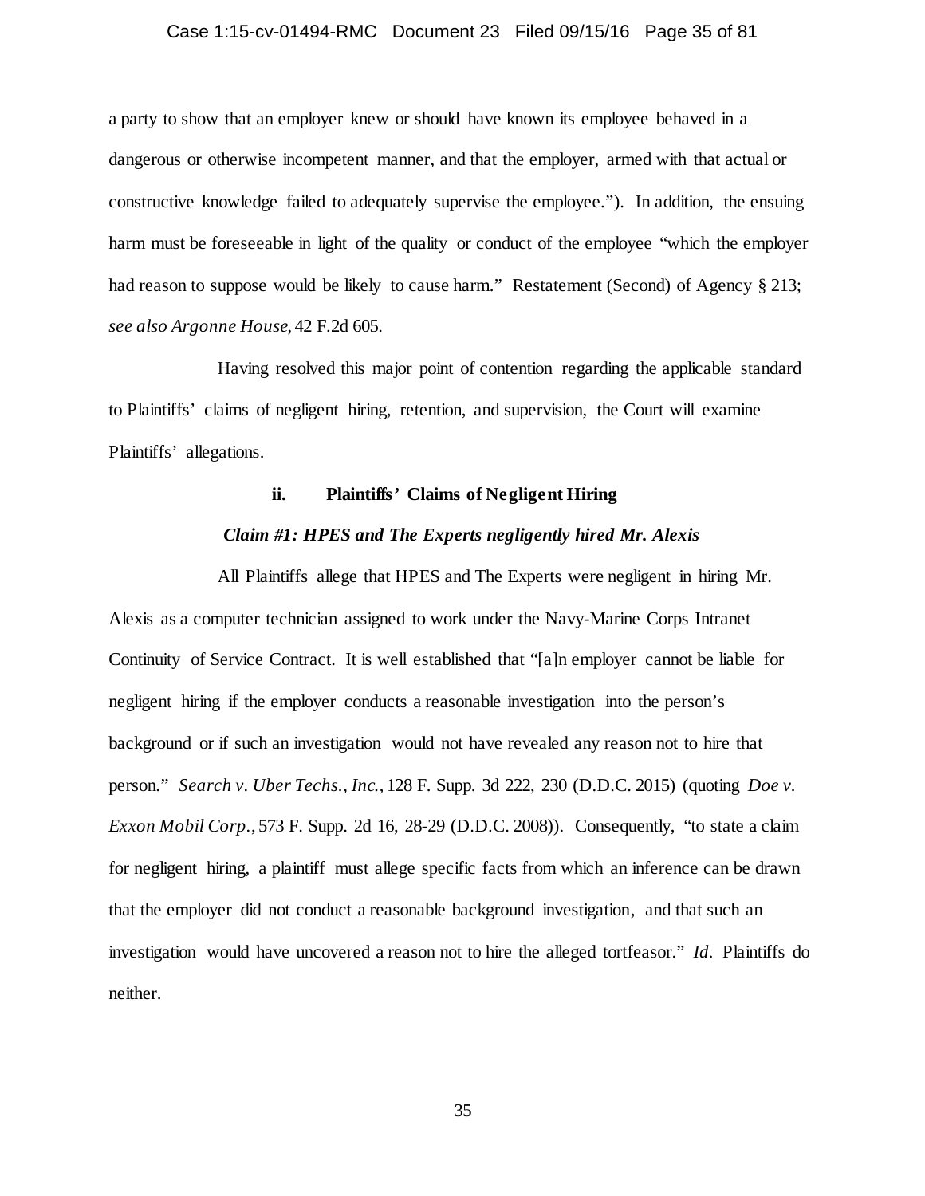a party to show that an employer knew or should have known its employee behaved in a dangerous or otherwise incompetent manner, and that the employer, armed with that actual or constructive knowledge failed to adequately supervise the employee."). In addition, the ensuing harm must be foreseeable in light of the quality or conduct of the employee "which the employer had reason to suppose would be likely to cause harm." Restatement (Second) of Agency § 213; *see also Argonne House*, 42 F.2d 605.

Having resolved this major point of contention regarding the applicable standard to Plaintiffs' claims of negligent hiring, retention, and supervision, the Court will examine Plaintiffs' allegations.

**ii. Plaintiffs' Claims of Negligent Hiring**

***Claim #1: HPES and The Experts negligently hired Mr. Alexis***

All Plaintiffs allege that HPES and The Experts were negligent in hiring Mr. Alexis as a computer technician assigned to work under the Navy-Marine Corps Intranet Continuity of Service Contract. It is well established that "[a]n employer cannot be liable for negligent hiring if the employer conducts a reasonable investigation into the person's background or if such an investigation would not have revealed any reason not to hire that person." *Search v. Uber Techs., Inc.*, 128 F. Supp. 3d 222, 230 (D.D.C. 2015) (quoting *Doe v. Exxon Mobil Corp.*, 573 F. Supp. 2d 16, 28-29 (D.D.C. 2008)). Consequently, "to state a claim for negligent hiring, a plaintiff must allege specific facts from which an inference can be drawn that the employer did not conduct a reasonable background investigation, and that such an investigation would have uncovered a reason not to hire the alleged tortfeasor." *Id*. Plaintiffs do neither.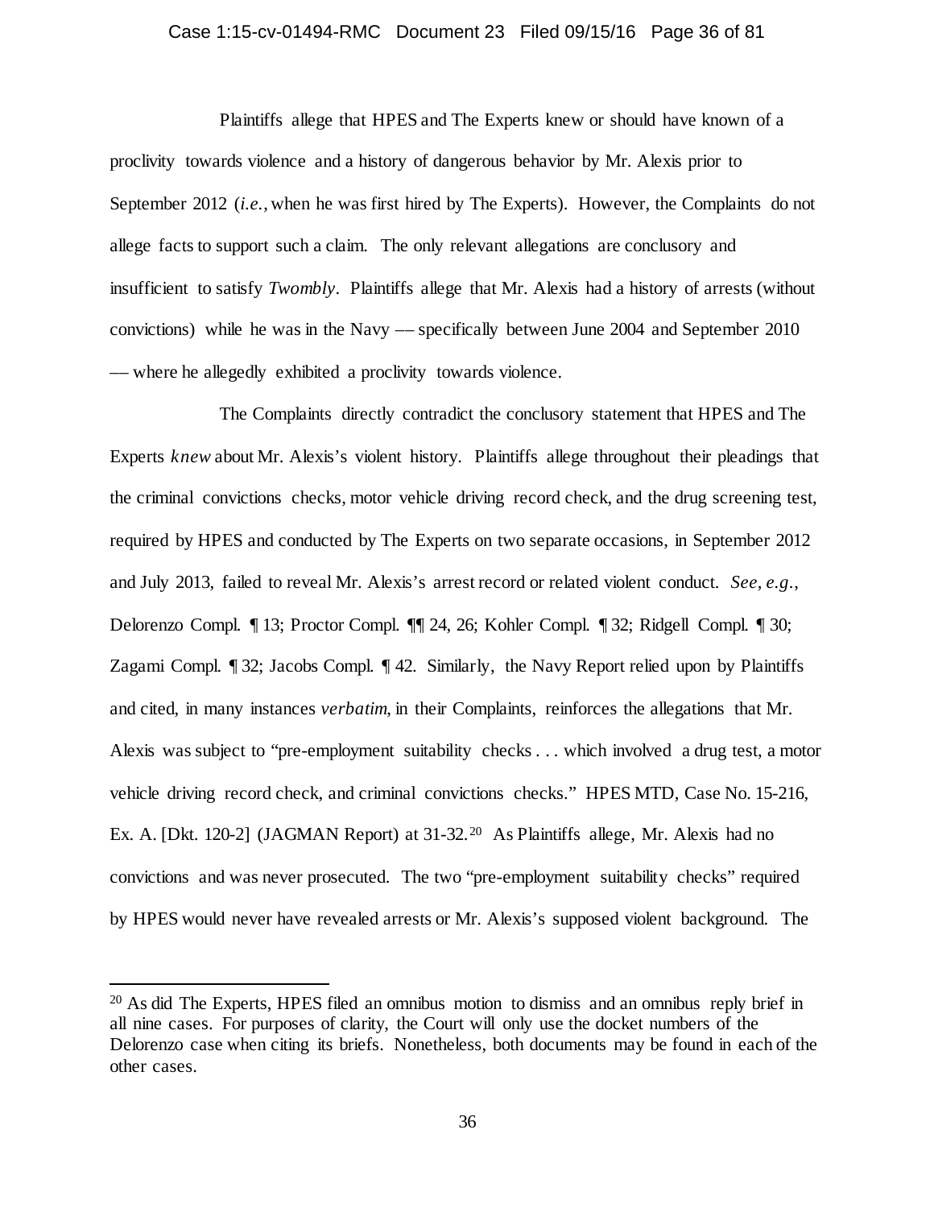Plaintiffs allege that HPES and The Experts knew or should have known of a proclivity towards violence and a history of dangerous behavior by Mr. Alexis prior to September 2012 (*i.e.*, when he was first hired by The Experts). However, the Complaints do not allege facts to support such a claim. The only relevant allegations are conclusory and insufficient to satisfy *Twombly*. Plaintiffs allege that Mr. Alexis had a history of arrests (without convictions) while he was in the Navy –– specifically between June 2004 and September 2010 –– where he allegedly exhibited a proclivity towards violence.

The Complaints directly contradict the conclusory statement that HPES and The Experts *knew* about Mr. Alexis's violent history. Plaintiffs allege throughout their pleadings that the criminal convictions checks, motor vehicle driving record check, and the drug screening test, required by HPES and conducted by The Experts on two separate occasions, in September 2012 and July 2013, failed to reveal Mr. Alexis's arrest record or related violent conduct. *See, e.g.*, Delorenzo Compl. ¶ 13; Proctor Compl. ¶¶ 24, 26; Kohler Compl. ¶ 32; Ridgell Compl. ¶ 30; Zagami Compl. ¶ 32; Jacobs Compl. ¶ 42. Similarly, the Navy Report relied upon by Plaintiffs and cited, in many instances *verbatim*, in their Complaints, reinforces the allegations that Mr. Alexis was subject to "pre-employment suitability checks . . . which involved a drug test, a motor vehicle driving record check, and criminal convictions checks." HPES MTD, Case No. 15-216, Ex. A. [Dkt. 120-2] (JAGMAN Report) at 31-32.[20] As Plaintiffs allege, Mr. Alexis had no convictions and was never prosecuted. The two "pre-employment suitability checks" required by HPES would never have revealed arrests or Mr. Alexis's supposed violent background. The

---

[20] As did The Experts, HPES filed an omnibus motion to dismiss and an omnibus reply brief in all nine cases. For purposes of clarity, the Court will only use the docket numbers of the Delorenzo case when citing its briefs. Nonetheless, both documents may be found in each of the other cases.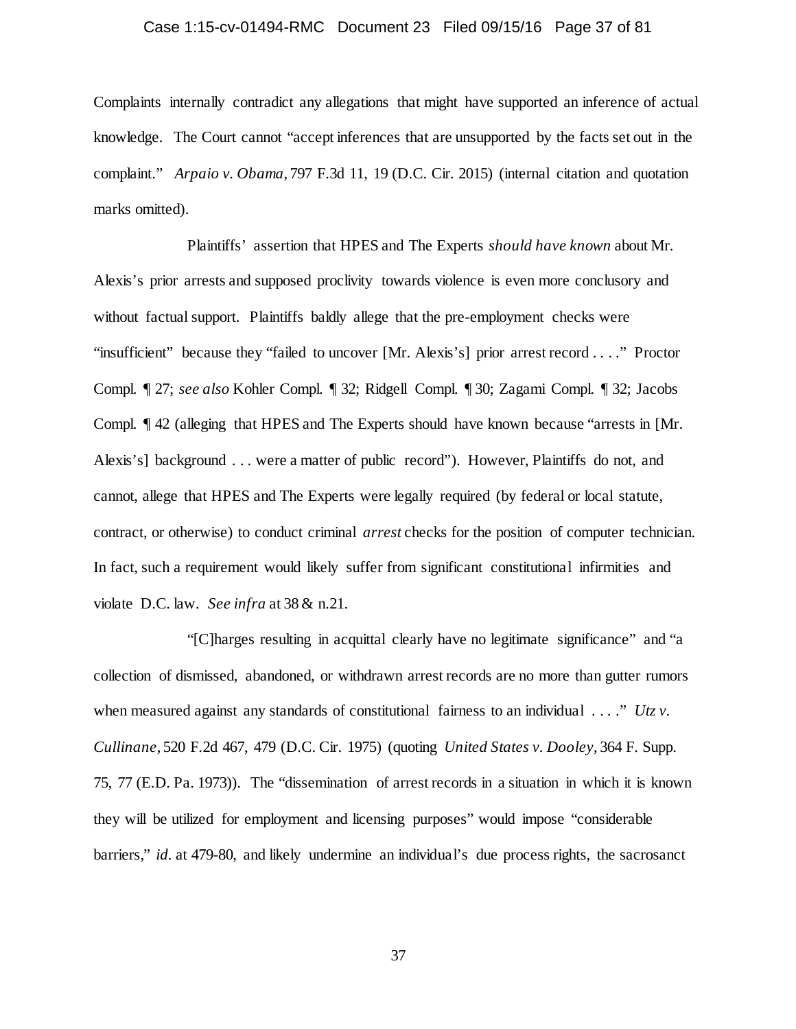Complaints internally contradict any allegations that might have supported an inference of actual knowledge. The Court cannot "accept inferences that are unsupported by the facts set out in the complaint." *Arpaio v. Obama*, 797 F.3d 11, 19 (D.C. Cir. 2015) (internal citation and quotation marks omitted).

Plaintiffs' assertion that HPES and The Experts *should have known* about Mr. Alexis's prior arrests and supposed proclivity towards violence is even more conclusory and without factual support. Plaintiffs baldly allege that the pre-employment checks were "insufficient" because they "failed to uncover [Mr. Alexis's] prior arrest record . . . ." Proctor Compl. ¶ 27; *see also* Kohler Compl. ¶ 32; Ridgell Compl. ¶ 30; Zagami Compl. ¶ 32; Jacobs Compl. ¶ 42 (alleging that HPES and The Experts should have known because "arrests in [Mr. Alexis's] background . . . were a matter of public record"). However, Plaintiffs do not, and cannot, allege that HPES and The Experts were legally required (by federal or local statute, contract, or otherwise) to conduct criminal *arrest* checks for the position of computer technician. In fact, such a requirement would likely suffer from significant constitutional infirmities and violate D.C. law. *See infra* at 38 & n.21.

"[C]harges resulting in acquittal clearly have no legitimate significance" and "a collection of dismissed, abandoned, or withdrawn arrest records are no more than gutter rumors when measured against any standards of constitutional fairness to an individual . . . ." *Utz v. Cullinane*, 520 F.2d 467, 479 (D.C. Cir. 1975) (quoting *United States v. Dooley*, 364 F. Supp. 75, 77 (E.D. Pa. 1973)). The "dissemination of arrest records in a situation in which it is known they will be utilized for employment and licensing purposes" would impose "considerable barriers," *id*. at 479-80, and likely undermine an individual's due process rights, the sacrosanct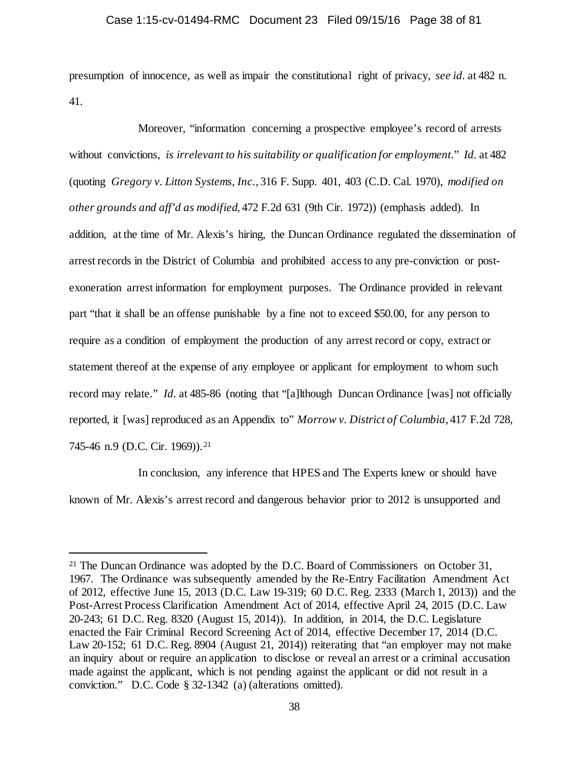presumption of innocence, as well as impair the constitutional right of privacy, *see id.* at 482 n. 41.

Moreover, "information concerning a prospective employee's record of arrests without convictions, *is irrelevant to his suitability or qualification for employment.*" *Id.* at 482 (quoting *Gregory v. Litton Systems, Inc.*, 316 F. Supp. 401, 403 (C.D. Cal. 1970), *modified on other grounds and aff'd as modified*, 472 F.2d 631 (9th Cir. 1972)) (emphasis added). In addition, at the time of Mr. Alexis's hiring, the Duncan Ordinance regulated the dissemination of arrest records in the District of Columbia and prohibited access to any pre-conviction or post-exoneration arrest information for employment purposes. The Ordinance provided in relevant part "that it shall be an offense punishable by a fine not to exceed $50.00, for any person to require as a condition of employment the production of any arrest record or copy, extract or statement thereof at the expense of any employee or applicant for employment to whom such record may relate." *Id.* at 485-86 (noting that "[a]lthough Duncan Ordinance [was] not officially reported, it [was] reproduced as an Appendix to" *Morrow v. District of Columbia*, 417 F.2d 728, 745-46 n.9 (D.C. Cir. 1969)).[21]

In conclusion, any inference that HPES and The Experts knew or should have known of Mr. Alexis's arrest record and dangerous behavior prior to 2012 is unsupported and

---

[21] The Duncan Ordinance was adopted by the D.C. Board of Commissioners on October 31, 1967. The Ordinance was subsequently amended by the Re-Entry Facilitation Amendment Act of 2012, effective June 15, 2013 (D.C. Law 19-319; 60 D.C. Reg. 2333 (March 1, 2013)) and the Post-Arrest Process Clarification Amendment Act of 2014, effective April 24, 2015 (D.C. Law 20-243; 61 D.C. Reg. 8320 (August 15, 2014)). In addition, in 2014, the D.C. Legislature enacted the Fair Criminal Record Screening Act of 2014, effective December 17, 2014 (D.C. Law 20-152; 61 D.C. Reg. 8904 (August 21, 2014)) reiterating that "an employer may not make an inquiry about or require an application to disclose or reveal an arrest or a criminal accusation made against the applicant, which is not pending against the applicant or did not result in a conviction." D.C. Code § 32-1342 (a) (alterations omitted).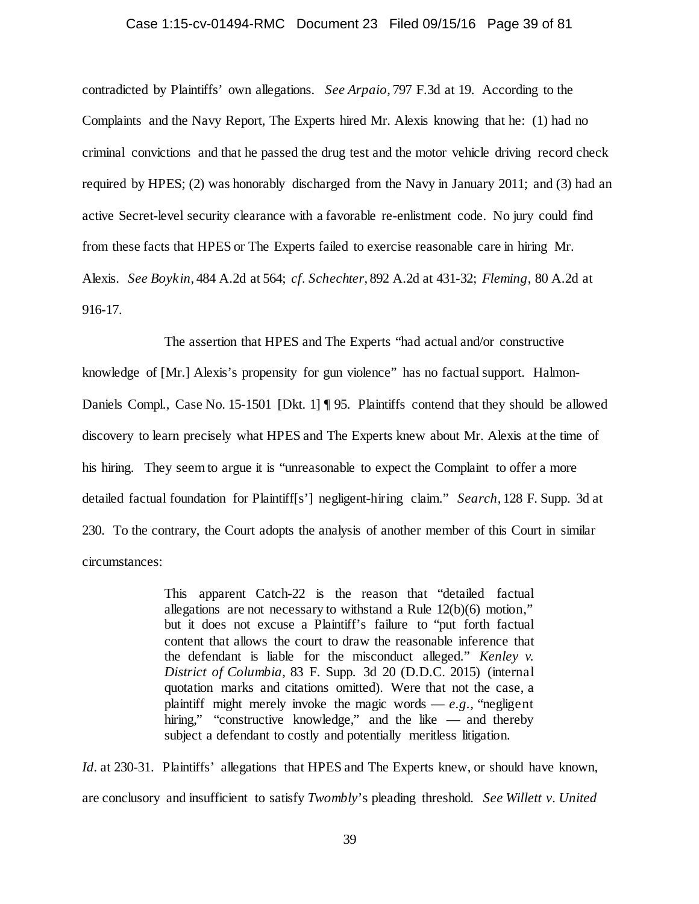contradicted by Plaintiffs' own allegations. *See Arpaio*, 797 F.3d at 19. According to the Complaints and the Navy Report, The Experts hired Mr. Alexis knowing that he: (1) had no criminal convictions and that he passed the drug test and the motor vehicle driving record check required by HPES; (2) was honorably discharged from the Navy in January 2011; and (3) had an active Secret-level security clearance with a favorable re-enlistment code. No jury could find from these facts that HPES or The Experts failed to exercise reasonable care in hiring Mr. Alexis. *See Boykin*, 484 A.2d at 564; *cf. Schechter*, 892 A.2d at 431-32; *Fleming*, 80 A.2d at 916-17.

The assertion that HPES and The Experts "had actual and/or constructive knowledge of [Mr.] Alexis's propensity for gun violence" has no factual support. Halmon-Daniels Compl., Case No. 15-1501 [Dkt. 1] ¶ 95. Plaintiffs contend that they should be allowed discovery to learn precisely what HPES and The Experts knew about Mr. Alexis at the time of his hiring. They seem to argue it is "unreasonable to expect the Complaint to offer a more detailed factual foundation for Plaintiff[s'] negligent-hiring claim." *Search*, 128 F. Supp. 3d at 230. To the contrary, the Court adopts the analysis of another member of this Court in similar circumstances:

> This apparent Catch-22 is the reason that "detailed factual allegations are not necessary to withstand a Rule 12(b)(6) motion," but it does not excuse a Plaintiff's failure to "put forth factual content that allows the court to draw the reasonable inference that the defendant is liable for the misconduct alleged." *Kenley v. District of Columbia*, 83 F. Supp. 3d 20 (D.D.C. 2015) (internal quotation marks and citations omitted). Were that not the case, a plaintiff might merely invoke the magic words — *e.g.*, "negligent hiring," "constructive knowledge," and the like — and thereby subject a defendant to costly and potentially meritless litigation.

*Id.* at 230-31. Plaintiffs' allegations that HPES and The Experts knew, or should have known, are conclusory and insufficient to satisfy *Twombly*'s pleading threshold. *See Willett v. United*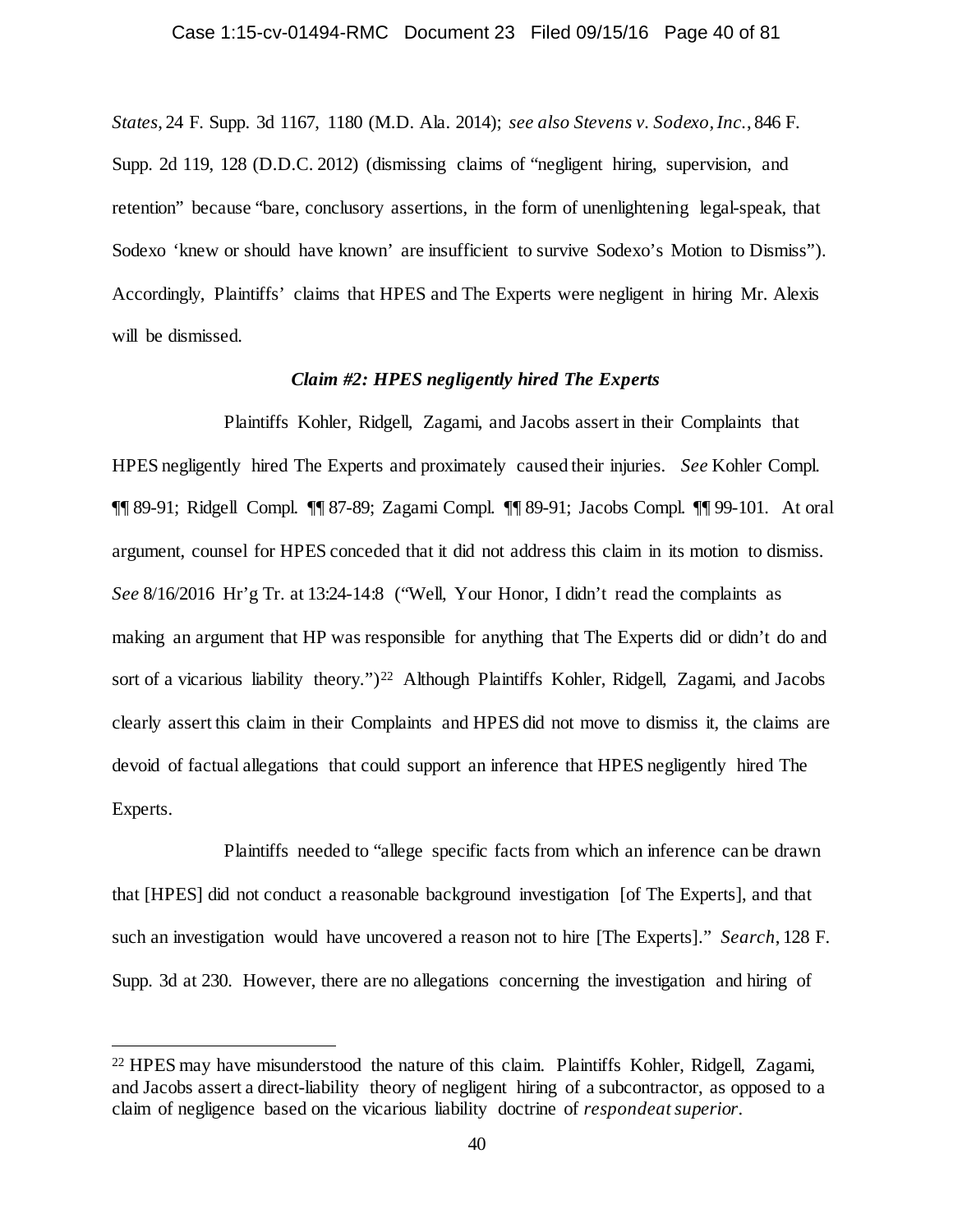*States*, 24 F. Supp. 3d 1167, 1180 (M.D. Ala. 2014); *see also Stevens v. Sodexo, Inc.*, 846 F. Supp. 2d 119, 128 (D.D.C. 2012) (dismissing claims of "negligent hiring, supervision, and retention" because "bare, conclusory assertions, in the form of unenlightening legal-speak, that Sodexo 'knew or should have known' are insufficient to survive Sodexo's Motion to Dismiss"). Accordingly, Plaintiffs' claims that HPES and The Experts were negligent in hiring Mr. Alexis will be dismissed.

***Claim #2: HPES negligently hired The Experts***

Plaintiffs Kohler, Ridgell, Zagami, and Jacobs assert in their Complaints that HPES negligently hired The Experts and proximately caused their injuries. *See* Kohler Compl. ¶¶ 89-91; Ridgell Compl. ¶¶ 87-89; Zagami Compl. ¶¶ 89-91; Jacobs Compl. ¶¶ 99-101. At oral argument, counsel for HPES conceded that it did not address this claim in its motion to dismiss. *See* 8/16/2016 Hr'g Tr. at 13:24-14:8 ("Well, Your Honor, I didn't read the complaints as making an argument that HP was responsible for anything that The Experts did or didn't do and sort of a vicarious liability theory.")[22] Although Plaintiffs Kohler, Ridgell, Zagami, and Jacobs clearly assert this claim in their Complaints and HPES did not move to dismiss it, the claims are devoid of factual allegations that could support an inference that HPES negligently hired The Experts.

Plaintiffs needed to "allege specific facts from which an inference can be drawn that [HPES] did not conduct a reasonable background investigation [of The Experts], and that such an investigation would have uncovered a reason not to hire [The Experts]." *Search*, 128 F. Supp. 3d at 230. However, there are no allegations concerning the investigation and hiring of

---

[22] HPES may have misunderstood the nature of this claim. Plaintiffs Kohler, Ridgell, Zagami, and Jacobs assert a direct-liability theory of negligent hiring of a subcontractor, as opposed to a claim of negligence based on the vicarious liability doctrine of *respondeat superior*.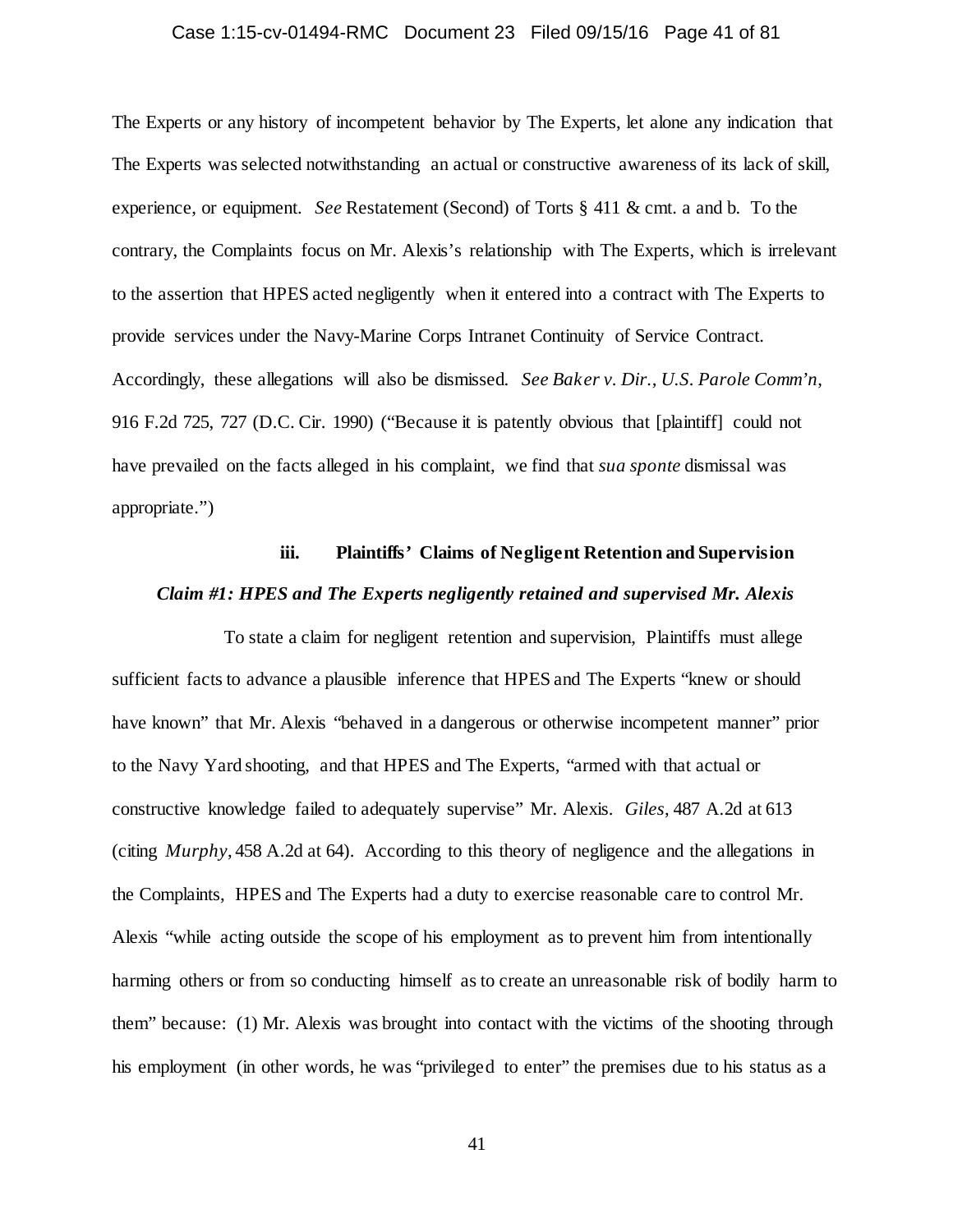The Experts or any history of incompetent behavior by The Experts, let alone any indication that The Experts was selected notwithstanding an actual or constructive awareness of its lack of skill, experience, or equipment. *See* Restatement (Second) of Torts § 411 & cmt. a and b. To the contrary, the Complaints focus on Mr. Alexis's relationship with The Experts, which is irrelevant to the assertion that HPES acted negligently when it entered into a contract with The Experts to provide services under the Navy-Marine Corps Intranet Continuity of Service Contract. Accordingly, these allegations will also be dismissed. *See Baker v. Dir., U.S. Parole Comm'n*, 916 F.2d 725, 727 (D.C. Cir. 1990) ("Because it is patently obvious that [plaintiff] could not have prevailed on the facts alleged in his complaint, we find that *sua sponte* dismissal was appropriate.")

#### iii. Plaintiffs' Claims of Negligent Retention and Supervision

***Claim #1: HPES and The Experts negligently retained and supervised Mr. Alexis***

To state a claim for negligent retention and supervision, Plaintiffs must allege sufficient facts to advance a plausible inference that HPES and The Experts "knew or should have known" that Mr. Alexis "behaved in a dangerous or otherwise incompetent manner" prior to the Navy Yard shooting, and that HPES and The Experts, "armed with that actual or constructive knowledge failed to adequately supervise" Mr. Alexis. *Giles*, 487 A.2d at 613 (citing *Murphy*, 458 A.2d at 64). According to this theory of negligence and the allegations in the Complaints, HPES and The Experts had a duty to exercise reasonable care to control Mr. Alexis "while acting outside the scope of his employment as to prevent him from intentionally harming others or from so conducting himself as to create an unreasonable risk of bodily harm to them" because: (1) Mr. Alexis was brought into contact with the victims of the shooting through his employment (in other words, he was "privileged to enter" the premises due to his status as a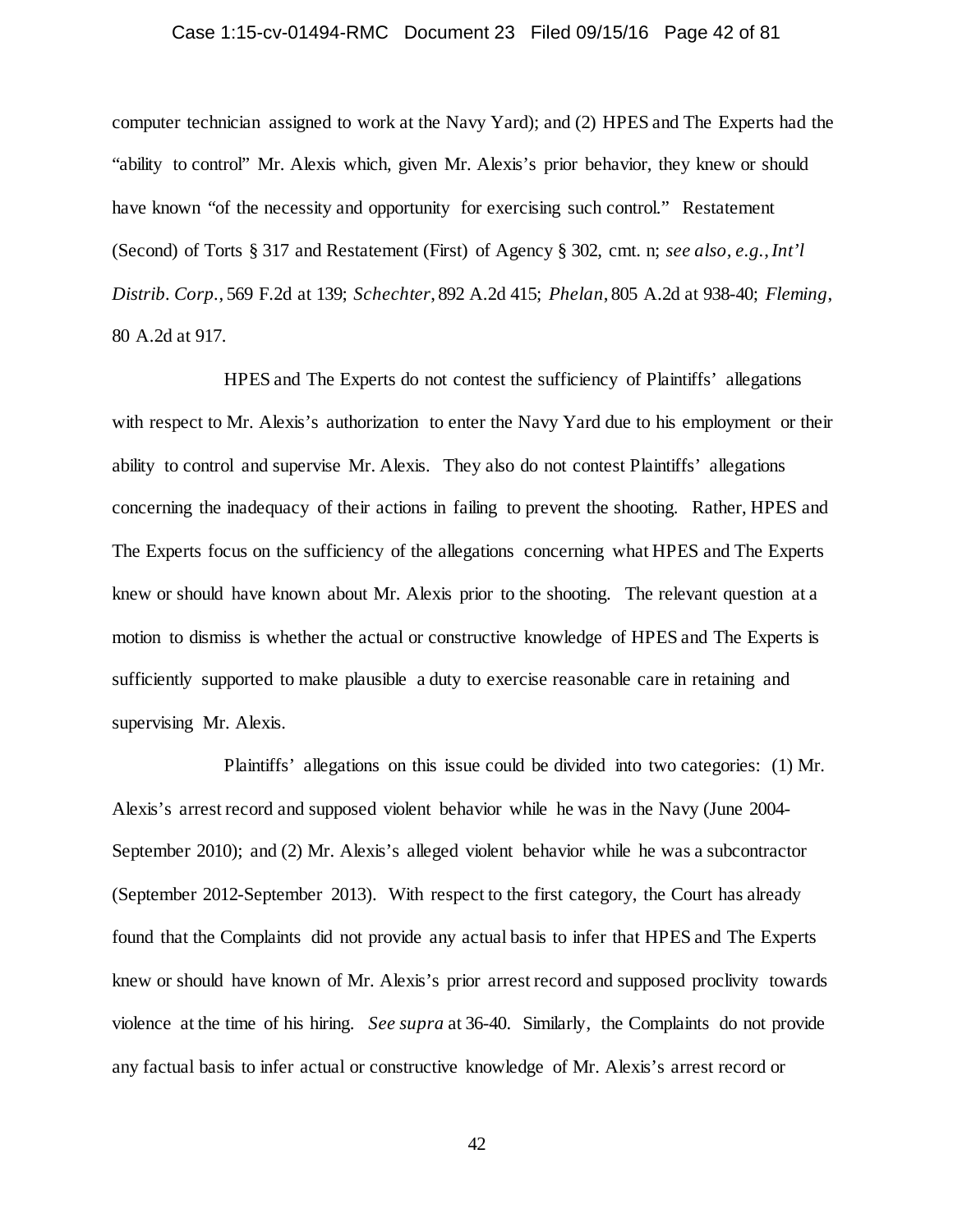computer technician assigned to work at the Navy Yard); and (2) HPES and The Experts had the "ability to control" Mr. Alexis which, given Mr. Alexis's prior behavior, they knew or should have known "of the necessity and opportunity for exercising such control." Restatement (Second) of Torts § 317 and Restatement (First) of Agency § 302, cmt. n; *see also, e.g.*, *Int'l Distrib. Corp.*, 569 F.2d at 139; *Schechter*, 892 A.2d 415; *Phelan*, 805 A.2d at 938-40; *Fleming*, 80 A.2d at 917.

HPES and The Experts do not contest the sufficiency of Plaintiffs' allegations with respect to Mr. Alexis's authorization to enter the Navy Yard due to his employment or their ability to control and supervise Mr. Alexis. They also do not contest Plaintiffs' allegations concerning the inadequacy of their actions in failing to prevent the shooting. Rather, HPES and The Experts focus on the sufficiency of the allegations concerning what HPES and The Experts knew or should have known about Mr. Alexis prior to the shooting. The relevant question at a motion to dismiss is whether the actual or constructive knowledge of HPES and The Experts is sufficiently supported to make plausible a duty to exercise reasonable care in retaining and supervising Mr. Alexis.

Plaintiffs' allegations on this issue could be divided into two categories: (1) Mr. Alexis's arrest record and supposed violent behavior while he was in the Navy (June 2004-September 2010); and (2) Mr. Alexis's alleged violent behavior while he was a subcontractor (September 2012-September 2013). With respect to the first category, the Court has already found that the Complaints did not provide any actual basis to infer that HPES and The Experts knew or should have known of Mr. Alexis's prior arrest record and supposed proclivity towards violence at the time of his hiring. *See supra* at 36-40. Similarly, the Complaints do not provide any factual basis to infer actual or constructive knowledge of Mr. Alexis's arrest record or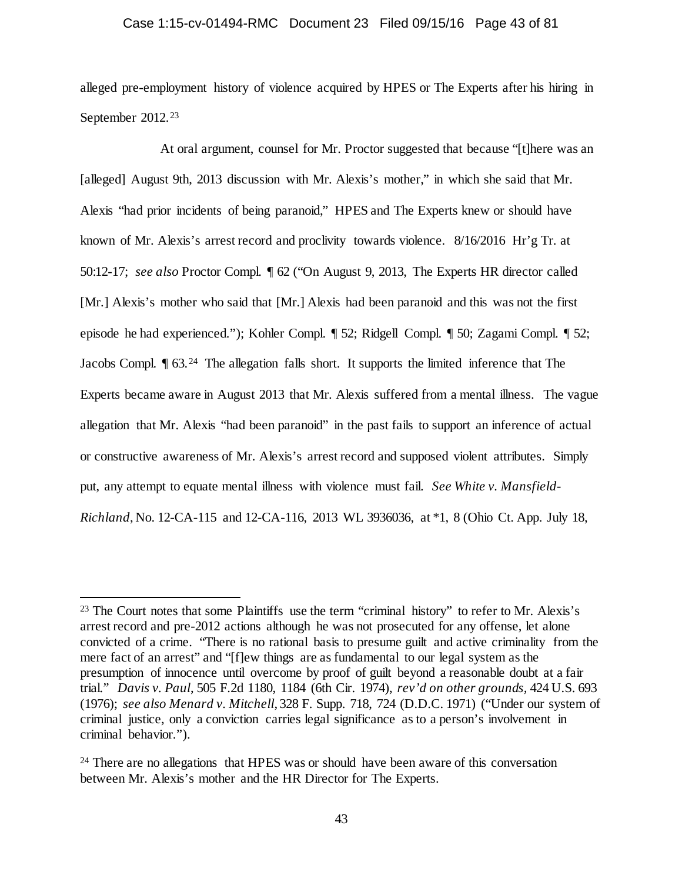alleged pre-employment history of violence acquired by HPES or The Experts after his hiring in September 2012.[23]

At oral argument, counsel for Mr. Proctor suggested that because "[t]here was an [alleged] August 9th, 2013 discussion with Mr. Alexis's mother," in which she said that Mr. Alexis "had prior incidents of being paranoid," HPES and The Experts knew or should have known of Mr. Alexis's arrest record and proclivity towards violence. 8/16/2016 Hr'g Tr. at 50:12-17; *see also* Proctor Compl. ¶ 62 ("On August 9, 2013, The Experts HR director called [Mr.] Alexis's mother who said that [Mr.] Alexis had been paranoid and this was not the first episode he had experienced."); Kohler Compl. ¶ 52; Ridgell Compl. ¶ 50; Zagami Compl. ¶ 52; Jacobs Compl. ¶ 63.[24] The allegation falls short. It supports the limited inference that The Experts became aware in August 2013 that Mr. Alexis suffered from a mental illness. The vague allegation that Mr. Alexis "had been paranoid" in the past fails to support an inference of actual or constructive awareness of Mr. Alexis's arrest record and supposed violent attributes. Simply put, any attempt to equate mental illness with violence must fail. *See White v. Mansfield-Richland*, No. 12-CA-115 and 12-CA-116, 2013 WL 3936036, at *1, 8 (Ohio Ct. App. July 18,

---

[23] The Court notes that some Plaintiffs use the term "criminal history" to refer to Mr. Alexis's arrest record and pre-2012 actions although he was not prosecuted for any offense, let alone convicted of a crime. "There is no rational basis to presume guilt and active criminality from the mere fact of an arrest" and "[f]ew things are as fundamental to our legal system as the presumption of innocence until overcome by proof of guilt beyond a reasonable doubt at a fair trial." *Davis v. Paul*, 505 F.2d 1180, 1184 (6th Cir. 1974), *rev'd on other grounds*, 424 U.S. 693 (1976); *see also Menard v. Mitchell*, 328 F. Supp. 718, 724 (D.D.C. 1971) ("Under our system of criminal justice, only a conviction carries legal significance as to a person's involvement in criminal behavior.").

[24] There are no allegations that HPES was or should have been aware of this conversation between Mr. Alexis's mother and the HR Director for The Experts.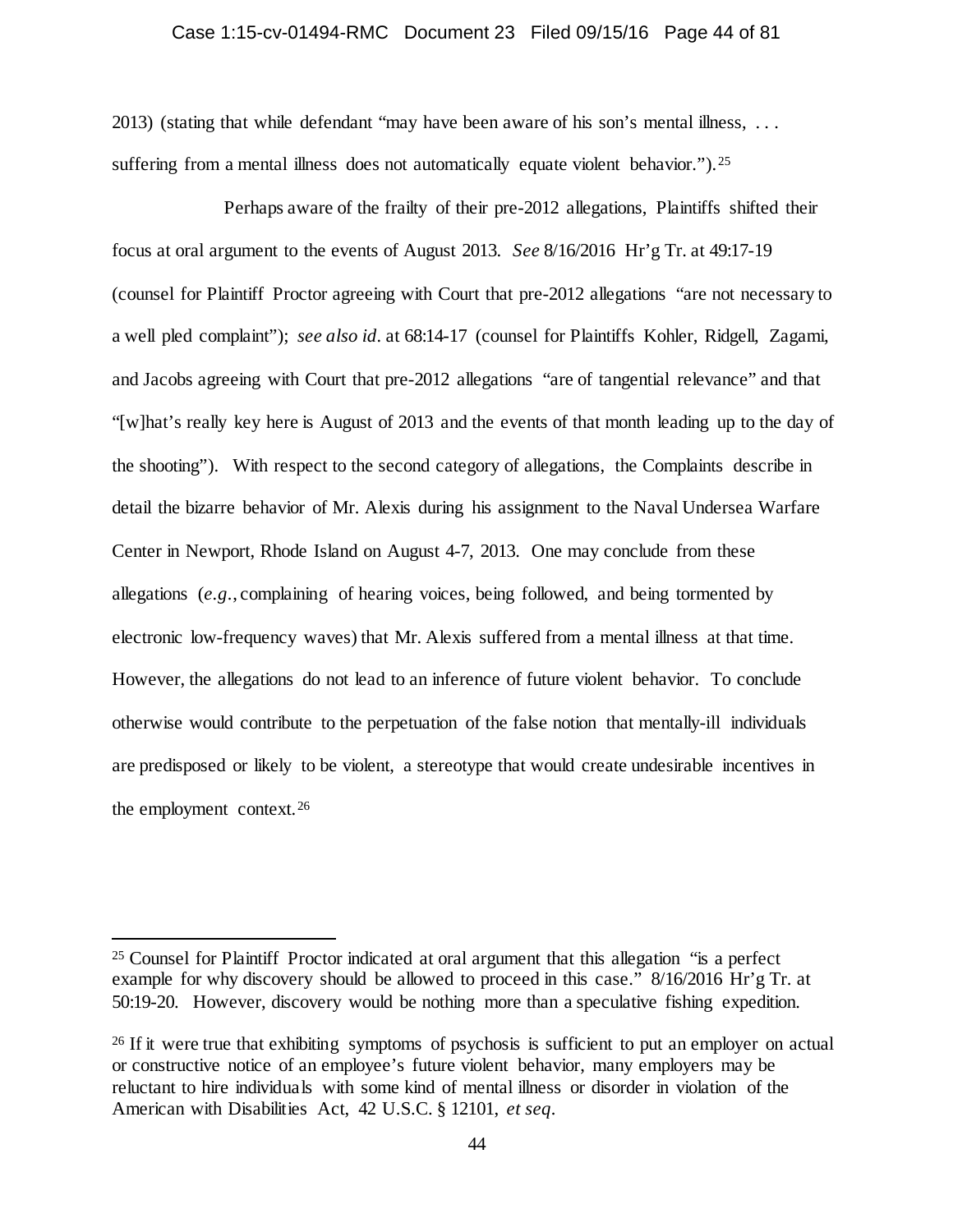2013) (stating that while defendant "may have been aware of his son's mental illness, . . . suffering from a mental illness does not automatically equate violent behavior.").[25]

Perhaps aware of the frailty of their pre-2012 allegations, Plaintiffs shifted their focus at oral argument to the events of August 2013. *See* 8/16/2016 Hr'g Tr. at 49:17-19 (counsel for Plaintiff Proctor agreeing with Court that pre-2012 allegations "are not necessary to a well pled complaint"); *see also id*. at 68:14-17 (counsel for Plaintiffs Kohler, Ridgell, Zagami, and Jacobs agreeing with Court that pre-2012 allegations "are of tangential relevance" and that "[w]hat's really key here is August of 2013 and the events of that month leading up to the day of the shooting"). With respect to the second category of allegations, the Complaints describe in detail the bizarre behavior of Mr. Alexis during his assignment to the Naval Undersea Warfare Center in Newport, Rhode Island on August 4-7, 2013. One may conclude from these allegations (*e.g.*, complaining of hearing voices, being followed, and being tormented by electronic low-frequency waves) that Mr. Alexis suffered from a mental illness at that time. However, the allegations do not lead to an inference of future violent behavior. To conclude otherwise would contribute to the perpetuation of the false notion that mentally-ill individuals are predisposed or likely to be violent, a stereotype that would create undesirable incentives in the employment context.[26]

---

[25] Counsel for Plaintiff Proctor indicated at oral argument that this allegation "is a perfect example for why discovery should be allowed to proceed in this case." 8/16/2016 Hr'g Tr. at 50:19-20. However, discovery would be nothing more than a speculative fishing expedition.

[26] If it were true that exhibiting symptoms of psychosis is sufficient to put an employer on actual or constructive notice of an employee's future violent behavior, many employers may be reluctant to hire individuals with some kind of mental illness or disorder in violation of the American with Disabilities Act, 42 U.S.C. § 12101, *et seq*.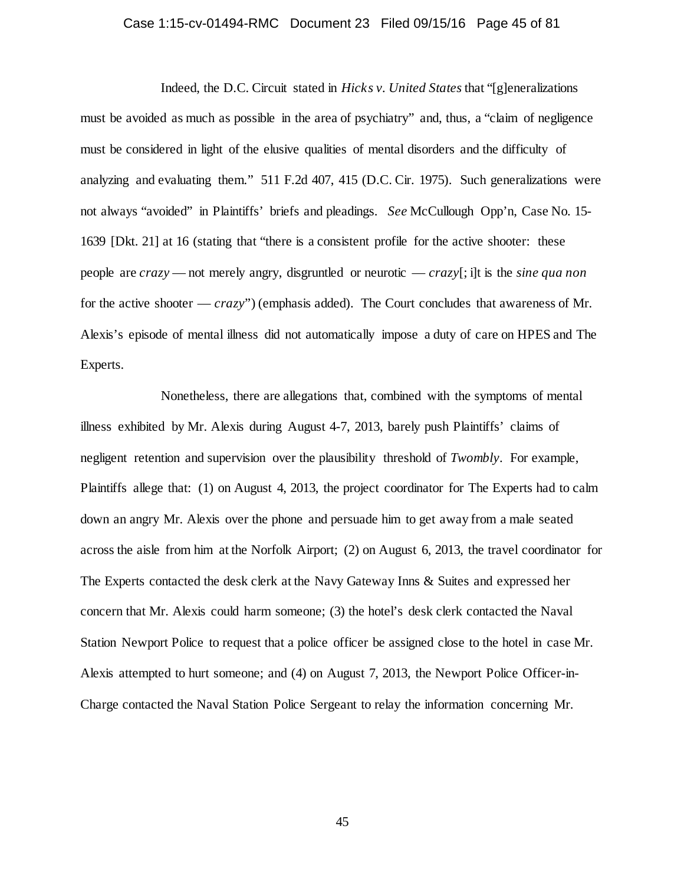Indeed, the D.C. Circuit stated in *Hicks v. United States* that "[g]eneralizations must be avoided as much as possible in the area of psychiatry" and, thus, a "claim of negligence must be considered in light of the elusive qualities of mental disorders and the difficulty of analyzing and evaluating them." 511 F.2d 407, 415 (D.C. Cir. 1975). Such generalizations were not always "avoided" in Plaintiffs' briefs and pleadings. *See* McCullough Opp'n, Case No. 15-1639 [Dkt. 21] at 16 (stating that "there is a consistent profile for the active shooter: these people are *crazy* — not merely angry, disgruntled or neurotic — *crazy*[; i]t is the *sine qua non* for the active shooter — *crazy*") (emphasis added). The Court concludes that awareness of Mr. Alexis's episode of mental illness did not automatically impose a duty of care on HPES and The Experts.

Nonetheless, there are allegations that, combined with the symptoms of mental illness exhibited by Mr. Alexis during August 4-7, 2013, barely push Plaintiffs' claims of negligent retention and supervision over the plausibility threshold of *Twombly*. For example, Plaintiffs allege that: (1) on August 4, 2013, the project coordinator for The Experts had to calm down an angry Mr. Alexis over the phone and persuade him to get away from a male seated across the aisle from him at the Norfolk Airport; (2) on August 6, 2013, the travel coordinator for The Experts contacted the desk clerk at the Navy Gateway Inns & Suites and expressed her concern that Mr. Alexis could harm someone; (3) the hotel's desk clerk contacted the Naval Station Newport Police to request that a police officer be assigned close to the hotel in case Mr. Alexis attempted to hurt someone; and (4) on August 7, 2013, the Newport Police Officer-in-Charge contacted the Naval Station Police Sergeant to relay the information concerning Mr.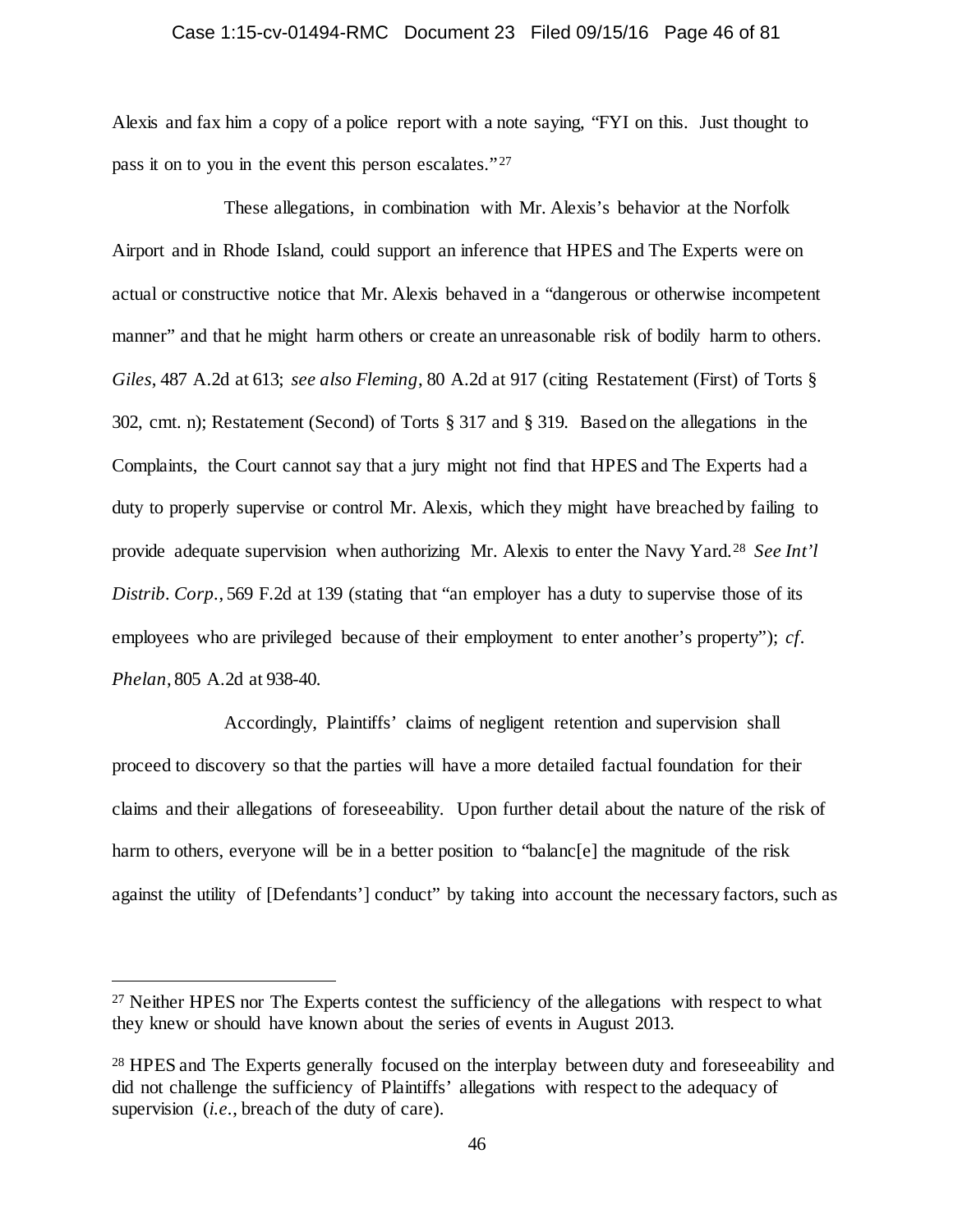Alexis and fax him a copy of a police report with a note saying, "FYI on this. Just thought to pass it on to you in the event this person escalates."[27]

These allegations, in combination with Mr. Alexis's behavior at the Norfolk Airport and in Rhode Island, could support an inference that HPES and The Experts were on actual or constructive notice that Mr. Alexis behaved in a "dangerous or otherwise incompetent manner" and that he might harm others or create an unreasonable risk of bodily harm to others. *Giles*, 487 A.2d at 613; *see also Fleming*, 80 A.2d at 917 (citing Restatement (First) of Torts § 302, cmt. n); Restatement (Second) of Torts § 317 and § 319. Based on the allegations in the Complaints, the Court cannot say that a jury might not find that HPES and The Experts had a duty to properly supervise or control Mr. Alexis, which they might have breached by failing to provide adequate supervision when authorizing Mr. Alexis to enter the Navy Yard.[28] *See Int'l Distrib. Corp.*, 569 F.2d at 139 (stating that "an employer has a duty to supervise those of its employees who are privileged because of their employment to enter another's property"); *cf. Phelan*, 805 A.2d at 938-40.

Accordingly, Plaintiffs' claims of negligent retention and supervision shall proceed to discovery so that the parties will have a more detailed factual foundation for their claims and their allegations of foreseeability. Upon further detail about the nature of the risk of harm to others, everyone will be in a better position to "balanc[e] the magnitude of the risk against the utility of [Defendants'] conduct" by taking into account the necessary factors, such as

---

[27] Neither HPES nor The Experts contest the sufficiency of the allegations with respect to what they knew or should have known about the series of events in August 2013.

[28] HPES and The Experts generally focused on the interplay between duty and foreseeability and did not challenge the sufficiency of Plaintiffs' allegations with respect to the adequacy of supervision (*i.e.*, breach of the duty of care).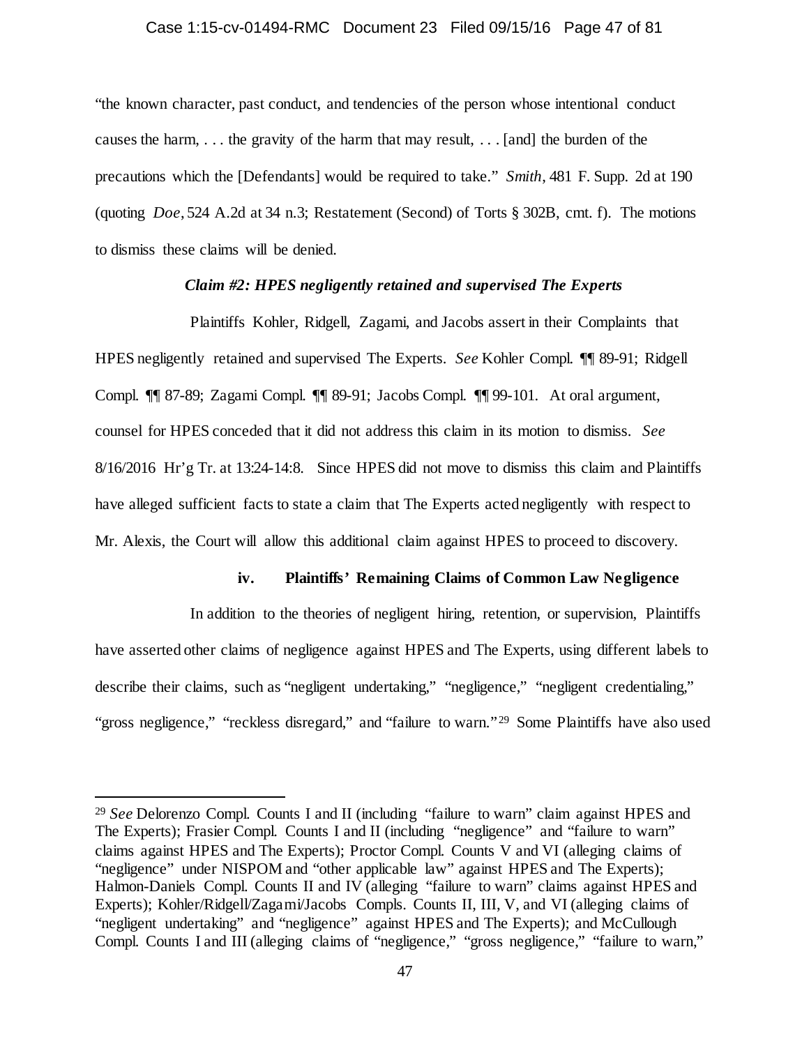"the known character, past conduct, and tendencies of the person whose intentional conduct causes the harm, . . . the gravity of the harm that may result, . . . [and] the burden of the precautions which the [Defendants] would be required to take." *Smith*, 481 F. Supp. 2d at 190 (quoting *Doe*, 524 A.2d at 34 n.3; Restatement (Second) of Torts § 302B, cmt. f). The motions to dismiss these claims will be denied.

***Claim #2: HPES negligently retained and supervised The Experts***

Plaintiffs Kohler, Ridgell, Zagami, and Jacobs assert in their Complaints that HPES negligently retained and supervised The Experts. *See* Kohler Compl. ¶¶ 89-91; Ridgell Compl. ¶¶ 87-89; Zagami Compl. ¶¶ 89-91; Jacobs Compl. ¶¶ 99-101. At oral argument, counsel for HPES conceded that it did not address this claim in its motion to dismiss. *See* 8/16/2016 Hr'g Tr. at 13:24-14:8. Since HPES did not move to dismiss this claim and Plaintiffs have alleged sufficient facts to state a claim that The Experts acted negligently with respect to Mr. Alexis, the Court will allow this additional claim against HPES to proceed to discovery.

**iv. Plaintiffs' Remaining Claims of Common Law Negligence**

In addition to the theories of negligent hiring, retention, or supervision, Plaintiffs have asserted other claims of negligence against HPES and The Experts, using different labels to describe their claims, such as "negligent undertaking," "negligence," "negligent credentialing," "gross negligence," "reckless disregard," and "failure to warn."[29] Some Plaintiffs have also used

[29] *See* Delorenzo Compl. Counts I and II (including "failure to warn" claim against HPES and The Experts); Frasier Compl. Counts I and II (including "negligence" and "failure to warn" claims against HPES and The Experts); Proctor Compl. Counts V and VI (alleging claims of "negligence" under NISPOM and "other applicable law" against HPES and The Experts); Halmon-Daniels Compl. Counts II and IV (alleging "failure to warn" claims against HPES and Experts); Kohler/Ridgell/Zagami/Jacobs Compls. Counts II, III, V, and VI (alleging claims of "negligent undertaking" and "negligence" against HPES and The Experts); and McCullough Compl. Counts I and III (alleging claims of "negligence," "gross negligence," "failure to warn,"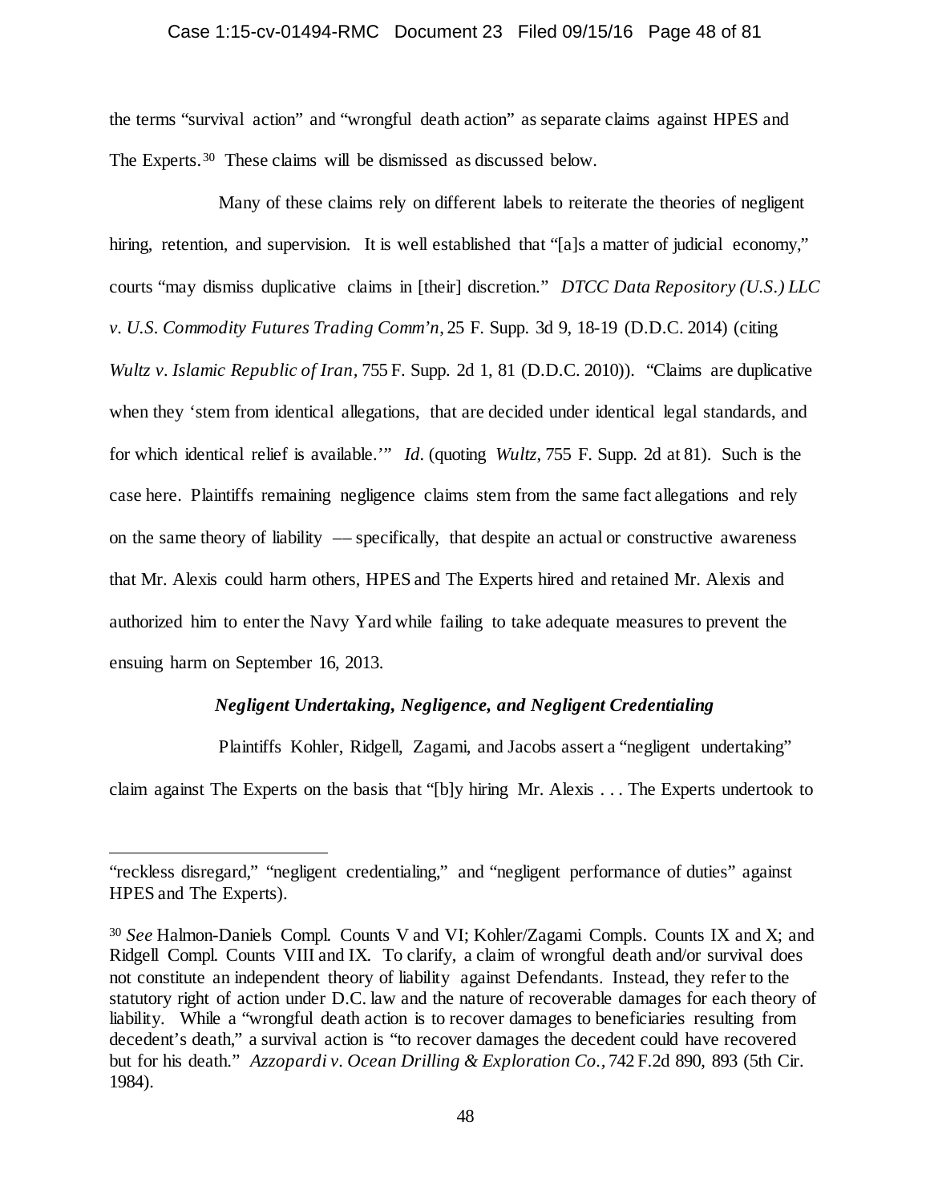the terms "survival action" and "wrongful death action" as separate claims against HPES and The Experts.[30] These claims will be dismissed as discussed below.

Many of these claims rely on different labels to reiterate the theories of negligent hiring, retention, and supervision. It is well established that "[a]s a matter of judicial economy," courts "may dismiss duplicative claims in [their] discretion." *DTCC Data Repository (U.S.) LLC v. U.S. Commodity Futures Trading Comm'n*, 25 F. Supp. 3d 9, 18-19 (D.D.C. 2014) (citing *Wultz v. Islamic Republic of Iran*, 755 F. Supp. 2d 1, 81 (D.D.C. 2010)). "Claims are duplicative when they 'stem from identical allegations, that are decided under identical legal standards, and for which identical relief is available.'" *Id.* (quoting *Wultz*, 755 F. Supp. 2d at 81). Such is the case here. Plaintiffs remaining negligence claims stem from the same fact allegations and rely on the same theory of liability –– specifically, that despite an actual or constructive awareness that Mr. Alexis could harm others, HPES and The Experts hired and retained Mr. Alexis and authorized him to enter the Navy Yard while failing to take adequate measures to prevent the ensuing harm on September 16, 2013.

### *Negligent Undertaking, Negligence, and Negligent Credentialing*

Plaintiffs Kohler, Ridgell, Zagami, and Jacobs assert a "negligent undertaking" claim against The Experts on the basis that "[b]y hiring Mr. Alexis . . . The Experts undertook to

---

"reckless disregard," "negligent credentialing," and "negligent performance of duties" against HPES and The Experts).

[30] *See* Halmon-Daniels Compl. Counts V and VI; Kohler/Zagami Compls. Counts IX and X; and Ridgell Compl. Counts VIII and IX. To clarify, a claim of wrongful death and/or survival does not constitute an independent theory of liability against Defendants. Instead, they refer to the statutory right of action under D.C. law and the nature of recoverable damages for each theory of liability. While a "wrongful death action is to recover damages to beneficiaries resulting from decedent's death," a survival action is "to recover damages the decedent could have recovered but for his death." *Azzopardi v. Ocean Drilling & Exploration Co.*, 742 F.2d 890, 893 (5th Cir. 1984).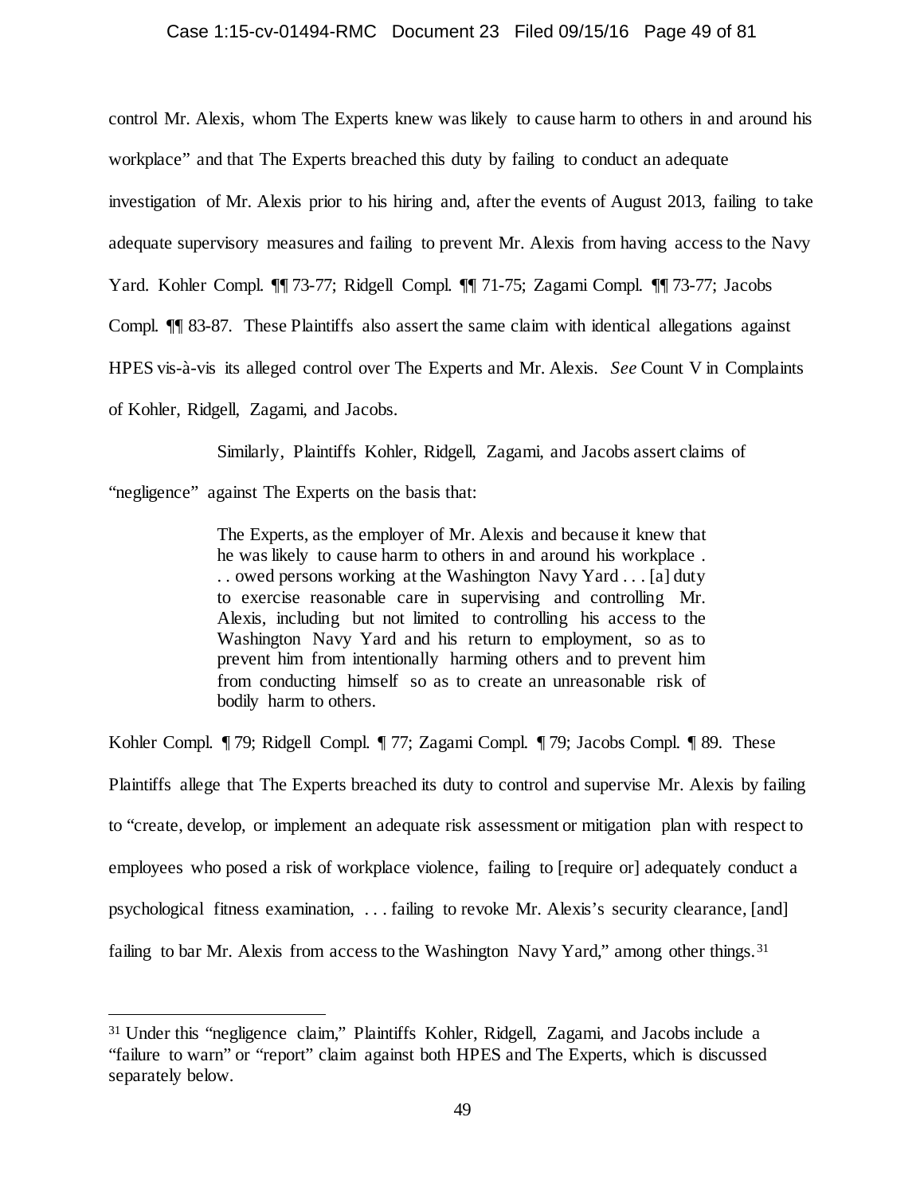control Mr. Alexis, whom The Experts knew was likely to cause harm to others in and around his workplace" and that The Experts breached this duty by failing to conduct an adequate investigation of Mr. Alexis prior to his hiring and, after the events of August 2013, failing to take adequate supervisory measures and failing to prevent Mr. Alexis from having access to the Navy Yard. Kohler Compl. ¶¶ 73-77; Ridgell Compl. ¶¶ 71-75; Zagami Compl. ¶¶ 73-77; Jacobs Compl. ¶¶ 83-87. These Plaintiffs also assert the same claim with identical allegations against HPES vis-à-vis its alleged control over The Experts and Mr. Alexis. *See* Count V in Complaints of Kohler, Ridgell, Zagami, and Jacobs.

Similarly, Plaintiffs Kohler, Ridgell, Zagami, and Jacobs assert claims of "negligence" against The Experts on the basis that:

> The Experts, as the employer of Mr. Alexis and because it knew that he was likely to cause harm to others in and around his workplace . . . owed persons working at the Washington Navy Yard . . . [a] duty to exercise reasonable care in supervising and controlling Mr. Alexis, including but not limited to controlling his access to the Washington Navy Yard and his return to employment, so as to prevent him from intentionally harming others and to prevent him from conducting himself so as to create an unreasonable risk of bodily harm to others.

Kohler Compl. ¶ 79; Ridgell Compl. ¶ 77; Zagami Compl. ¶ 79; Jacobs Compl. ¶ 89. These Plaintiffs allege that The Experts breached its duty to control and supervise Mr. Alexis by failing to "create, develop, or implement an adequate risk assessment or mitigation plan with respect to employees who posed a risk of workplace violence, failing to [require or] adequately conduct a psychological fitness examination, . . . failing to revoke Mr. Alexis's security clearance, [and] failing to bar Mr. Alexis from access to the Washington Navy Yard," among other things.[31]

---

[31] Under this "negligence claim," Plaintiffs Kohler, Ridgell, Zagami, and Jacobs include a "failure to warn" or "report" claim against both HPES and The Experts, which is discussed separately below.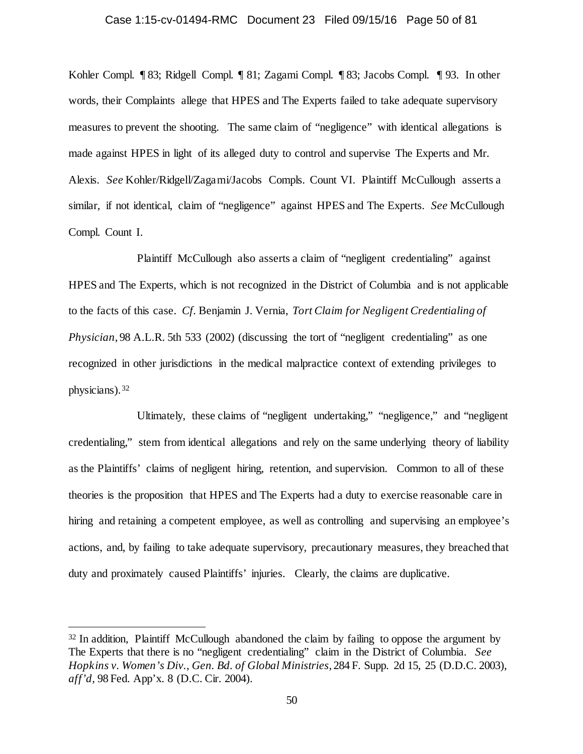Kohler Compl. ¶ 83; Ridgell Compl. ¶ 81; Zagami Compl. ¶ 83; Jacobs Compl. ¶ 93. In other words, their Complaints allege that HPES and The Experts failed to take adequate supervisory measures to prevent the shooting. The same claim of "negligence" with identical allegations is made against HPES in light of its alleged duty to control and supervise The Experts and Mr. Alexis. *See* Kohler/Ridgell/Zagami/Jacobs Compls. Count VI. Plaintiff McCullough asserts a similar, if not identical, claim of "negligence" against HPES and The Experts. *See* McCullough Compl. Count I.

Plaintiff McCullough also asserts a claim of "negligent credentialing" against HPES and The Experts, which is not recognized in the District of Columbia and is not applicable to the facts of this case. *Cf.* Benjamin J. Vernia, *Tort Claim for Negligent Credentialing of Physician*, 98 A.L.R. 5th 533 (2002) (discussing the tort of "negligent credentialing" as one recognized in other jurisdictions in the medical malpractice context of extending privileges to physicians).[32]

Ultimately, these claims of "negligent undertaking," "negligence," and "negligent credentialing," stem from identical allegations and rely on the same underlying theory of liability as the Plaintiffs' claims of negligent hiring, retention, and supervision. Common to all of these theories is the proposition that HPES and The Experts had a duty to exercise reasonable care in hiring and retaining a competent employee, as well as controlling and supervising an employee's actions, and, by failing to take adequate supervisory, precautionary measures, they breached that duty and proximately caused Plaintiffs' injuries. Clearly, the claims are duplicative.

[32] In addition, Plaintiff McCullough abandoned the claim by failing to oppose the argument by The Experts that there is no "negligent credentialing" claim in the District of Columbia. *See Hopkins v. Women's Div., Gen. Bd. of Global Ministries*, 284 F. Supp. 2d 15, 25 (D.D.C. 2003), *aff'd*, 98 Fed. App'x. 8 (D.C. Cir. 2004).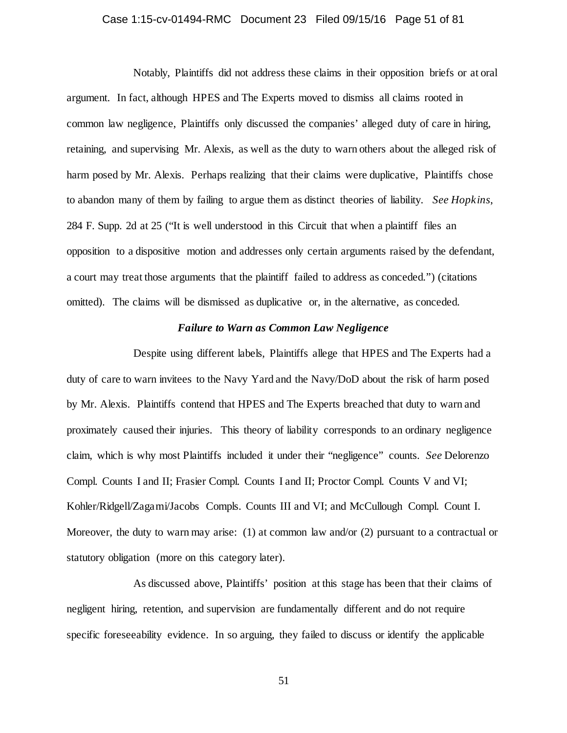Notably, Plaintiffs did not address these claims in their opposition briefs or at oral argument. In fact, although HPES and The Experts moved to dismiss all claims rooted in common law negligence, Plaintiffs only discussed the companies' alleged duty of care in hiring, retaining, and supervising Mr. Alexis, as well as the duty to warn others about the alleged risk of harm posed by Mr. Alexis. Perhaps realizing that their claims were duplicative, Plaintiffs chose to abandon many of them by failing to argue them as distinct theories of liability. *See Hopkins*, 284 F. Supp. 2d at 25 ("It is well understood in this Circuit that when a plaintiff files an opposition to a dispositive motion and addresses only certain arguments raised by the defendant, a court may treat those arguments that the plaintiff failed to address as conceded.") (citations omitted). The claims will be dismissed as duplicative or, in the alternative, as conceded.

***Failure to Warn as Common Law Negligence***

Despite using different labels, Plaintiffs allege that HPES and The Experts had a duty of care to warn invitees to the Navy Yard and the Navy/DoD about the risk of harm posed by Mr. Alexis. Plaintiffs contend that HPES and The Experts breached that duty to warn and proximately caused their injuries. This theory of liability corresponds to an ordinary negligence claim, which is why most Plaintiffs included it under their "negligence" counts. *See* Delorenzo Compl. Counts I and II; Frasier Compl. Counts I and II; Proctor Compl. Counts V and VI; Kohler/Ridgell/Zagami/Jacobs Compls. Counts III and VI; and McCullough Compl. Count I. Moreover, the duty to warn may arise: (1) at common law and/or (2) pursuant to a contractual or statutory obligation (more on this category later).

As discussed above, Plaintiffs' position at this stage has been that their claims of negligent hiring, retention, and supervision are fundamentally different and do not require specific foreseeability evidence. In so arguing, they failed to discuss or identify the applicable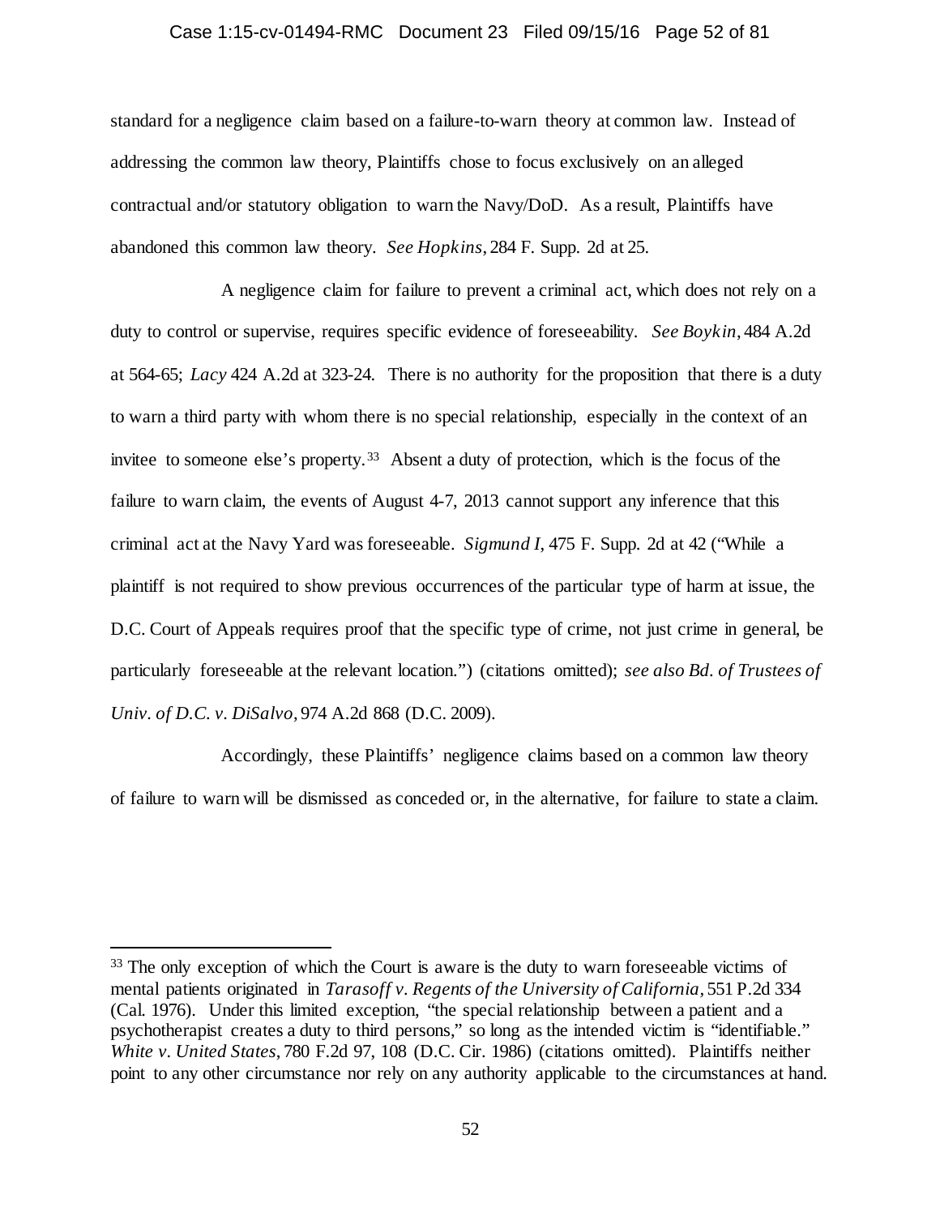standard for a negligence claim based on a failure-to-warn theory at common law. Instead of addressing the common law theory, Plaintiffs chose to focus exclusively on an alleged contractual and/or statutory obligation to warn the Navy/DoD. As a result, Plaintiffs have abandoned this common law theory. *See Hopkins*, 284 F. Supp. 2d at 25.

A negligence claim for failure to prevent a criminal act, which does not rely on a duty to control or supervise, requires specific evidence of foreseeability. *See Boykin*, 484 A.2d at 564-65; *Lacy* 424 A.2d at 323-24. There is no authority for the proposition that there is a duty to warn a third party with whom there is no special relationship, especially in the context of an invitee to someone else's property.[33] Absent a duty of protection, which is the focus of the failure to warn claim, the events of August 4-7, 2013 cannot support any inference that this criminal act at the Navy Yard was foreseeable. *Sigmund I*, 475 F. Supp. 2d at 42 ("While a plaintiff is not required to show previous occurrences of the particular type of harm at issue, the D.C. Court of Appeals requires proof that the specific type of crime, not just crime in general, be particularly foreseeable at the relevant location.") (citations omitted); *see also Bd. of Trustees of Univ. of D.C. v. DiSalvo*, 974 A.2d 868 (D.C. 2009).

Accordingly, these Plaintiffs' negligence claims based on a common law theory of failure to warn will be dismissed as conceded or, in the alternative, for failure to state a claim.

---

[33] The only exception of which the Court is aware is the duty to warn foreseeable victims of mental patients originated in *Tarasoff v. Regents of the University of California*, 551 P.2d 334 (Cal. 1976). Under this limited exception, "the special relationship between a patient and a psychotherapist creates a duty to third persons," so long as the intended victim is "identifiable." *White v. United States*, 780 F.2d 97, 108 (D.C. Cir. 1986) (citations omitted). Plaintiffs neither point to any other circumstance nor rely on any authority applicable to the circumstances at hand.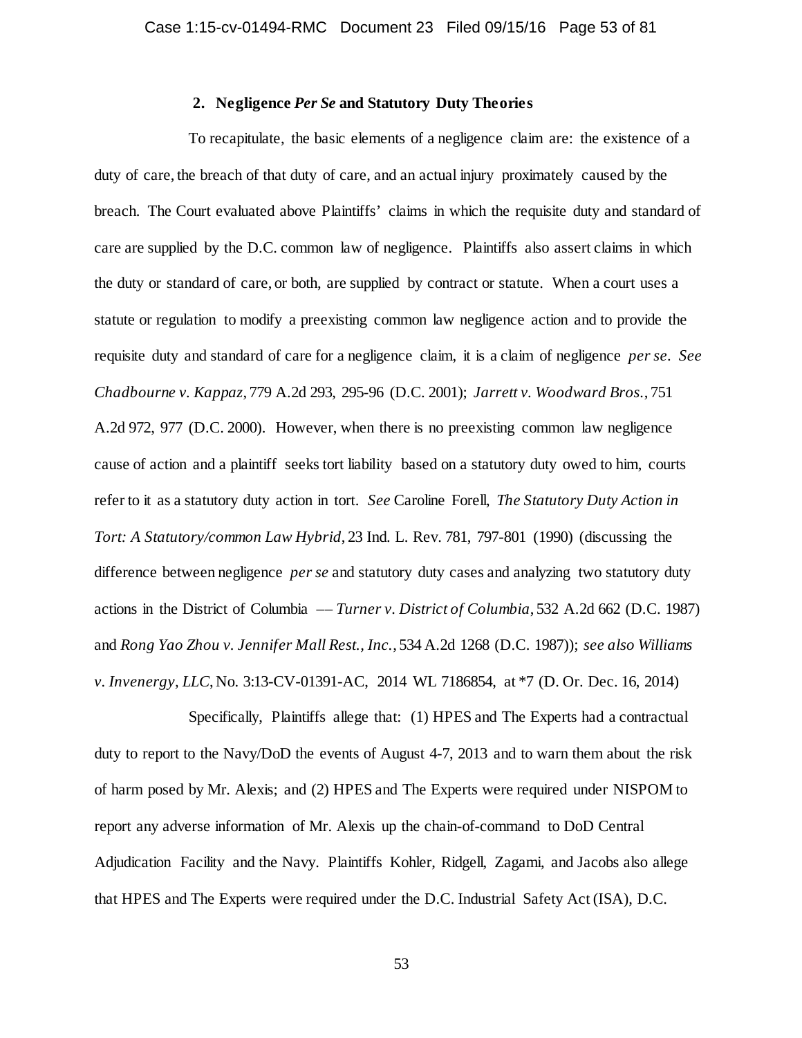### 2. Negligence *Per Se* and Statutory Duty Theories

To recapitulate, the basic elements of a negligence claim are: the existence of a duty of care, the breach of that duty of care, and an actual injury proximately caused by the breach. The Court evaluated above Plaintiffs' claims in which the requisite duty and standard of care are supplied by the D.C. common law of negligence. Plaintiffs also assert claims in which the duty or standard of care, or both, are supplied by contract or statute. When a court uses a statute or regulation to modify a preexisting common law negligence action and to provide the requisite duty and standard of care for a negligence claim, it is a claim of negligence *per se*. *See Chadbourne v. Kappaz*, 779 A.2d 293, 295-96 (D.C. 2001); *Jarrett v. Woodward Bros.*, 751 A.2d 972, 977 (D.C. 2000). However, when there is no preexisting common law negligence cause of action and a plaintiff seeks tort liability based on a statutory duty owed to him, courts refer to it as a statutory duty action in tort. *See* Caroline Forell, *The Statutory Duty Action in Tort: A Statutory/common Law Hybrid*, 23 Ind. L. Rev. 781, 797-801 (1990) (discussing the difference between negligence *per se* and statutory duty cases and analyzing two statutory duty actions in the District of Columbia –– *Turner v. District of Columbia*, 532 A.2d 662 (D.C. 1987) and *Rong Yao Zhou v. Jennifer Mall Rest., Inc.*, 534 A.2d 1268 (D.C. 1987)); *see also Williams v. Invenergy, LLC*, No. 3:13-CV-01391-AC, 2014 WL 7186854, at *7 (D. Or. Dec. 16, 2014)

Specifically, Plaintiffs allege that: (1) HPES and The Experts had a contractual duty to report to the Navy/DoD the events of August 4-7, 2013 and to warn them about the risk of harm posed by Mr. Alexis; and (2) HPES and The Experts were required under NISPOM to report any adverse information of Mr. Alexis up the chain-of-command to DoD Central Adjudication Facility and the Navy. Plaintiffs Kohler, Ridgell, Zagami, and Jacobs also allege that HPES and The Experts were required under the D.C. Industrial Safety Act (ISA), D.C.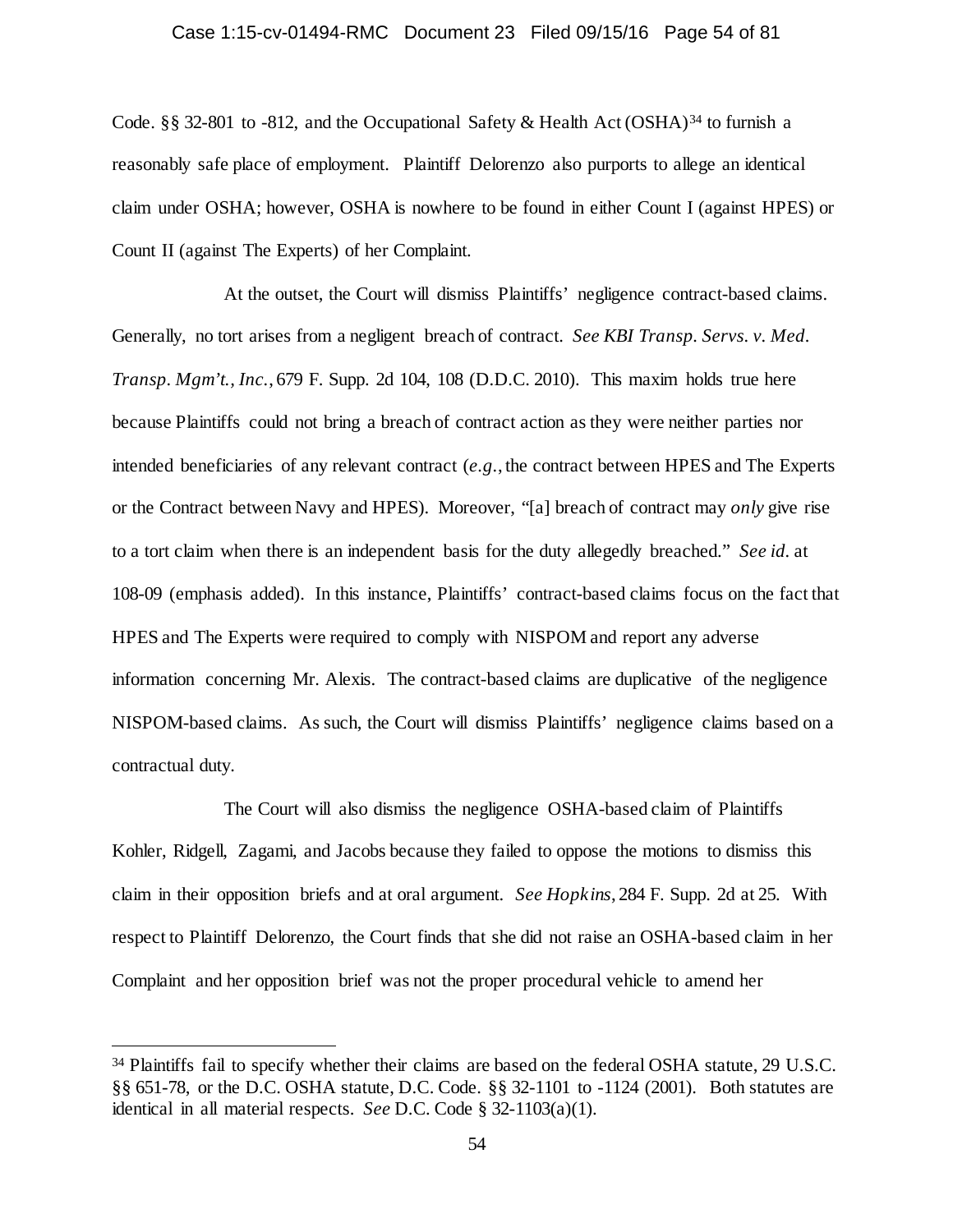Code. §§ 32-801 to -812, and the Occupational Safety & Health Act (OSHA)[34] to furnish a reasonably safe place of employment. Plaintiff Delorenzo also purports to allege an identical claim under OSHA; however, OSHA is nowhere to be found in either Count I (against HPES) or Count II (against The Experts) of her Complaint.

At the outset, the Court will dismiss Plaintiffs' negligence contract-based claims. Generally, no tort arises from a negligent breach of contract. *See KBI Transp. Servs. v. Med. Transp. Mgm't., Inc.*, 679 F. Supp. 2d 104, 108 (D.D.C. 2010). This maxim holds true here because Plaintiffs could not bring a breach of contract action as they were neither parties nor intended beneficiaries of any relevant contract (*e.g.*, the contract between HPES and The Experts or the Contract between Navy and HPES). Moreover, "[a] breach of contract may *only* give rise to a tort claim when there is an independent basis for the duty allegedly breached." *See id.* at 108-09 (emphasis added). In this instance, Plaintiffs' contract-based claims focus on the fact that HPES and The Experts were required to comply with NISPOM and report any adverse information concerning Mr. Alexis. The contract-based claims are duplicative of the negligence NISPOM-based claims. As such, the Court will dismiss Plaintiffs' negligence claims based on a contractual duty.

The Court will also dismiss the negligence OSHA-based claim of Plaintiffs Kohler, Ridgell, Zagami, and Jacobs because they failed to oppose the motions to dismiss this claim in their opposition briefs and at oral argument. *See Hopkins*, 284 F. Supp. 2d at 25. With respect to Plaintiff Delorenzo, the Court finds that she did not raise an OSHA-based claim in her Complaint and her opposition brief was not the proper procedural vehicle to amend her

---

[34] Plaintiffs fail to specify whether their claims are based on the federal OSHA statute, 29 U.S.C. §§ 651-78, or the D.C. OSHA statute, D.C. Code. §§ 32-1101 to -1124 (2001). Both statutes are identical in all material respects. *See* D.C. Code § 32-1103(a)(1).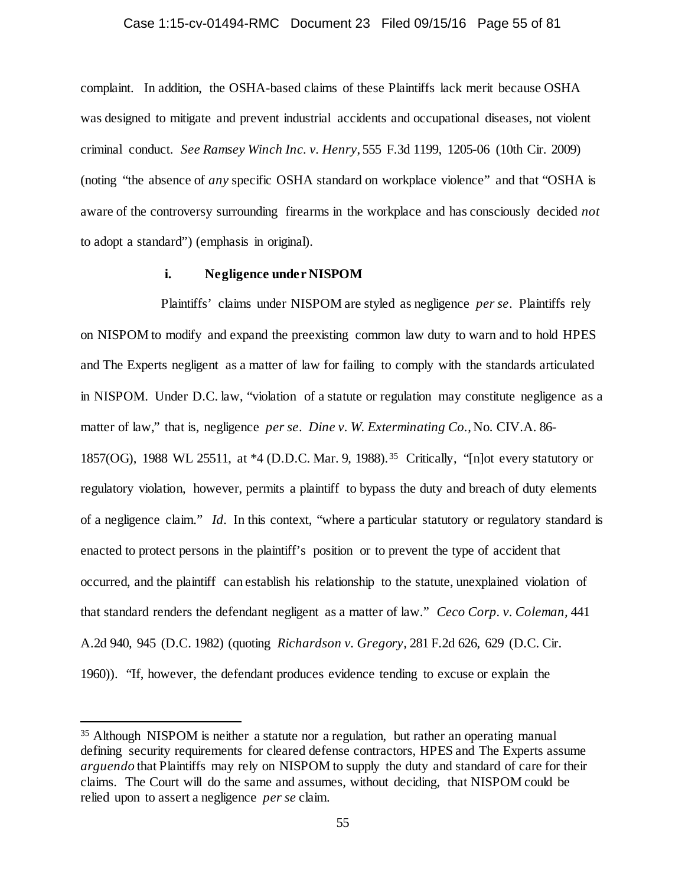complaint. In addition, the OSHA-based claims of these Plaintiffs lack merit because OSHA was designed to mitigate and prevent industrial accidents and occupational diseases, not violent criminal conduct. *See Ramsey Winch Inc. v. Henry*, 555 F.3d 1199, 1205-06 (10th Cir. 2009) (noting "the absence of *any* specific OSHA standard on workplace violence" and that "OSHA is aware of the controversy surrounding firearms in the workplace and has consciously decided *not* to adopt a standard") (emphasis in original).

**i. Negligence under NISPOM**

Plaintiffs' claims under NISPOM are styled as negligence *per se*. Plaintiffs rely on NISPOM to modify and expand the preexisting common law duty to warn and to hold HPES and The Experts negligent as a matter of law for failing to comply with the standards articulated in NISPOM. Under D.C. law, "violation of a statute or regulation may constitute negligence as a matter of law," that is, negligence *per se*. *Dine v. W. Exterminating Co.*, No. CIV.A. 86-1857(OG), 1988 WL 25511, at *4 (D.D.C. Mar. 9, 1988).[35] Critically, "[n]ot every statutory or regulatory violation, however, permits a plaintiff to bypass the duty and breach of duty elements of a negligence claim." *Id*. In this context, "where a particular statutory or regulatory standard is enacted to protect persons in the plaintiff's position or to prevent the type of accident that occurred, and the plaintiff can establish his relationship to the statute, unexplained violation of that standard renders the defendant negligent as a matter of law." *Ceco Corp. v. Coleman*, 441 A.2d 940, 945 (D.C. 1982) (quoting *Richardson v. Gregory*, 281 F.2d 626, 629 (D.C. Cir. 1960)). "If, however, the defendant produces evidence tending to excuse or explain the

---

[35] Although NISPOM is neither a statute nor a regulation, but rather an operating manual defining security requirements for cleared defense contractors, HPES and The Experts assume *arguendo* that Plaintiffs may rely on NISPOM to supply the duty and standard of care for their claims. The Court will do the same and assumes, without deciding, that NISPOM could be relied upon to assert a negligence *per se* claim.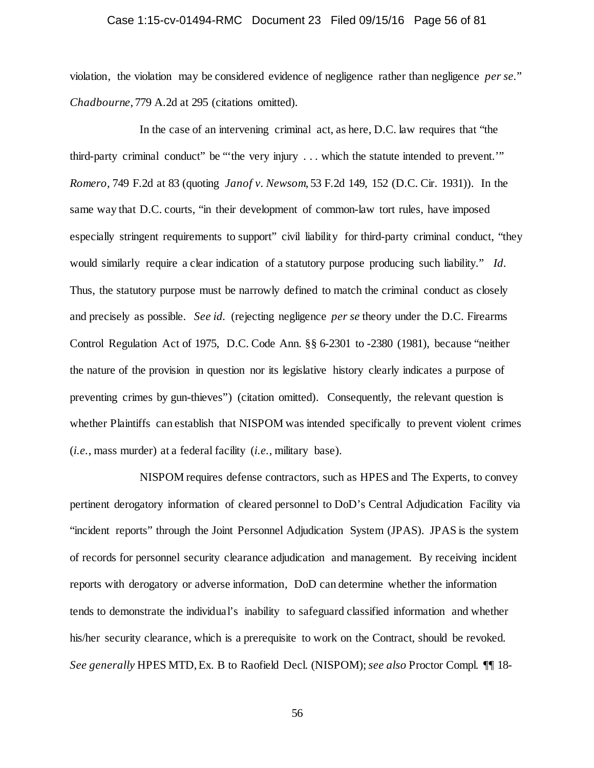violation, the violation may be considered evidence of negligence rather than negligence *per se*." *Chadbourne*, 779 A.2d at 295 (citations omitted).

In the case of an intervening criminal act, as here, D.C. law requires that "the third-party criminal conduct" be "'the very injury . . . which the statute intended to prevent.'" *Romero*, 749 F.2d at 83 (quoting *Janof v. Newsom*, 53 F.2d 149, 152 (D.C. Cir. 1931)). In the same way that D.C. courts, "in their development of common-law tort rules, have imposed especially stringent requirements to support" civil liability for third-party criminal conduct, "they would similarly require a clear indication of a statutory purpose producing such liability." *Id*. Thus, the statutory purpose must be narrowly defined to match the criminal conduct as closely and precisely as possible. *See id*. (rejecting negligence *per se* theory under the D.C. Firearms Control Regulation Act of 1975, D.C. Code Ann. §§ 6-2301 to -2380 (1981), because "neither the nature of the provision in question nor its legislative history clearly indicates a purpose of preventing crimes by gun-thieves") (citation omitted). Consequently, the relevant question is whether Plaintiffs can establish that NISPOM was intended specifically to prevent violent crimes (*i.e.*, mass murder) at a federal facility (*i.e.*, military base).

NISPOM requires defense contractors, such as HPES and The Experts, to convey pertinent derogatory information of cleared personnel to DoD's Central Adjudication Facility via "incident reports" through the Joint Personnel Adjudication System (JPAS). JPAS is the system of records for personnel security clearance adjudication and management. By receiving incident reports with derogatory or adverse information, DoD can determine whether the information tends to demonstrate the individual's inability to safeguard classified information and whether his/her security clearance, which is a prerequisite to work on the Contract, should be revoked. *See generally* HPES MTD, Ex. B to Raofield Decl. (NISPOM); *see also* Proctor Compl. ¶¶ 18-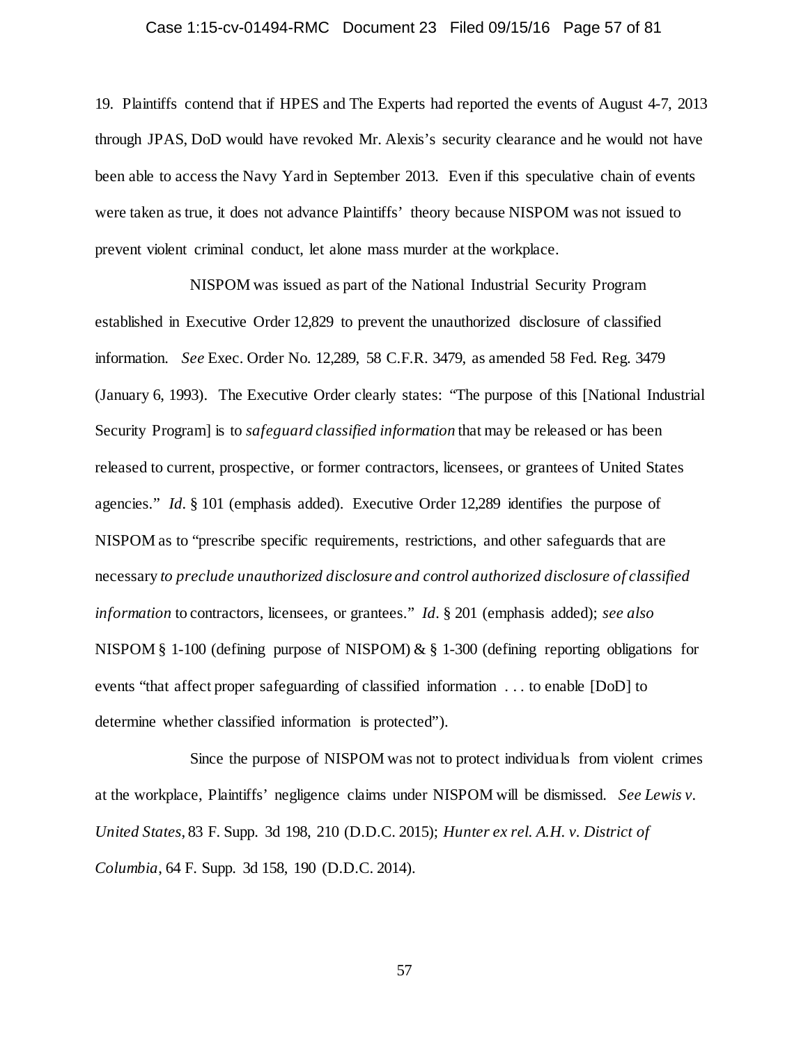19. Plaintiffs contend that if HPES and The Experts had reported the events of August 4-7, 2013 through JPAS, DoD would have revoked Mr. Alexis's security clearance and he would not have been able to access the Navy Yard in September 2013. Even if this speculative chain of events were taken as true, it does not advance Plaintiffs' theory because NISPOM was not issued to prevent violent criminal conduct, let alone mass murder at the workplace.

NISPOM was issued as part of the National Industrial Security Program established in Executive Order 12,829 to prevent the unauthorized disclosure of classified information. *See* Exec. Order No. 12,289, 58 C.F.R. 3479, as amended 58 Fed. Reg. 3479 (January 6, 1993). The Executive Order clearly states: "The purpose of this [National Industrial Security Program] is to *safeguard classified information* that may be released or has been released to current, prospective, or former contractors, licensees, or grantees of United States agencies." *Id*. § 101 (emphasis added). Executive Order 12,289 identifies the purpose of NISPOM as to "prescribe specific requirements, restrictions, and other safeguards that are necessary *to preclude unauthorized disclosure and control authorized disclosure of classified information* to contractors, licensees, or grantees." *Id*. § 201 (emphasis added); *see also* NISPOM § 1-100 (defining purpose of NISPOM) & § 1-300 (defining reporting obligations for events "that affect proper safeguarding of classified information . . . to enable [DoD] to determine whether classified information is protected").

Since the purpose of NISPOM was not to protect individuals from violent crimes at the workplace, Plaintiffs' negligence claims under NISPOM will be dismissed. *See Lewis v. United States*, 83 F. Supp. 3d 198, 210 (D.D.C. 2015); *Hunter ex rel. A.H. v. District of Columbia*, 64 F. Supp. 3d 158, 190 (D.D.C. 2014).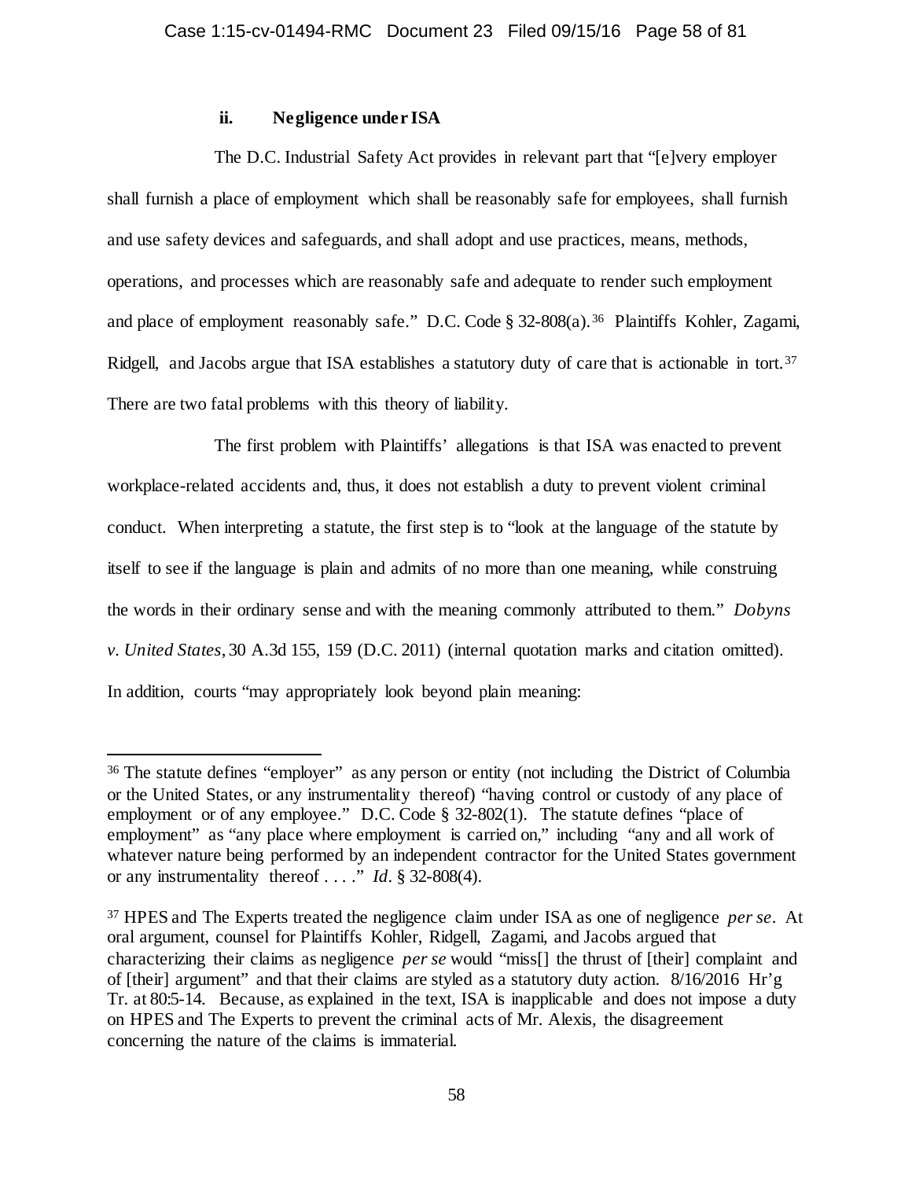### ii. Negligence under ISA

The D.C. Industrial Safety Act provides in relevant part that "[e]very employer shall furnish a place of employment which shall be reasonably safe for employees, shall furnish and use safety devices and safeguards, and shall adopt and use practices, means, methods, operations, and processes which are reasonably safe and adequate to render such employment and place of employment reasonably safe." D.C. Code § 32-808(a).[36] Plaintiffs Kohler, Zagami, Ridgell, and Jacobs argue that ISA establishes a statutory duty of care that is actionable in tort.[37] There are two fatal problems with this theory of liability.

The first problem with Plaintiffs' allegations is that ISA was enacted to prevent workplace-related accidents and, thus, it does not establish a duty to prevent violent criminal conduct. When interpreting a statute, the first step is to "look at the language of the statute by itself to see if the language is plain and admits of no more than one meaning, while construing the words in their ordinary sense and with the meaning commonly attributed to them." *Dobyns v. United States*, 30 A.3d 155, 159 (D.C. 2011) (internal quotation marks and citation omitted). In addition, courts "may appropriately look beyond plain meaning:

---

[36] The statute defines "employer" as any person or entity (not including the District of Columbia or the United States, or any instrumentality thereof) "having control or custody of any place of employment or of any employee." D.C. Code § 32-802(1). The statute defines "place of employment" as "any place where employment is carried on," including "any and all work of whatever nature being performed by an independent contractor for the United States government or any instrumentality thereof . . . ." *Id*. § 32-808(4).

[37] HPES and The Experts treated the negligence claim under ISA as one of negligence *per se*. At oral argument, counsel for Plaintiffs Kohler, Ridgell, Zagami, and Jacobs argued that characterizing their claims as negligence *per se* would "miss[] the thrust of [their] complaint and of [their] argument" and that their claims are styled as a statutory duty action. 8/16/2016 Hr'g Tr. at 80:5-14. Because, as explained in the text, ISA is inapplicable and does not impose a duty on HPES and The Experts to prevent the criminal acts of Mr. Alexis, the disagreement concerning the nature of the claims is immaterial.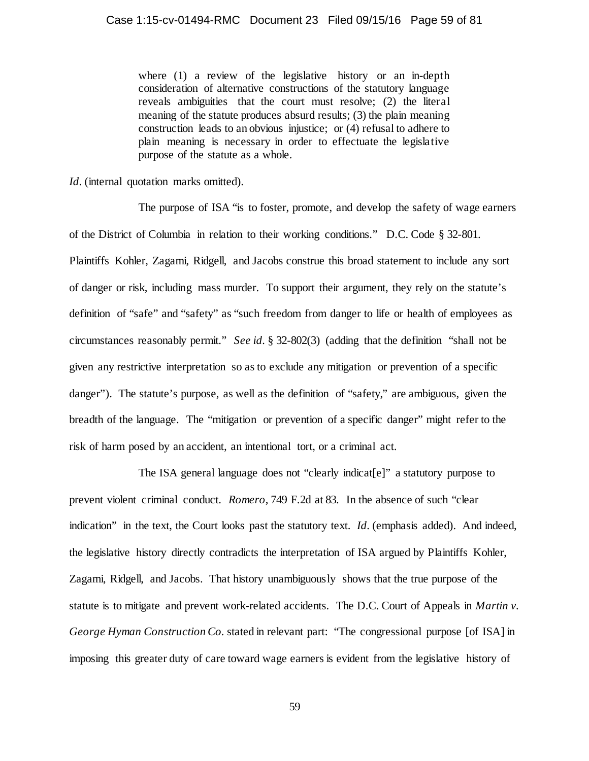> where (1) a review of the legislative history or an in-depth consideration of alternative constructions of the statutory language reveals ambiguities that the court must resolve; (2) the literal meaning of the statute produces absurd results; (3) the plain meaning construction leads to an obvious injustice; or (4) refusal to adhere to plain meaning is necessary in order to effectuate the legislative purpose of the statute as a whole.

*Id*. (internal quotation marks omitted).

The purpose of ISA "is to foster, promote, and develop the safety of wage earners of the District of Columbia in relation to their working conditions." D.C. Code § 32-801. Plaintiffs Kohler, Zagami, Ridgell, and Jacobs construe this broad statement to include any sort of danger or risk, including mass murder. To support their argument, they rely on the statute's definition of "safe" and "safety" as "such freedom from danger to life or health of employees as circumstances reasonably permit." *See id*. § 32-802(3) (adding that the definition "shall not be given any restrictive interpretation so as to exclude any mitigation or prevention of a specific danger"). The statute's purpose, as well as the definition of "safety," are ambiguous, given the breadth of the language. The "mitigation or prevention of a specific danger" might refer to the risk of harm posed by an accident, an intentional tort, or a criminal act.

The ISA general language does not "clearly indicat[e]" a statutory purpose to prevent violent criminal conduct. *Romero*, 749 F.2d at 83. In the absence of such "clear indication" in the text, the Court looks past the statutory text. *Id*. (emphasis added). And indeed, the legislative history directly contradicts the interpretation of ISA argued by Plaintiffs Kohler, Zagami, Ridgell, and Jacobs. That history unambiguously shows that the true purpose of the statute is to mitigate and prevent work-related accidents. The D.C. Court of Appeals in *Martin v. George Hyman Construction Co.* stated in relevant part: "The congressional purpose [of ISA] in imposing this greater duty of care toward wage earners is evident from the legislative history of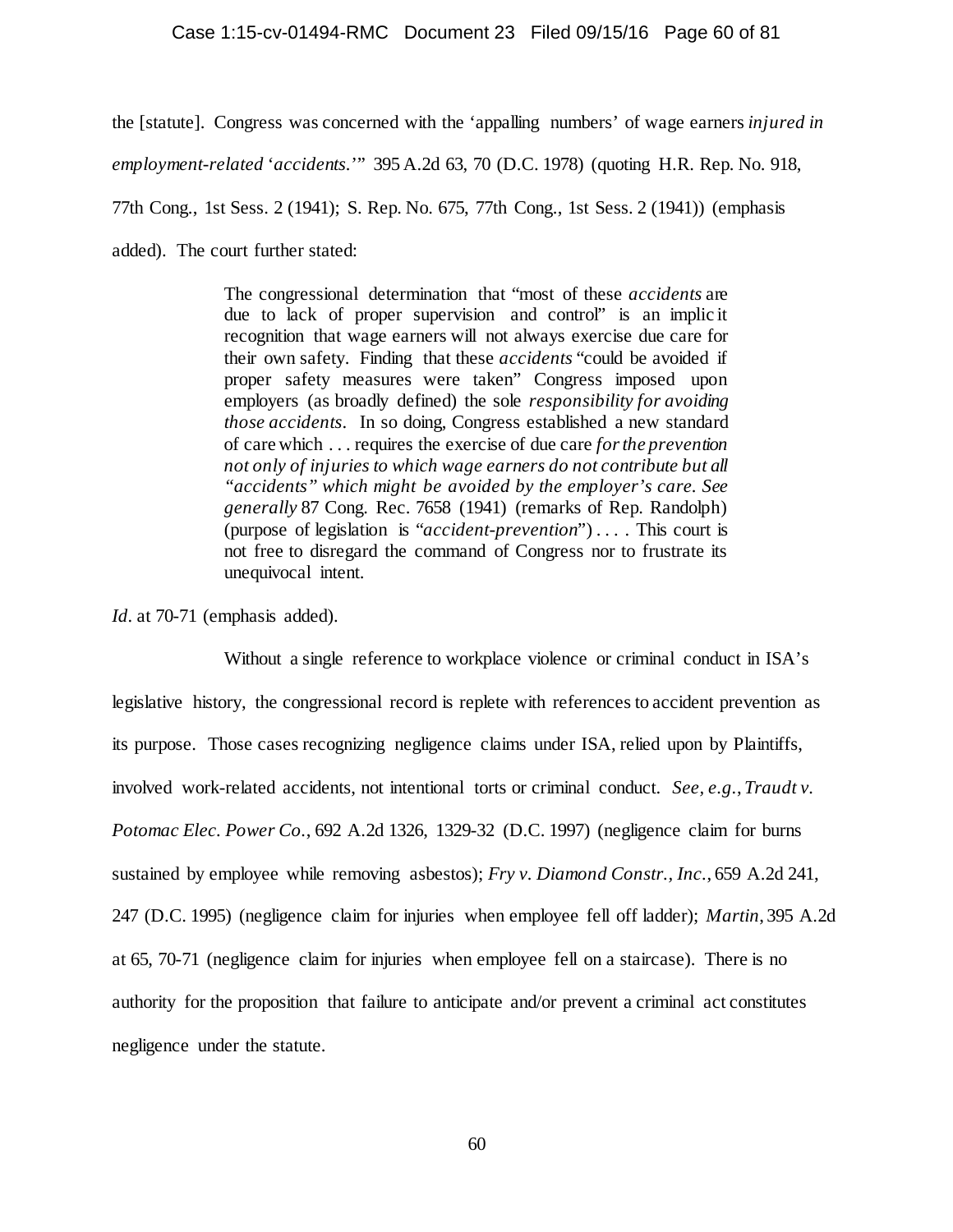the [statute]. Congress was concerned with the 'appalling numbers' of wage earners *injured in employment-related 'accidents.'*" 395 A.2d 63, 70 (D.C. 1978) (quoting H.R. Rep. No. 918, 77th Cong., 1st Sess. 2 (1941); S. Rep. No. 675, 77th Cong., 1st Sess. 2 (1941)) (emphasis added). The court further stated:

> The congressional determination that "most of these *accidents* are due to lack of proper supervision and control" is an implicit recognition that wage earners will not always exercise due care for their own safety. Finding that these *accidents* "could be avoided if proper safety measures were taken" Congress imposed upon employers (as broadly defined) the sole *responsibility for avoiding those accidents*. In so doing, Congress established a new standard of care which . . . requires the exercise of due care *for the prevention not only of injuries to which wage earners do not contribute but all "accidents" which might be avoided by the employer's care. See generally* 87 Cong. Rec. 7658 (1941) (remarks of Rep. Randolph) (purpose of legislation is "*accident-prevention*") . . . . This court is not free to disregard the command of Congress nor to frustrate its unequivocal intent.

*Id.* at 70-71 (emphasis added).

Without a single reference to workplace violence or criminal conduct in ISA's legislative history, the congressional record is replete with references to accident prevention as its purpose. Those cases recognizing negligence claims under ISA, relied upon by Plaintiffs, involved work-related accidents, not intentional torts or criminal conduct. *See, e.g.*, *Traudt v. Potomac Elec. Power Co.*, 692 A.2d 1326, 1329-32 (D.C. 1997) (negligence claim for burns sustained by employee while removing asbestos); *Fry v. Diamond Constr., Inc.*, 659 A.2d 241, 247 (D.C. 1995) (negligence claim for injuries when employee fell off ladder); *Martin*, 395 A.2d at 65, 70-71 (negligence claim for injuries when employee fell on a staircase). There is no authority for the proposition that failure to anticipate and/or prevent a criminal act constitutes negligence under the statute.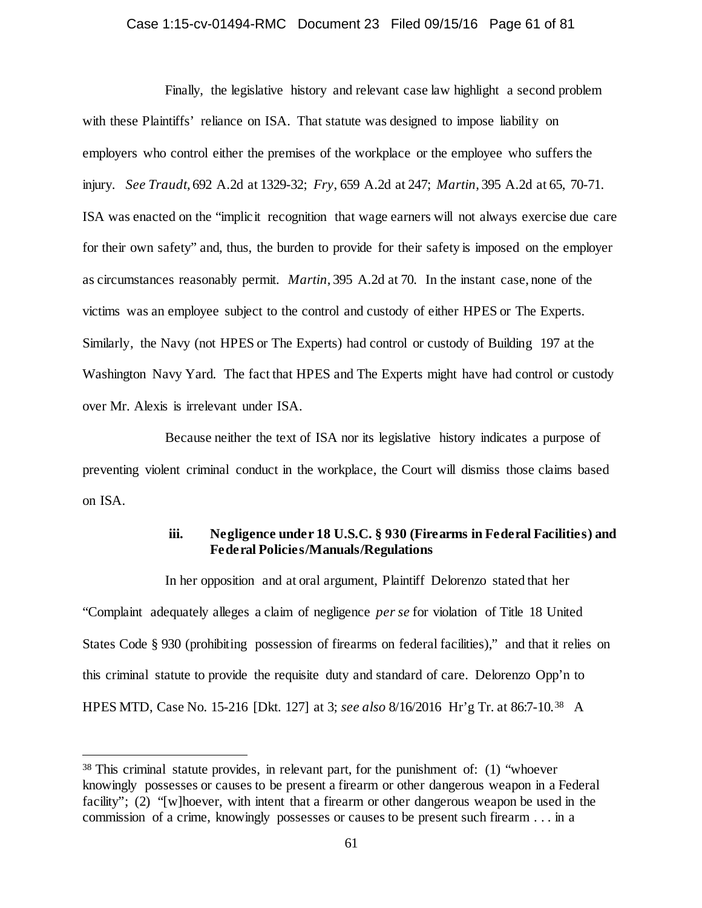Finally, the legislative history and relevant case law highlight a second problem with these Plaintiffs' reliance on ISA. That statute was designed to impose liability on employers who control either the premises of the workplace or the employee who suffers the injury. *See Traudt*, 692 A.2d at 1329-32; *Fry*, 659 A.2d at 247; *Martin*, 395 A.2d at 65, 70-71. ISA was enacted on the "implicit recognition that wage earners will not always exercise due care for their own safety" and, thus, the burden to provide for their safety is imposed on the employer as circumstances reasonably permit. *Martin*, 395 A.2d at 70. In the instant case, none of the victims was an employee subject to the control and custody of either HPES or The Experts. Similarly, the Navy (not HPES or The Experts) had control or custody of Building 197 at the Washington Navy Yard. The fact that HPES and The Experts might have had control or custody over Mr. Alexis is irrelevant under ISA.

Because neither the text of ISA nor its legislative history indicates a purpose of preventing violent criminal conduct in the workplace, the Court will dismiss those claims based on ISA.

**iii. Negligence under 18 U.S.C. § 930 (Firearms in Federal Facilities) and Federal Policies/Manuals/Regulations**

In her opposition and at oral argument, Plaintiff Delorenzo stated that her "Complaint adequately alleges a claim of negligence *per se* for violation of Title 18 United States Code § 930 (prohibiting possession of firearms on federal facilities)," and that it relies on this criminal statute to provide the requisite duty and standard of care. Delorenzo Opp'n to HPES MTD, Case No. 15-216 [Dkt. 127] at 3; *see also* 8/16/2016 Hr'g Tr. at 86:7-10.[38] A

[38] This criminal statute provides, in relevant part, for the punishment of: (1) "whoever knowingly possesses or causes to be present a firearm or other dangerous weapon in a Federal facility"; (2) "[w]hoever, with intent that a firearm or other dangerous weapon be used in the commission of a crime, knowingly possesses or causes to be present such firearm . . . in a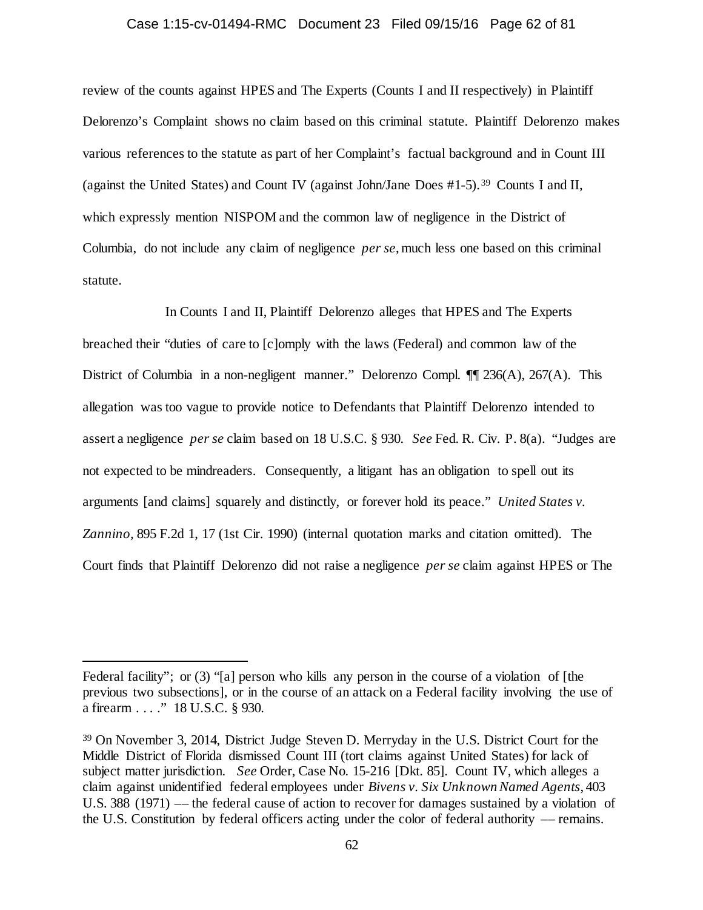review of the counts against HPES and The Experts (Counts I and II respectively) in Plaintiff Delorenzo's Complaint shows no claim based on this criminal statute. Plaintiff Delorenzo makes various references to the statute as part of her Complaint's factual background and in Count III (against the United States) and Count IV (against John/Jane Does #1-5).[39] Counts I and II, which expressly mention NISPOM and the common law of negligence in the District of Columbia, do not include any claim of negligence *per se*, much less one based on this criminal statute.

In Counts I and II, Plaintiff Delorenzo alleges that HPES and The Experts breached their "duties of care to [c]omply with the laws (Federal) and common law of the District of Columbia in a non-negligent manner." Delorenzo Compl. ¶¶ 236(A), 267(A). This allegation was too vague to provide notice to Defendants that Plaintiff Delorenzo intended to assert a negligence *per se* claim based on 18 U.S.C. § 930. *See* Fed. R. Civ. P. 8(a). "Judges are not expected to be mindreaders. Consequently, a litigant has an obligation to spell out its arguments [and claims] squarely and distinctly, or forever hold its peace." *United States v. Zannino,* 895 F.2d 1, 17 (1st Cir. 1990) (internal quotation marks and citation omitted). The Court finds that Plaintiff Delorenzo did not raise a negligence *per se* claim against HPES or The

---

Federal facility"; or (3) "[a] person who kills any person in the course of a violation of [the previous two subsections], or in the course of an attack on a Federal facility involving the use of a firearm . . . ." 18 U.S.C. § 930.

[39] On November 3, 2014, District Judge Steven D. Merryday in the U.S. District Court for the Middle District of Florida dismissed Count III (tort claims against United States) for lack of subject matter jurisdiction. *See* Order, Case No. 15-216 [Dkt. 85]. Count IV, which alleges a claim against unidentified federal employees under *Bivens v. Six Unknown Named Agents*, 403 U.S. 388 (1971) –– the federal cause of action to recover for damages sustained by a violation of the U.S. Constitution by federal officers acting under the color of federal authority –– remains.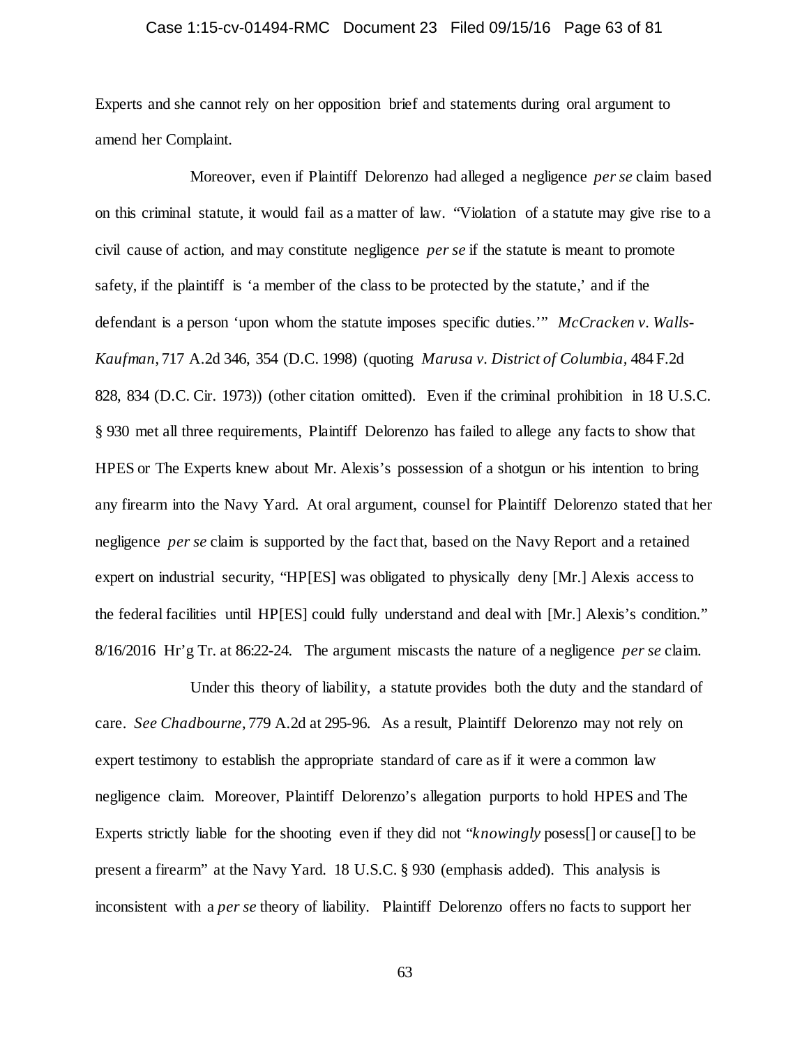Experts and she cannot rely on her opposition brief and statements during oral argument to amend her Complaint.

Moreover, even if Plaintiff Delorenzo had alleged a negligence *per se* claim based on this criminal statute, it would fail as a matter of law. "Violation of a statute may give rise to a civil cause of action, and may constitute negligence *per se* if the statute is meant to promote safety, if the plaintiff is 'a member of the class to be protected by the statute,' and if the defendant is a person 'upon whom the statute imposes specific duties.'" *McCracken v. Walls-Kaufman*, 717 A.2d 346, 354 (D.C. 1998) (quoting *Marusa v. District of Columbia*, 484 F.2d 828, 834 (D.C. Cir. 1973)) (other citation omitted). Even if the criminal prohibition in 18 U.S.C. § 930 met all three requirements, Plaintiff Delorenzo has failed to allege any facts to show that HPES or The Experts knew about Mr. Alexis's possession of a shotgun or his intention to bring any firearm into the Navy Yard. At oral argument, counsel for Plaintiff Delorenzo stated that her negligence *per se* claim is supported by the fact that, based on the Navy Report and a retained expert on industrial security, "HP[ES] was obligated to physically deny [Mr.] Alexis access to the federal facilities until HP[ES] could fully understand and deal with [Mr.] Alexis's condition." 8/16/2016 Hr'g Tr. at 86:22-24. The argument miscasts the nature of a negligence *per se* claim.

Under this theory of liability, a statute provides both the duty and the standard of care. *See Chadbourne*, 779 A.2d at 295-96. As a result, Plaintiff Delorenzo may not rely on expert testimony to establish the appropriate standard of care as if it were a common law negligence claim. Moreover, Plaintiff Delorenzo's allegation purports to hold HPES and The Experts strictly liable for the shooting even if they did not "*knowingly* posess[] or cause[] to be present a firearm" at the Navy Yard. 18 U.S.C. § 930 (emphasis added). This analysis is inconsistent with a *per se* theory of liability. Plaintiff Delorenzo offers no facts to support her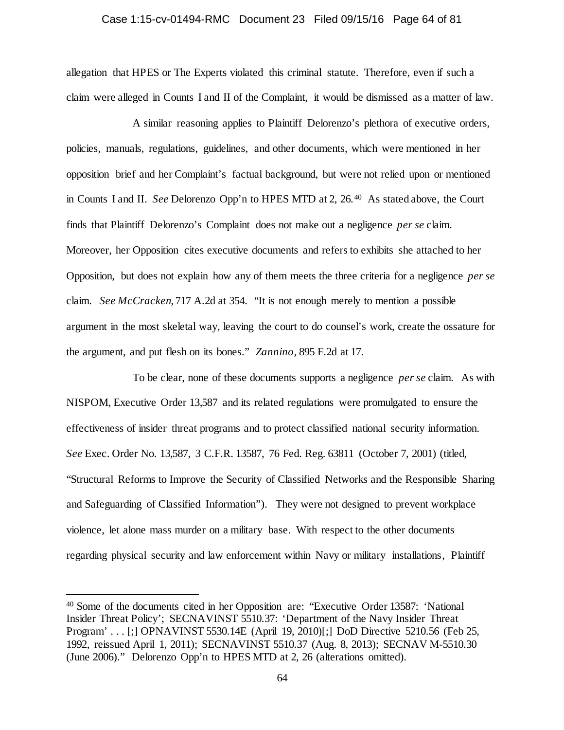allegation that HPES or The Experts violated this criminal statute. Therefore, even if such a claim were alleged in Counts I and II of the Complaint, it would be dismissed as a matter of law.

A similar reasoning applies to Plaintiff Delorenzo's plethora of executive orders, policies, manuals, regulations, guidelines, and other documents, which were mentioned in her opposition brief and her Complaint's factual background, but were not relied upon or mentioned in Counts I and II. *See* Delorenzo Opp'n to HPES MTD at 2, 26.[40] As stated above, the Court finds that Plaintiff Delorenzo's Complaint does not make out a negligence *per se* claim. Moreover, her Opposition cites executive documents and refers to exhibits she attached to her Opposition, but does not explain how any of them meets the three criteria for a negligence *per se* claim. *See McCracken*, 717 A.2d at 354. "It is not enough merely to mention a possible argument in the most skeletal way, leaving the court to do counsel's work, create the ossature for the argument, and put flesh on its bones." *Zannino*, 895 F.2d at 17.

To be clear, none of these documents supports a negligence *per se* claim. As with NISPOM, Executive Order 13,587 and its related regulations were promulgated to ensure the effectiveness of insider threat programs and to protect classified national security information. *See* Exec. Order No. 13,587, 3 C.F.R. 13587, 76 Fed. Reg. 63811 (October 7, 2001) (titled, "Structural Reforms to Improve the Security of Classified Networks and the Responsible Sharing and Safeguarding of Classified Information"). They were not designed to prevent workplace violence, let alone mass murder on a military base. With respect to the other documents regarding physical security and law enforcement within Navy or military installations, Plaintiff

---

[40] Some of the documents cited in her Opposition are: "Executive Order 13587: 'National Insider Threat Policy'; SECNAVINST 5510.37: 'Department of the Navy Insider Threat Program' . . . [;] OPNAVINST 5530.14E (April 19, 2010)[;] DoD Directive 5210.56 (Feb 25, 1992, reissued April 1, 2011); SECNAVINST 5510.37 (Aug. 8, 2013); SECNAV M-5510.30 (June 2006)." Delorenzo Opp'n to HPES MTD at 2, 26 (alterations omitted).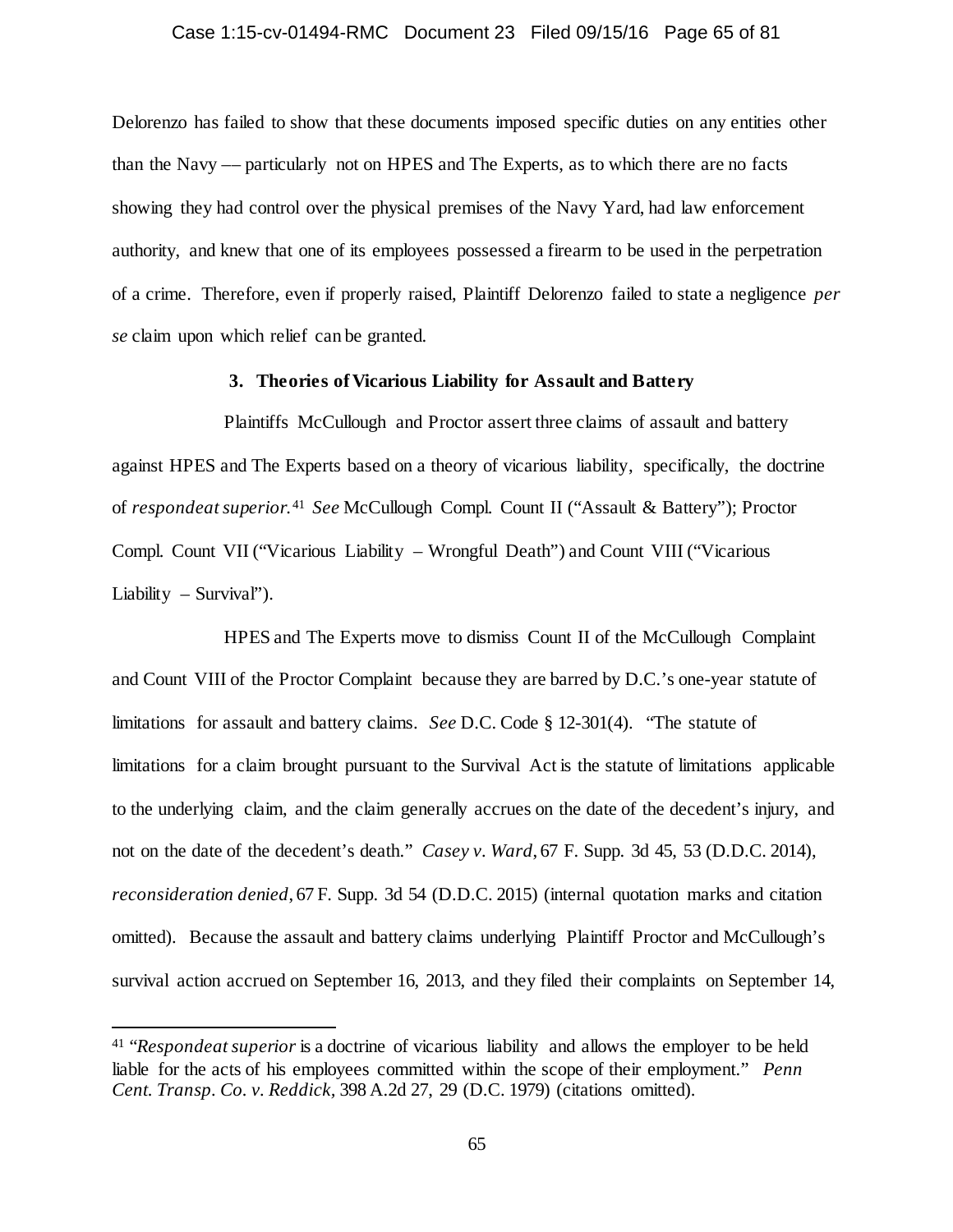Delorenzo has failed to show that these documents imposed specific duties on any entities other than the Navy –– particularly not on HPES and The Experts, as to which there are no facts showing they had control over the physical premises of the Navy Yard, had law enforcement authority, and knew that one of its employees possessed a firearm to be used in the perpetration of a crime. Therefore, even if properly raised, Plaintiff Delorenzo failed to state a negligence *per se* claim upon which relief can be granted.

### 3. Theories of Vicarious Liability for Assault and Battery

Plaintiffs McCullough and Proctor assert three claims of assault and battery against HPES and The Experts based on a theory of vicarious liability, specifically, the doctrine of *respondeat superior.*[41] *See* McCullough Compl. Count II ("Assault & Battery"); Proctor Compl. Count VII ("Vicarious Liability – Wrongful Death") and Count VIII ("Vicarious Liability – Survival").

HPES and The Experts move to dismiss Count II of the McCullough Complaint and Count VIII of the Proctor Complaint because they are barred by D.C.'s one-year statute of limitations for assault and battery claims. *See* D.C. Code § 12-301(4). "The statute of limitations for a claim brought pursuant to the Survival Act is the statute of limitations applicable to the underlying claim, and the claim generally accrues on the date of the decedent's injury, and not on the date of the decedent's death." *Casey v. Ward*, 67 F. Supp. 3d 45, 53 (D.D.C. 2014), *reconsideration denied*, 67 F. Supp. 3d 54 (D.D.C. 2015) (internal quotation marks and citation omitted). Because the assault and battery claims underlying Plaintiff Proctor and McCullough's survival action accrued on September 16, 2013, and they filed their complaints on September 14,

---

[41] "*Respondeat superior* is a doctrine of vicarious liability and allows the employer to be held liable for the acts of his employees committed within the scope of their employment." *Penn Cent. Transp. Co. v. Reddick,* 398 A.2d 27, 29 (D.C. 1979) (citations omitted).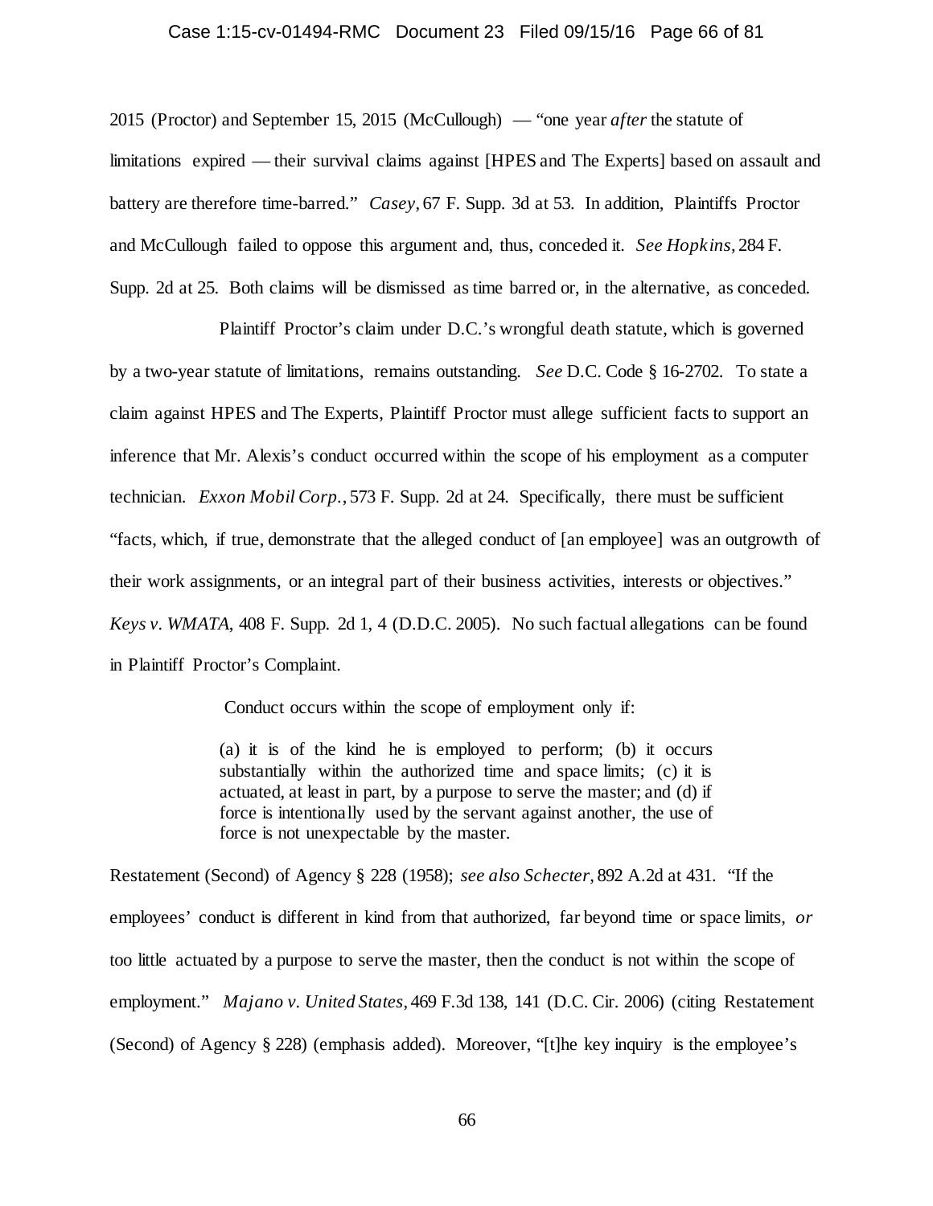2015 (Proctor) and September 15, 2015 (McCullough) — "one year *after* the statute of limitations expired — their survival claims against [HPES and The Experts] based on assault and battery are therefore time-barred." *Casey*, 67 F. Supp. 3d at 53. In addition, Plaintiffs Proctor and McCullough failed to oppose this argument and, thus, conceded it. *See Hopkins*, 284 F. Supp. 2d at 25. Both claims will be dismissed as time barred or, in the alternative, as conceded.

Plaintiff Proctor's claim under D.C.'s wrongful death statute, which is governed by a two-year statute of limitations, remains outstanding. *See* D.C. Code § 16-2702. To state a claim against HPES and The Experts, Plaintiff Proctor must allege sufficient facts to support an inference that Mr. Alexis's conduct occurred within the scope of his employment as a computer technician. *Exxon Mobil Corp.*, 573 F. Supp. 2d at 24. Specifically, there must be sufficient "facts, which, if true, demonstrate that the alleged conduct of [an employee] was an outgrowth of their work assignments, or an integral part of their business activities, interests or objectives." *Keys v. WMATA*, 408 F. Supp. 2d 1, 4 (D.D.C. 2005). No such factual allegations can be found in Plaintiff Proctor's Complaint.

Conduct occurs within the scope of employment only if:

> (a) it is of the kind he is employed to perform; (b) it occurs substantially within the authorized time and space limits; (c) it is actuated, at least in part, by a purpose to serve the master; and (d) if force is intentionally used by the servant against another, the use of force is not unexpectable by the master.

Restatement (Second) of Agency § 228 (1958); *see also Schecter*, 892 A.2d at 431. "If the employees' conduct is different in kind from that authorized, far beyond time or space limits, *or* too little actuated by a purpose to serve the master, then the conduct is not within the scope of employment." *Majano v. United States*, 469 F.3d 138, 141 (D.C. Cir. 2006) (citing Restatement (Second) of Agency § 228) (emphasis added). Moreover, "[t]he key inquiry is the employee's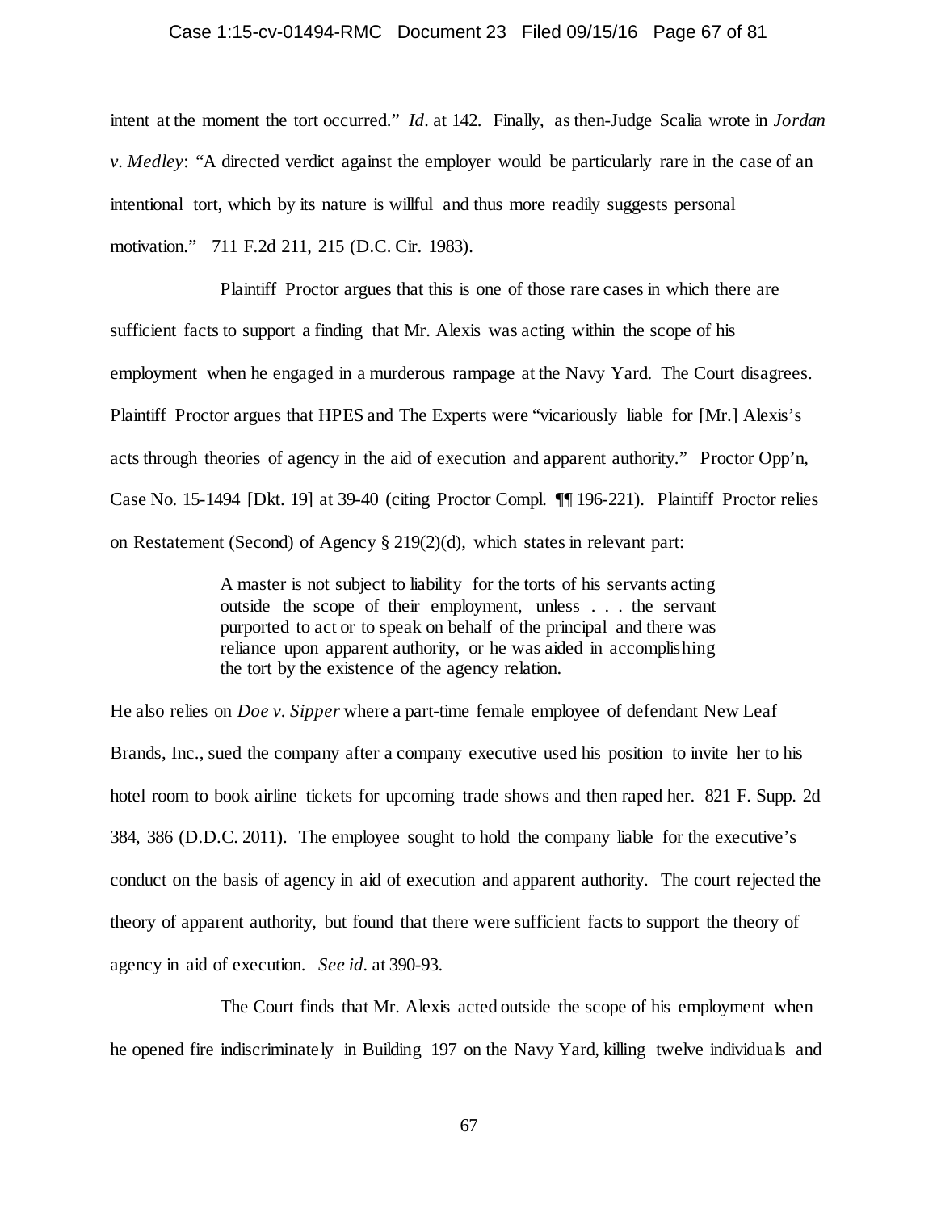intent at the moment the tort occurred." *Id*. at 142. Finally, as then-Judge Scalia wrote in *Jordan v. Medley*: "A directed verdict against the employer would be particularly rare in the case of an intentional tort, which by its nature is willful and thus more readily suggests personal motivation." 711 F.2d 211, 215 (D.C. Cir. 1983).

Plaintiff Proctor argues that this is one of those rare cases in which there are sufficient facts to support a finding that Mr. Alexis was acting within the scope of his employment when he engaged in a murderous rampage at the Navy Yard. The Court disagrees. Plaintiff Proctor argues that HPES and The Experts were "vicariously liable for [Mr.] Alexis's acts through theories of agency in the aid of execution and apparent authority." Proctor Opp'n, Case No. 15-1494 [Dkt. 19] at 39-40 (citing Proctor Compl. ¶¶ 196-221). Plaintiff Proctor relies on Restatement (Second) of Agency § 219(2)(d), which states in relevant part:

> A master is not subject to liability for the torts of his servants acting outside the scope of their employment, unless . . . the servant purported to act or to speak on behalf of the principal and there was reliance upon apparent authority, or he was aided in accomplishing the tort by the existence of the agency relation.

He also relies on *Doe v. Sipper* where a part-time female employee of defendant New Leaf Brands, Inc., sued the company after a company executive used his position to invite her to his hotel room to book airline tickets for upcoming trade shows and then raped her. 821 F. Supp. 2d 384, 386 (D.D.C. 2011). The employee sought to hold the company liable for the executive's conduct on the basis of agency in aid of execution and apparent authority. The court rejected the theory of apparent authority, but found that there were sufficient facts to support the theory of agency in aid of execution. *See id*. at 390-93.

The Court finds that Mr. Alexis acted outside the scope of his employment when he opened fire indiscriminately in Building 197 on the Navy Yard, killing twelve individuals and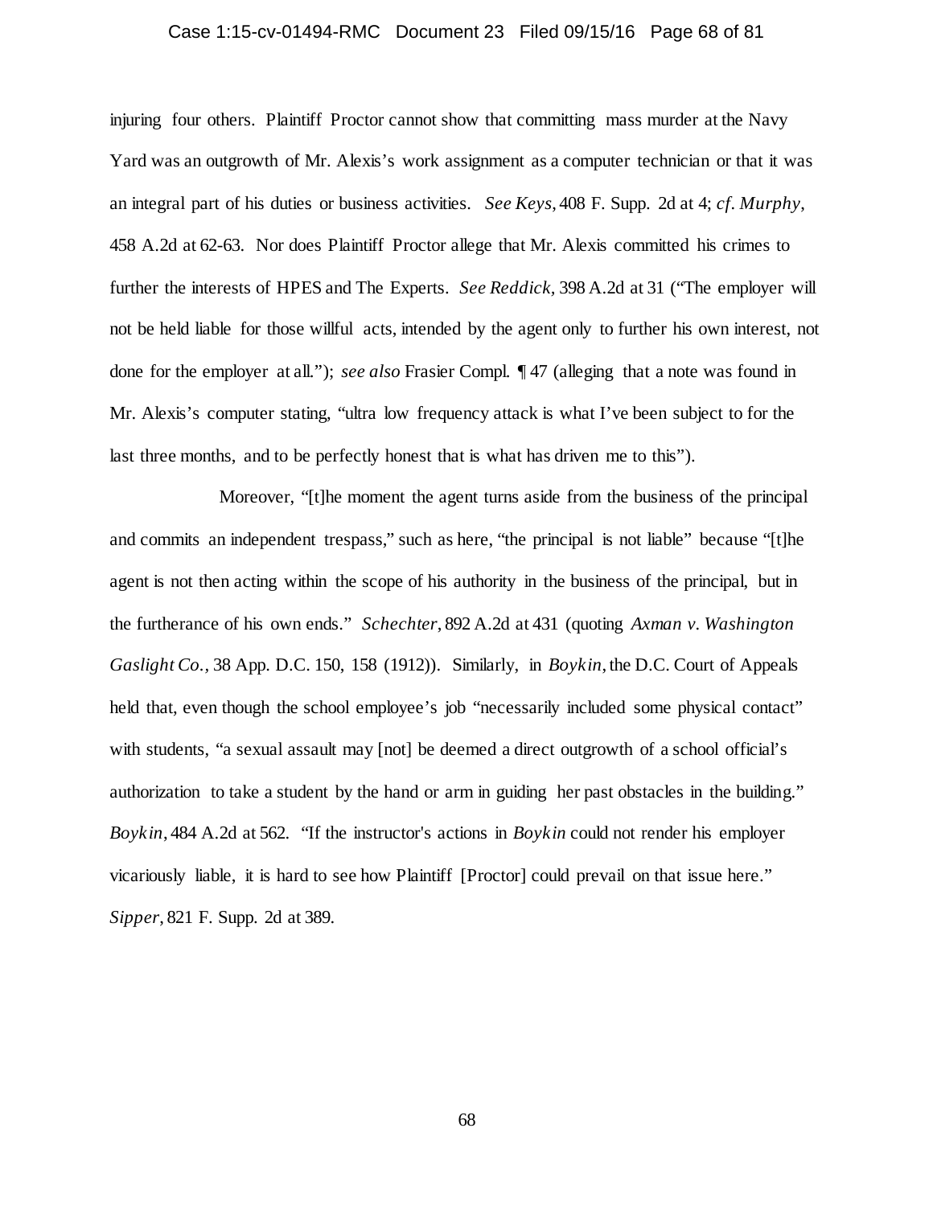injuring four others. Plaintiff Proctor cannot show that committing mass murder at the Navy Yard was an outgrowth of Mr. Alexis's work assignment as a computer technician or that it was an integral part of his duties or business activities. *See Keys*, 408 F. Supp. 2d at 4; *cf. Murphy*, 458 A.2d at 62-63. Nor does Plaintiff Proctor allege that Mr. Alexis committed his crimes to further the interests of HPES and The Experts. *See Reddick*, 398 A.2d at 31 ("The employer will not be held liable for those willful acts, intended by the agent only to further his own interest, not done for the employer at all."); *see also* Frasier Compl. ¶ 47 (alleging that a note was found in Mr. Alexis's computer stating, "ultra low frequency attack is what I've been subject to for the last three months, and to be perfectly honest that is what has driven me to this").

Moreover, "[t]he moment the agent turns aside from the business of the principal and commits an independent trespass," such as here, "the principal is not liable" because "[t]he agent is not then acting within the scope of his authority in the business of the principal, but in the furtherance of his own ends." *Schechter*, 892 A.2d at 431 (quoting *Axman v. Washington Gaslight Co.*, 38 App. D.C. 150, 158 (1912)). Similarly, in *Boykin*, the D.C. Court of Appeals held that, even though the school employee's job "necessarily included some physical contact" with students, "a sexual assault may [not] be deemed a direct outgrowth of a school official's authorization to take a student by the hand or arm in guiding her past obstacles in the building." *Boykin*, 484 A.2d at 562. "If the instructor's actions in *Boykin* could not render his employer vicariously liable, it is hard to see how Plaintiff [Proctor] could prevail on that issue here." *Sipper*, 821 F. Supp. 2d at 389.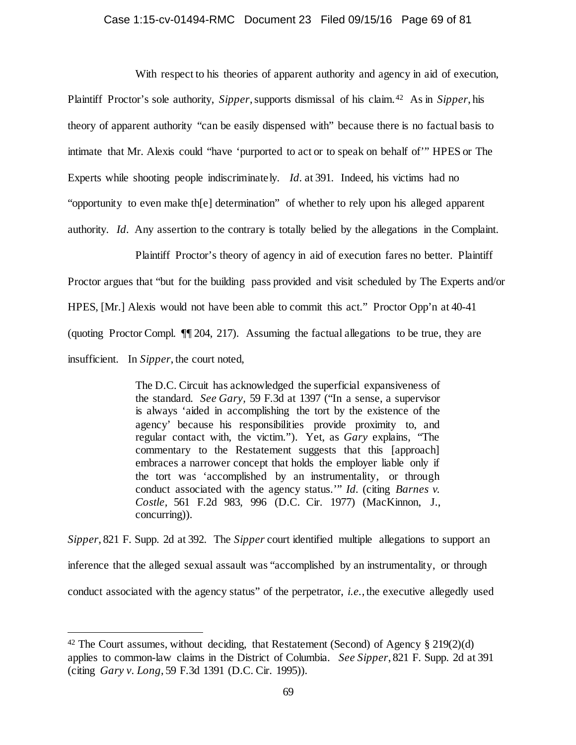With respect to his theories of apparent authority and agency in aid of execution, Plaintiff Proctor's sole authority, *Sipper*, supports dismissal of his claim.[42] As in *Sipper*, his theory of apparent authority "can be easily dispensed with" because there is no factual basis to intimate that Mr. Alexis could "have 'purported to act or to speak on behalf of'" HPES or The Experts while shooting people indiscriminately. *Id.* at 391. Indeed, his victims had no "opportunity to even make th[e] determination" of whether to rely upon his alleged apparent authority. *Id.* Any assertion to the contrary is totally belied by the allegations in the Complaint.

Plaintiff Proctor's theory of agency in aid of execution fares no better. Plaintiff Proctor argues that "but for the building pass provided and visit scheduled by The Experts and/or HPES, [Mr.] Alexis would not have been able to commit this act." Proctor Opp'n at 40-41 (quoting Proctor Compl. ¶¶ 204, 217). Assuming the factual allegations to be true, they are insufficient. In *Sipper*, the court noted,

> The D.C. Circuit has acknowledged the superficial expansiveness of the standard. *See Gary*, 59 F.3d at 1397 ("In a sense, a supervisor is always 'aided in accomplishing the tort by the existence of the agency' because his responsibilities provide proximity to, and regular contact with, the victim."). Yet, as *Gary* explains, "The commentary to the Restatement suggests that this [approach] embraces a narrower concept that holds the employer liable only if the tort was 'accomplished by an instrumentality, or through conduct associated with the agency status.'" *Id.* (citing *Barnes v. Costle*, 561 F.2d 983, 996 (D.C. Cir. 1977) (MacKinnon, J., concurring)).

*Sipper*, 821 F. Supp. 2d at 392. The *Sipper* court identified multiple allegations to support an inference that the alleged sexual assault was "accomplished by an instrumentality, or through conduct associated with the agency status" of the perpetrator, *i.e.*, the executive allegedly used

---

[42] The Court assumes, without deciding, that Restatement (Second) of Agency § 219(2)(d) applies to common-law claims in the District of Columbia. *See Sipper*, 821 F. Supp. 2d at 391 (citing *Gary v. Long*, 59 F.3d 1391 (D.C. Cir. 1995)).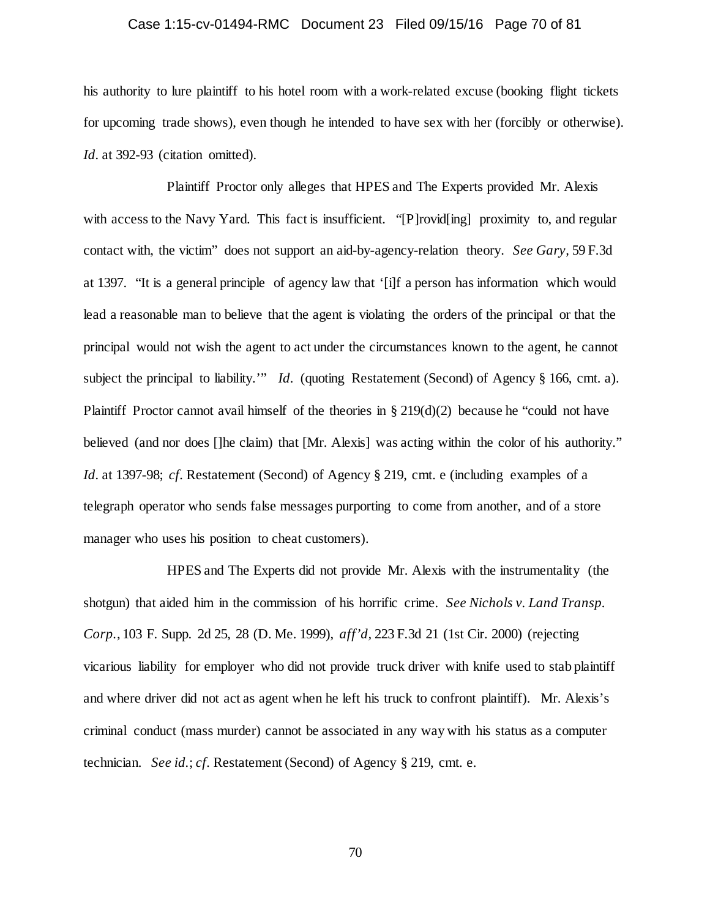his authority to lure plaintiff to his hotel room with a work-related excuse (booking flight tickets for upcoming trade shows), even though he intended to have sex with her (forcibly or otherwise). *Id*. at 392-93 (citation omitted).

Plaintiff Proctor only alleges that HPES and The Experts provided Mr. Alexis with access to the Navy Yard. This fact is insufficient. "[P]rovid[ing] proximity to, and regular contact with, the victim" does not support an aid-by-agency-relation theory. *See Gary*, 59 F.3d at 1397. "It is a general principle of agency law that '[i]f a person has information which would lead a reasonable man to believe that the agent is violating the orders of the principal or that the principal would not wish the agent to act under the circumstances known to the agent, he cannot subject the principal to liability.'" *Id*. (quoting Restatement (Second) of Agency § 166, cmt. a). Plaintiff Proctor cannot avail himself of the theories in § 219(d)(2) because he "could not have believed (and nor does []he claim) that [Mr. Alexis] was acting within the color of his authority." *Id*. at 1397-98; *cf*. Restatement (Second) of Agency § 219, cmt. e (including examples of a telegraph operator who sends false messages purporting to come from another, and of a store manager who uses his position to cheat customers).

HPES and The Experts did not provide Mr. Alexis with the instrumentality (the shotgun) that aided him in the commission of his horrific crime. *See Nichols v. Land Transp. Corp.*, 103 F. Supp. 2d 25, 28 (D. Me. 1999), *aff'd*, 223 F.3d 21 (1st Cir. 2000) (rejecting vicarious liability for employer who did not provide truck driver with knife used to stab plaintiff and where driver did not act as agent when he left his truck to confront plaintiff). Mr. Alexis's criminal conduct (mass murder) cannot be associated in any way with his status as a computer technician. *See id.*; *cf*. Restatement (Second) of Agency § 219, cmt. e.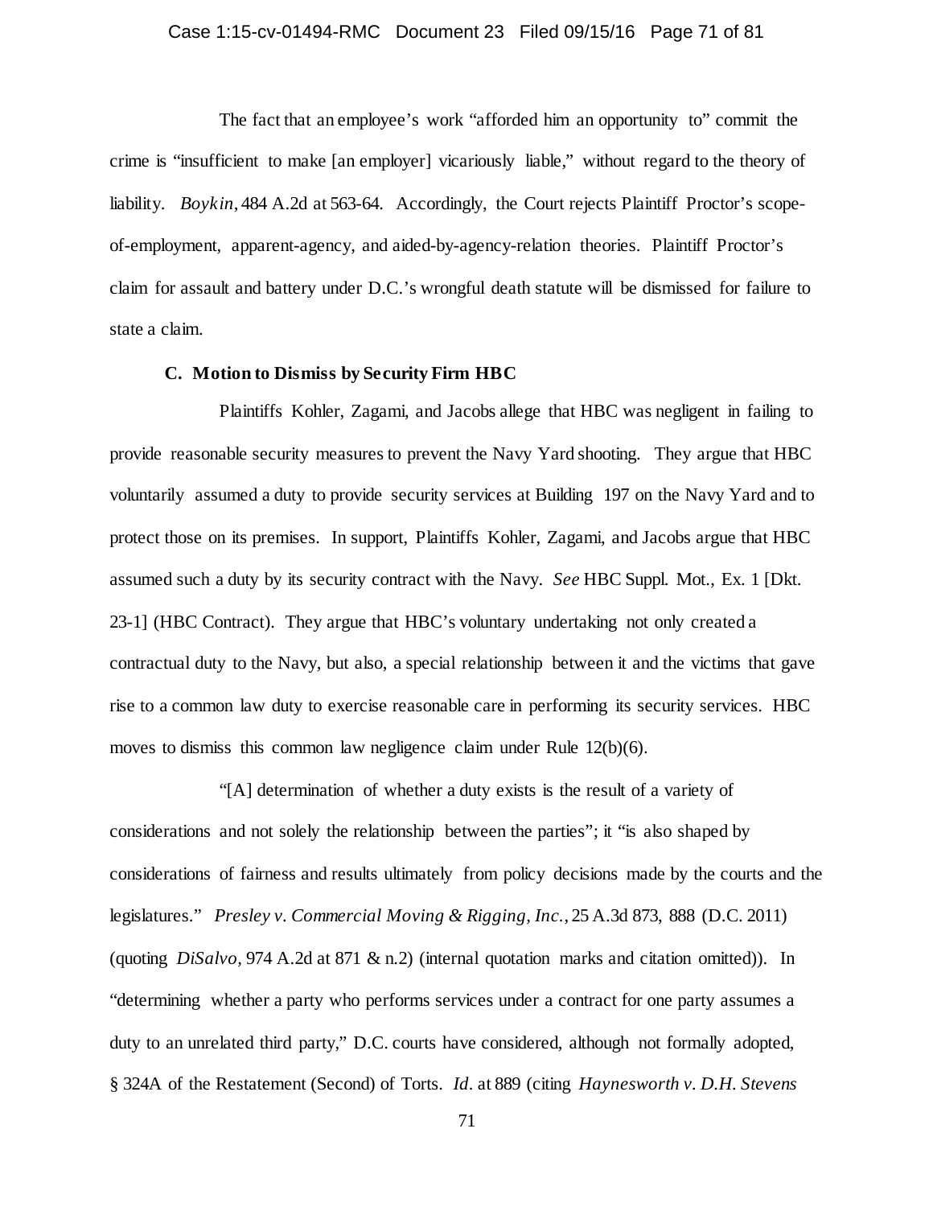The fact that an employee's work "afforded him an opportunity to" commit the crime is "insufficient to make [an employer] vicariously liable," without regard to the theory of liability. *Boykin*, 484 A.2d at 563-64. Accordingly, the Court rejects Plaintiff Proctor's scope-of-employment, apparent-agency, and aided-by-agency-relation theories. Plaintiff Proctor's claim for assault and battery under D.C.'s wrongful death statute will be dismissed for failure to state a claim.

### C. Motion to Dismiss by Security Firm HBC

Plaintiffs Kohler, Zagami, and Jacobs allege that HBC was negligent in failing to provide reasonable security measures to prevent the Navy Yard shooting. They argue that HBC voluntarily assumed a duty to provide security services at Building 197 on the Navy Yard and to protect those on its premises. In support, Plaintiffs Kohler, Zagami, and Jacobs argue that HBC assumed such a duty by its security contract with the Navy. *See* HBC Suppl. Mot., Ex. 1 [Dkt. 23-1] (HBC Contract). They argue that HBC's voluntary undertaking not only created a contractual duty to the Navy, but also, a special relationship between it and the victims that gave rise to a common law duty to exercise reasonable care in performing its security services. HBC moves to dismiss this common law negligence claim under Rule 12(b)(6).

"[A] determination of whether a duty exists is the result of a variety of considerations and not solely the relationship between the parties"; it "is also shaped by considerations of fairness and results ultimately from policy decisions made by the courts and the legislatures." *Presley v. Commercial Moving & Rigging, Inc.*, 25 A.3d 873, 888 (D.C. 2011) (quoting *DiSalvo*, 974 A.2d at 871 & n.2) (internal quotation marks and citation omitted)). In "determining whether a party who performs services under a contract for one party assumes a duty to an unrelated third party," D.C. courts have considered, although not formally adopted, § 324A of the Restatement (Second) of Torts. *Id.* at 889 (citing *Haynesworth v. D.H. Stevens*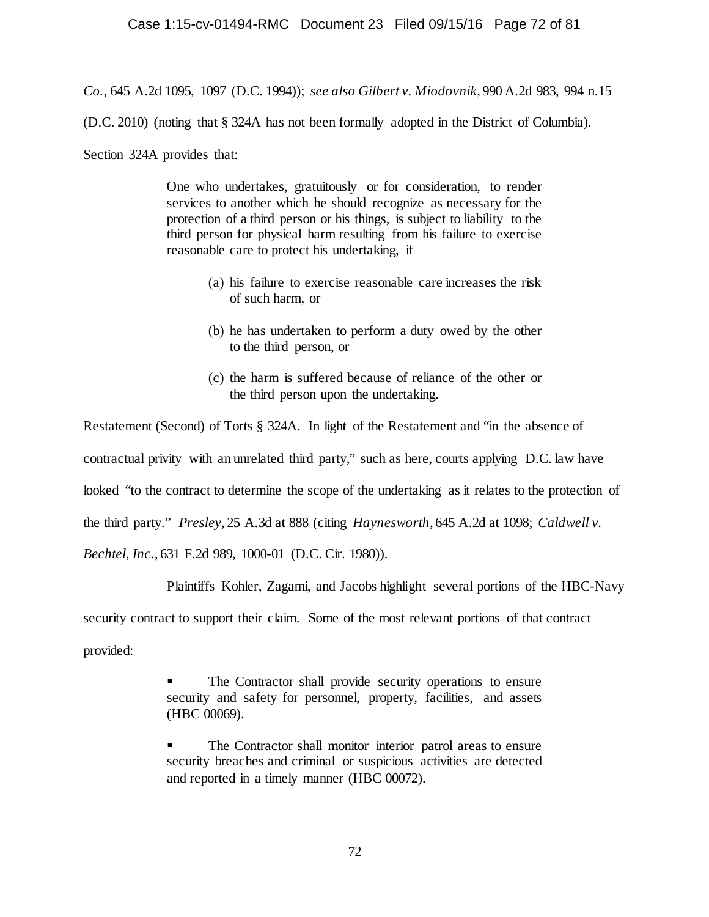*Co.*, 645 A.2d 1095, 1097 (D.C. 1994)); *see also Gilbert v. Miodovnik*, 990 A.2d 983, 994 n.15 (D.C. 2010) (noting that § 324A has not been formally adopted in the District of Columbia). Section 324A provides that:

> One who undertakes, gratuitously or for consideration, to render services to another which he should recognize as necessary for the protection of a third person or his things, is subject to liability to the third person for physical harm resulting from his failure to exercise reasonable care to protect his undertaking, if
>
> (a) his failure to exercise reasonable care increases the risk of such harm, or
>
> (b) he has undertaken to perform a duty owed by the other to the third person, or
>
> (c) the harm is suffered because of reliance of the other or the third person upon the undertaking.

Restatement (Second) of Torts § 324A. In light of the Restatement and "in the absence of contractual privity with an unrelated third party," such as here, courts applying D.C. law have looked "to the contract to determine the scope of the undertaking as it relates to the protection of the third party." *Presley*, 25 A.3d at 888 (citing *Haynesworth*, 645 A.2d at 1098; *Caldwell v. Bechtel, Inc.*, 631 F.2d 989, 1000-01 (D.C. Cir. 1980)).

Plaintiffs Kohler, Zagami, and Jacobs highlight several portions of the HBC-Navy security contract to support their claim. Some of the most relevant portions of that contract provided:

> - The Contractor shall provide security operations to ensure security and safety for personnel, property, facilities, and assets (HBC 00069).
>
> - The Contractor shall monitor interior patrol areas to ensure security breaches and criminal or suspicious activities are detected and reported in a timely manner (HBC 00072).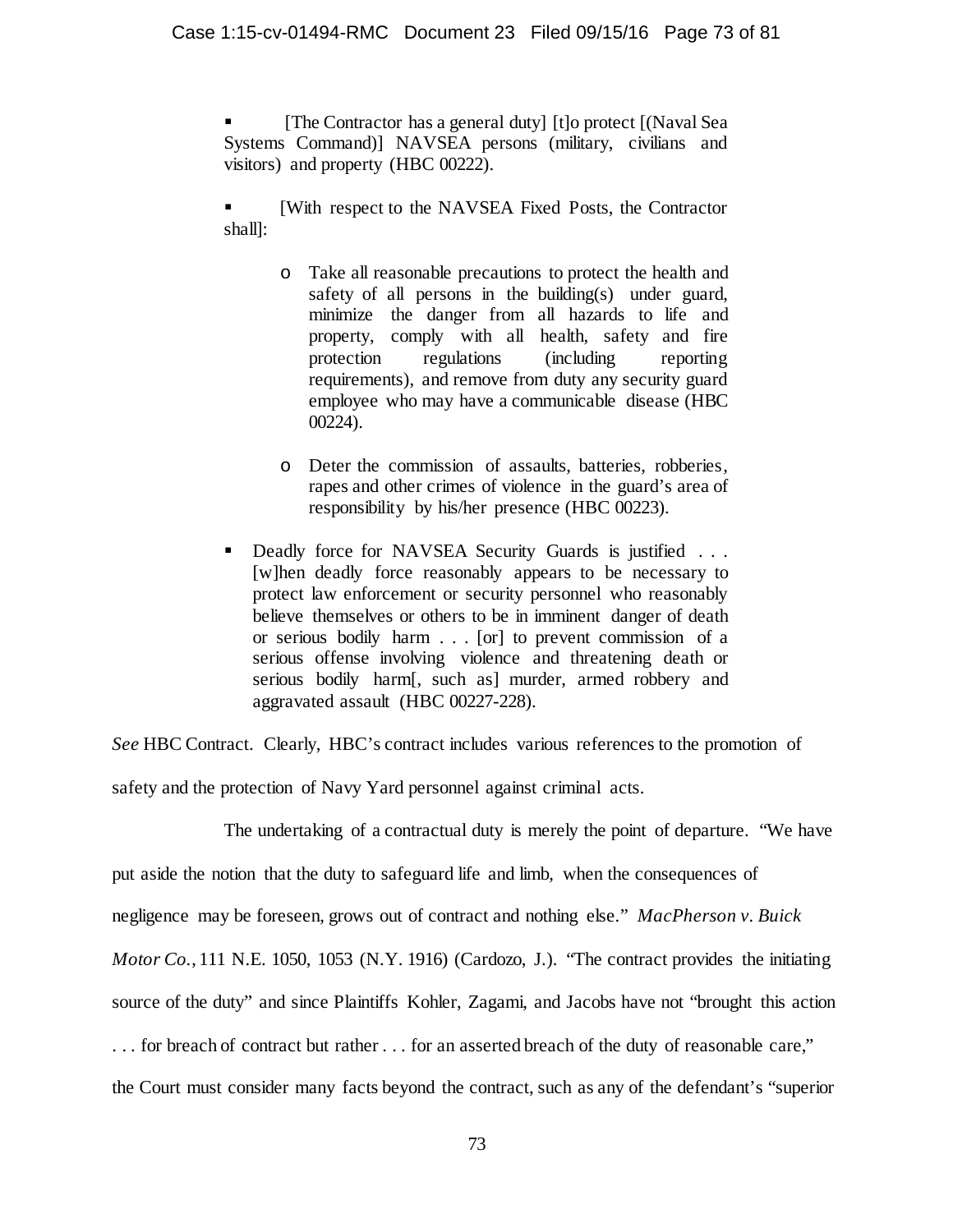- [The Contractor has a general duty] [t]o protect [(Naval Sea Systems Command)] NAVSEA persons (military, civilians and visitors) and property (HBC 00222).

- [With respect to the NAVSEA Fixed Posts, the Contractor shall]:

  - Take all reasonable precautions to protect the health and safety of all persons in the building(s) under guard, minimize the danger from all hazards to life and property, comply with all health, safety and fire protection regulations (including reporting requirements), and remove from duty any security guard employee who may have a communicable disease (HBC 00224).

  - Deter the commission of assaults, batteries, robberies, rapes and other crimes of violence in the guard's area of responsibility by his/her presence (HBC 00223).

- Deadly force for NAVSEA Security Guards is justified . . . [w]hen deadly force reasonably appears to be necessary to protect law enforcement or security personnel who reasonably believe themselves or others to be in imminent danger of death or serious bodily harm . . . [or] to prevent commission of a serious offense involving violence and threatening death or serious bodily harm[, such as] murder, armed robbery and aggravated assault (HBC 00227-228).

*See* HBC Contract. Clearly, HBC's contract includes various references to the promotion of safety and the protection of Navy Yard personnel against criminal acts.

The undertaking of a contractual duty is merely the point of departure. "We have put aside the notion that the duty to safeguard life and limb, when the consequences of negligence may be foreseen, grows out of contract and nothing else." *MacPherson v. Buick Motor Co.*, 111 N.E. 1050, 1053 (N.Y. 1916) (Cardozo, J.). "The contract provides the initiating source of the duty" and since Plaintiffs Kohler, Zagami, and Jacobs have not "brought this action . . . for breach of contract but rather . . . for an asserted breach of the duty of reasonable care," the Court must consider many facts beyond the contract, such as any of the defendant's "superior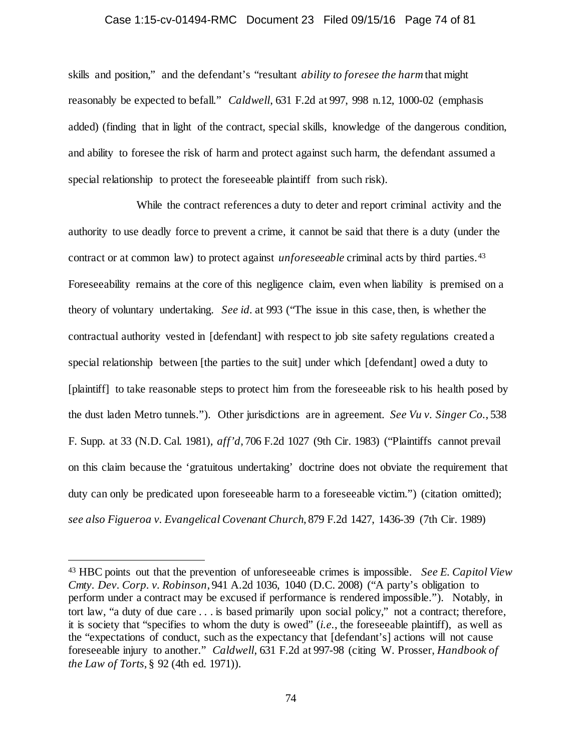skills and position," and the defendant's "resultant *ability to foresee the harm* that might reasonably be expected to befall." *Caldwell*, 631 F.2d at 997, 998 n.12, 1000-02 (emphasis added) (finding that in light of the contract, special skills, knowledge of the dangerous condition, and ability to foresee the risk of harm and protect against such harm, the defendant assumed a special relationship to protect the foreseeable plaintiff from such risk).

While the contract references a duty to deter and report criminal activity and the authority to use deadly force to prevent a crime, it cannot be said that there is a duty (under the contract or at common law) to protect against *unforeseeable* criminal acts by third parties.[43] Foreseeability remains at the core of this negligence claim, even when liability is premised on a theory of voluntary undertaking. *See id.* at 993 ("The issue in this case, then, is whether the contractual authority vested in [defendant] with respect to job site safety regulations created a special relationship between [the parties to the suit] under which [defendant] owed a duty to [plaintiff] to take reasonable steps to protect him from the foreseeable risk to his health posed by the dust laden Metro tunnels."). Other jurisdictions are in agreement. *See Vu v. Singer Co.*, 538 F. Supp. at 33 (N.D. Cal. 1981), *aff'd*, 706 F.2d 1027 (9th Cir. 1983) ("Plaintiffs cannot prevail on this claim because the 'gratuitous undertaking' doctrine does not obviate the requirement that duty can only be predicated upon foreseeable harm to a foreseeable victim.") (citation omitted); *see also Figueroa v. Evangelical Covenant Church*, 879 F.2d 1427, 1436-39 (7th Cir. 1989)

---

[43] HBC points out that the prevention of unforeseeable crimes is impossible. *See E. Capitol View Cmty. Dev. Corp. v. Robinson*, 941 A.2d 1036, 1040 (D.C. 2008) ("A party's obligation to perform under a contract may be excused if performance is rendered impossible."). Notably, in tort law, "a duty of due care . . . is based primarily upon social policy," not a contract; therefore, it is society that "specifies to whom the duty is owed" (*i.e.*, the foreseeable plaintiff), as well as the "expectations of conduct, such as the expectancy that [defendant's] actions will not cause foreseeable injury to another." *Caldwell*, 631 F.2d at 997-98 (citing W. Prosser, *Handbook of the Law of Torts*, § 92 (4th ed. 1971)).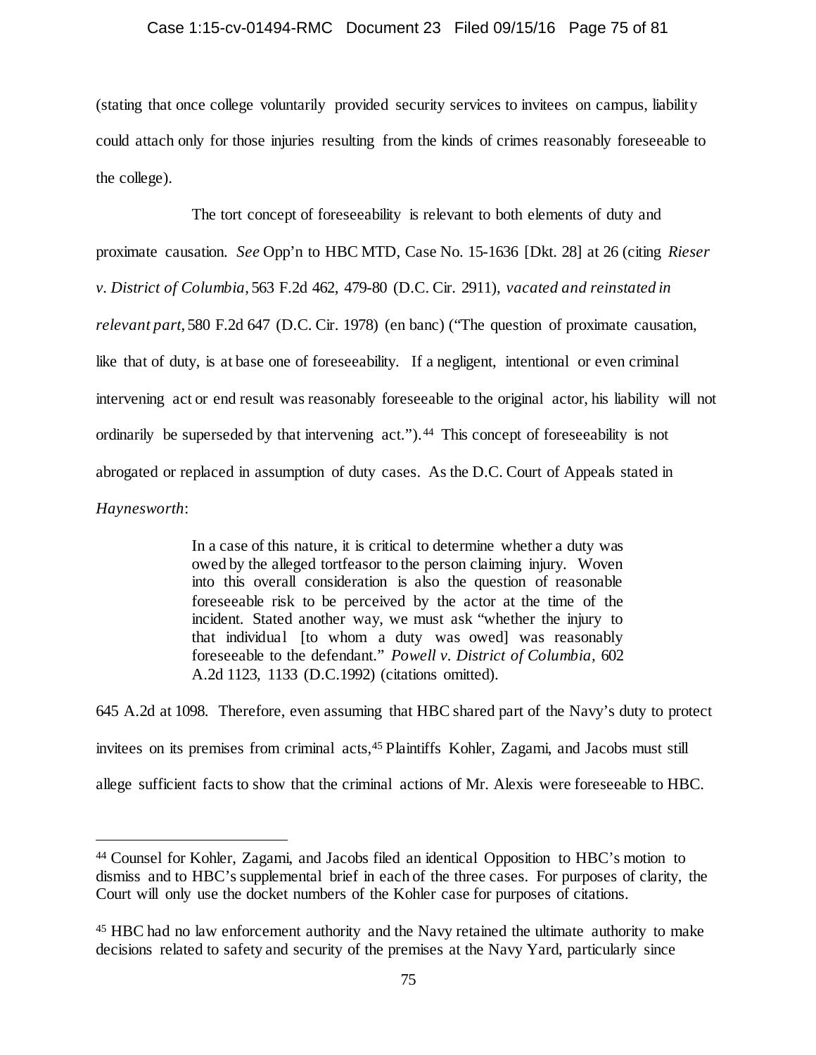(stating that once college voluntarily provided security services to invitees on campus, liability could attach only for those injuries resulting from the kinds of crimes reasonably foreseeable to the college).

The tort concept of foreseeability is relevant to both elements of duty and proximate causation. *See* Opp'n to HBC MTD, Case No. 15-1636 [Dkt. 28] at 26 (citing *Rieser v. District of Columbia*, 563 F.2d 462, 479-80 (D.C. Cir. 2911), *vacated and reinstated in relevant part*, 580 F.2d 647 (D.C. Cir. 1978) (en banc) ("The question of proximate causation, like that of duty, is at base one of foreseeability. If a negligent, intentional or even criminal intervening act or end result was reasonably foreseeable to the original actor, his liability will not ordinarily be superseded by that intervening act.").[44] This concept of foreseeability is not abrogated or replaced in assumption of duty cases. As the D.C. Court of Appeals stated in *Haynesworth*:

> In a case of this nature, it is critical to determine whether a duty was owed by the alleged tortfeasor to the person claiming injury. Woven into this overall consideration is also the question of reasonable foreseeable risk to be perceived by the actor at the time of the incident. Stated another way, we must ask "whether the injury to that individual [to whom a duty was owed] was reasonably foreseeable to the defendant." *Powell v. District of Columbia*, 602 A.2d 1123, 1133 (D.C.1992) (citations omitted).

645 A.2d at 1098. Therefore, even assuming that HBC shared part of the Navy's duty to protect invitees on its premises from criminal acts,[45] Plaintiffs Kohler, Zagami, and Jacobs must still allege sufficient facts to show that the criminal actions of Mr. Alexis were foreseeable to HBC.

---

[44] Counsel for Kohler, Zagami, and Jacobs filed an identical Opposition to HBC's motion to dismiss and to HBC's supplemental brief in each of the three cases. For purposes of clarity, the Court will only use the docket numbers of the Kohler case for purposes of citations.

[45] HBC had no law enforcement authority and the Navy retained the ultimate authority to make decisions related to safety and security of the premises at the Navy Yard, particularly since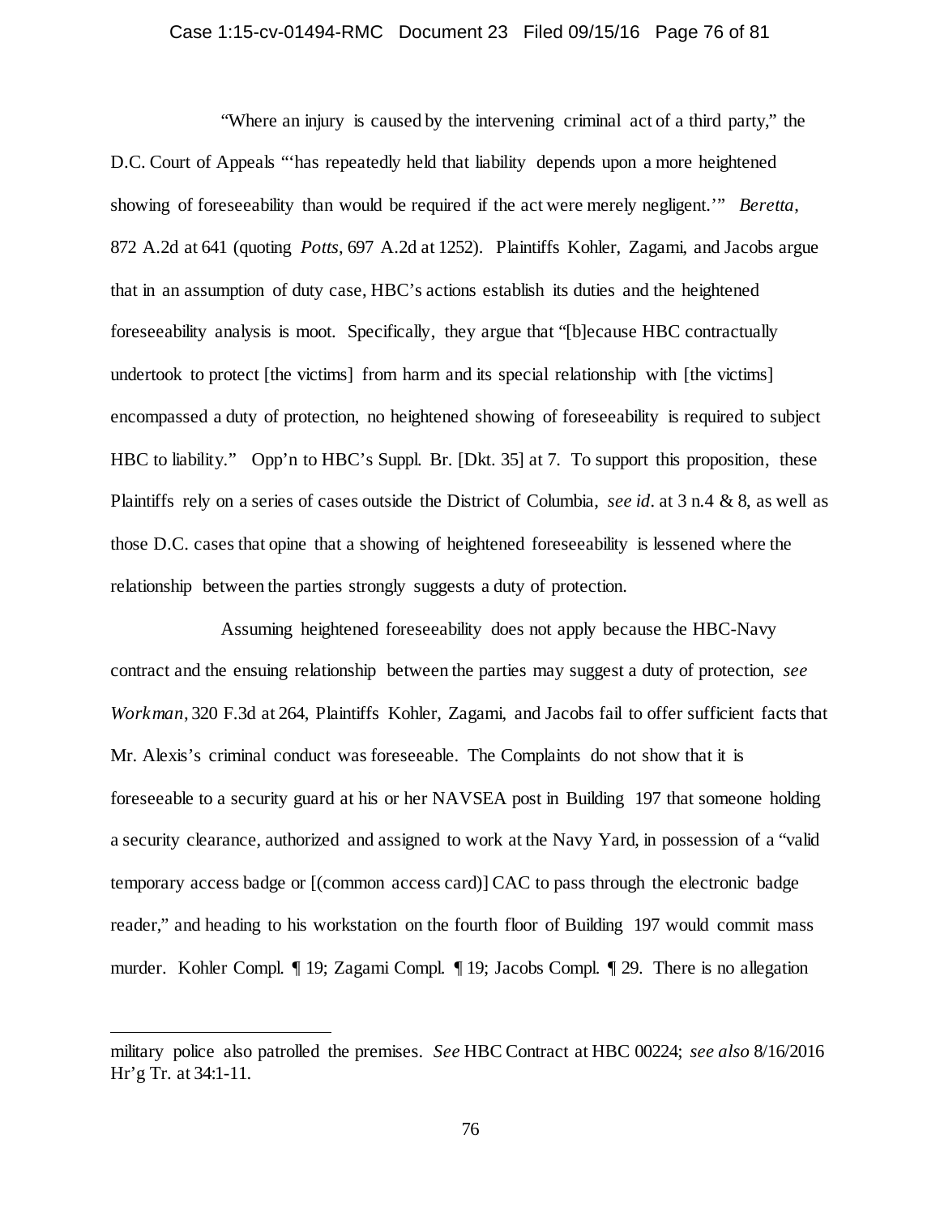"Where an injury is caused by the intervening criminal act of a third party," the D.C. Court of Appeals "'has repeatedly held that liability depends upon a more heightened showing of foreseeability than would be required if the act were merely negligent.'" *Beretta*, 872 A.2d at 641 (quoting *Potts*, 697 A.2d at 1252). Plaintiffs Kohler, Zagami, and Jacobs argue that in an assumption of duty case, HBC's actions establish its duties and the heightened foreseeability analysis is moot. Specifically, they argue that "[b]ecause HBC contractually undertook to protect [the victims] from harm and its special relationship with [the victims] encompassed a duty of protection, no heightened showing of foreseeability is required to subject HBC to liability." Opp'n to HBC's Suppl. Br. [Dkt. 35] at 7. To support this proposition, these Plaintiffs rely on a series of cases outside the District of Columbia, *see id*. at 3 n.4 & 8, as well as those D.C. cases that opine that a showing of heightened foreseeability is lessened where the relationship between the parties strongly suggests a duty of protection.

Assuming heightened foreseeability does not apply because the HBC-Navy contract and the ensuing relationship between the parties may suggest a duty of protection, *see Workman*, 320 F.3d at 264, Plaintiffs Kohler, Zagami, and Jacobs fail to offer sufficient facts that Mr. Alexis's criminal conduct was foreseeable. The Complaints do not show that it is foreseeable to a security guard at his or her NAVSEA post in Building 197 that someone holding a security clearance, authorized and assigned to work at the Navy Yard, in possession of a "valid temporary access badge or [(common access card)] CAC to pass through the electronic badge reader," and heading to his workstation on the fourth floor of Building 197 would commit mass murder. Kohler Compl. ¶ 19; Zagami Compl. ¶ 19; Jacobs Compl. ¶ 29. There is no allegation

---

military police also patrolled the premises. *See* HBC Contract at HBC 00224; *see also* 8/16/2016 Hr'g Tr. at 34:1-11.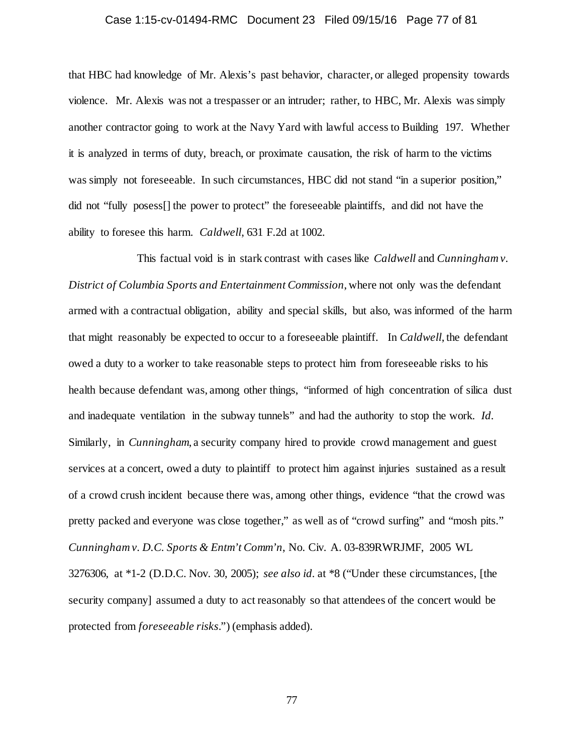that HBC had knowledge of Mr. Alexis's past behavior, character, or alleged propensity towards violence. Mr. Alexis was not a trespasser or an intruder; rather, to HBC, Mr. Alexis was simply another contractor going to work at the Navy Yard with lawful access to Building 197. Whether it is analyzed in terms of duty, breach, or proximate causation, the risk of harm to the victims was simply not foreseeable. In such circumstances, HBC did not stand "in a superior position," did not "fully posess[] the power to protect" the foreseeable plaintiffs, and did not have the ability to foresee this harm. *Caldwell*, 631 F.2d at 1002.

This factual void is in stark contrast with cases like *Caldwell* and *Cunningham v. District of Columbia Sports and Entertainment Commission*, where not only was the defendant armed with a contractual obligation, ability and special skills, but also, was informed of the harm that might reasonably be expected to occur to a foreseeable plaintiff. In *Caldwell*, the defendant owed a duty to a worker to take reasonable steps to protect him from foreseeable risks to his health because defendant was, among other things, "informed of high concentration of silica dust and inadequate ventilation in the subway tunnels" and had the authority to stop the work. *Id*. Similarly, in *Cunningham*, a security company hired to provide crowd management and guest services at a concert, owed a duty to plaintiff to protect him against injuries sustained as a result of a crowd crush incident because there was, among other things, evidence "that the crowd was pretty packed and everyone was close together," as well as of "crowd surfing" and "mosh pits." *Cunningham v. D.C. Sports & Entm't Comm'n*, No. Civ. A. 03-839RWRJMF, 2005 WL 3276306, at \*1-2 (D.D.C. Nov. 30, 2005); *see also id*. at \*8 ("Under these circumstances, [the security company] assumed a duty to act reasonably so that attendees of the concert would be protected from *foreseeable risks*.") (emphasis added).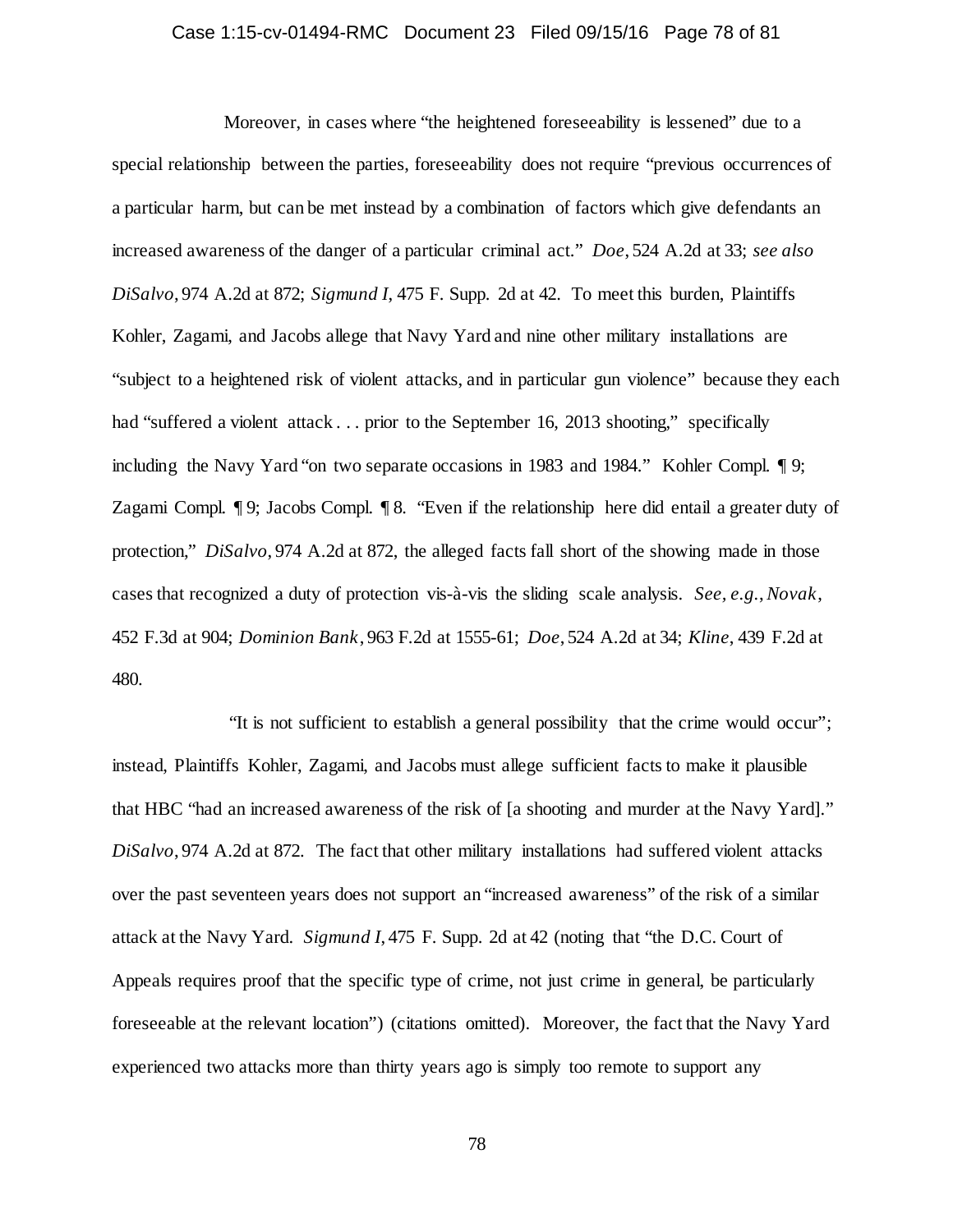Moreover, in cases where "the heightened foreseeability is lessened" due to a special relationship between the parties, foreseeability does not require "previous occurrences of a particular harm, but can be met instead by a combination of factors which give defendants an increased awareness of the danger of a particular criminal act." *Doe*, 524 A.2d at 33; *see also DiSalvo*, 974 A.2d at 872; *Sigmund I*, 475 F. Supp. 2d at 42. To meet this burden, Plaintiffs Kohler, Zagami, and Jacobs allege that Navy Yard and nine other military installations are "subject to a heightened risk of violent attacks, and in particular gun violence" because they each had "suffered a violent attack . . . prior to the September 16, 2013 shooting," specifically including the Navy Yard "on two separate occasions in 1983 and 1984." Kohler Compl. ¶ 9; Zagami Compl. ¶ 9; Jacobs Compl. ¶ 8. "Even if the relationship here did entail a greater duty of protection," *DiSalvo*, 974 A.2d at 872, the alleged facts fall short of the showing made in those cases that recognized a duty of protection vis-à-vis the sliding scale analysis. *See, e.g.*, *Novak*, 452 F.3d at 904; *Dominion Bank*, 963 F.2d at 1555-61; *Doe*, 524 A.2d at 34; *Kline*, 439 F.2d at 480.

"It is not sufficient to establish a general possibility that the crime would occur"; instead, Plaintiffs Kohler, Zagami, and Jacobs must allege sufficient facts to make it plausible that HBC "had an increased awareness of the risk of [a shooting and murder at the Navy Yard]." *DiSalvo*, 974 A.2d at 872. The fact that other military installations had suffered violent attacks over the past seventeen years does not support an "increased awareness" of the risk of a similar attack at the Navy Yard. *Sigmund I*, 475 F. Supp. 2d at 42 (noting that "the D.C. Court of Appeals requires proof that the specific type of crime, not just crime in general, be particularly foreseeable at the relevant location") (citations omitted). Moreover, the fact that the Navy Yard experienced two attacks more than thirty years ago is simply too remote to support any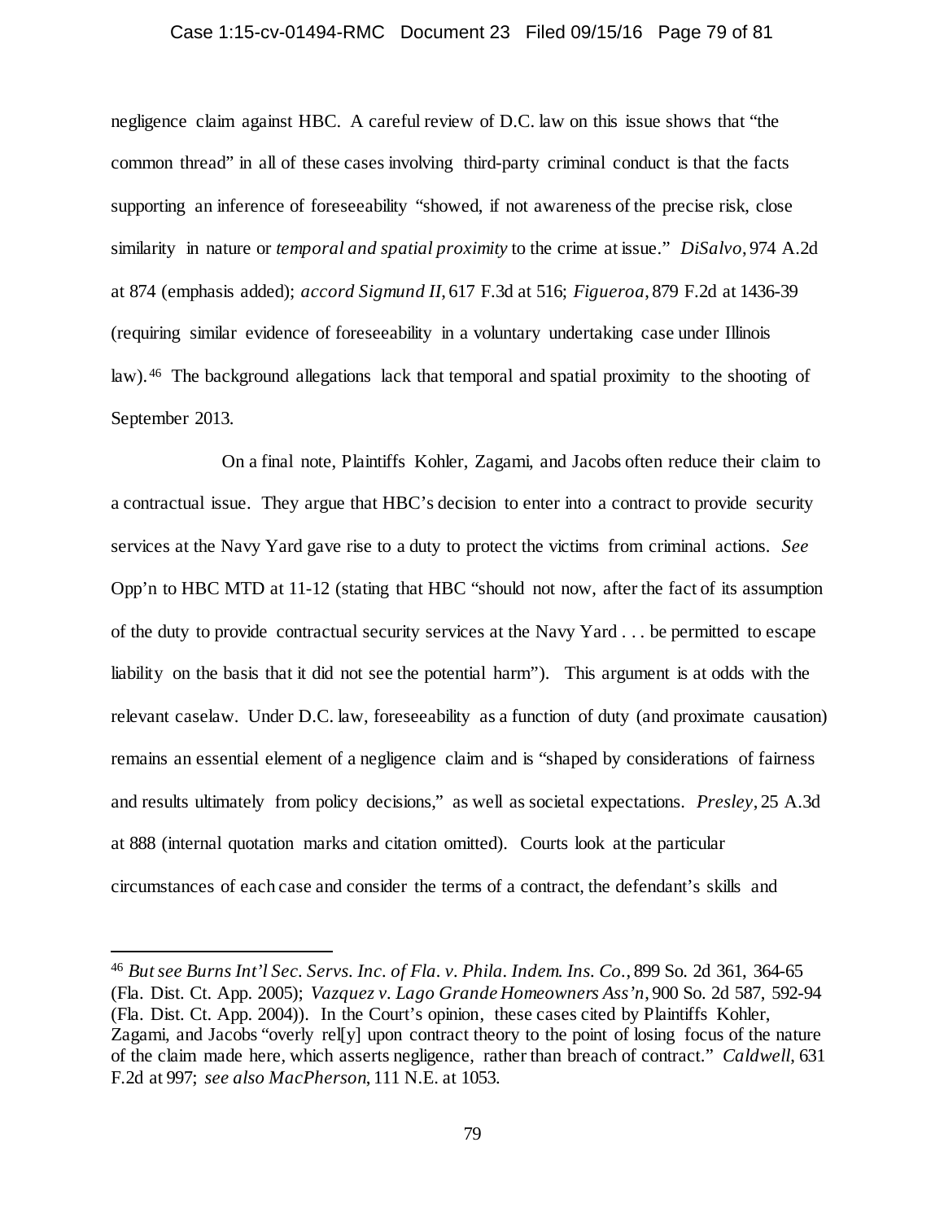negligence claim against HBC. A careful review of D.C. law on this issue shows that "the common thread" in all of these cases involving third-party criminal conduct is that the facts supporting an inference of foreseeability "showed, if not awareness of the precise risk, close similarity in nature or *temporal and spatial proximity* to the crime at issue." *DiSalvo*, 974 A.2d at 874 (emphasis added); *accord Sigmund II*, 617 F.3d at 516; *Figueroa*, 879 F.2d at 1436-39 (requiring similar evidence of foreseeability in a voluntary undertaking case under Illinois law).[46] The background allegations lack that temporal and spatial proximity to the shooting of September 2013.

On a final note, Plaintiffs Kohler, Zagami, and Jacobs often reduce their claim to a contractual issue. They argue that HBC's decision to enter into a contract to provide security services at the Navy Yard gave rise to a duty to protect the victims from criminal actions. *See* Opp'n to HBC MTD at 11-12 (stating that HBC "should not now, after the fact of its assumption of the duty to provide contractual security services at the Navy Yard . . . be permitted to escape liability on the basis that it did not see the potential harm"). This argument is at odds with the relevant caselaw. Under D.C. law, foreseeability as a function of duty (and proximate causation) remains an essential element of a negligence claim and is "shaped by considerations of fairness and results ultimately from policy decisions," as well as societal expectations. *Presley*, 25 A.3d at 888 (internal quotation marks and citation omitted). Courts look at the particular circumstances of each case and consider the terms of a contract, the defendant's skills and

---

[46] *But see Burns Int'l Sec. Servs. Inc. of Fla. v. Phila. Indem. Ins. Co.*, 899 So. 2d 361, 364-65 (Fla. Dist. Ct. App. 2005); *Vazquez v. Lago Grande Homeowners Ass'n*, 900 So. 2d 587, 592-94 (Fla. Dist. Ct. App. 2004)). In the Court's opinion, these cases cited by Plaintiffs Kohler, Zagami, and Jacobs "overly rel[y] upon contract theory to the point of losing focus of the nature of the claim made here, which asserts negligence, rather than breach of contract." *Caldwell*, 631 F.2d at 997; *see also MacPherson*, 111 N.E. at 1053.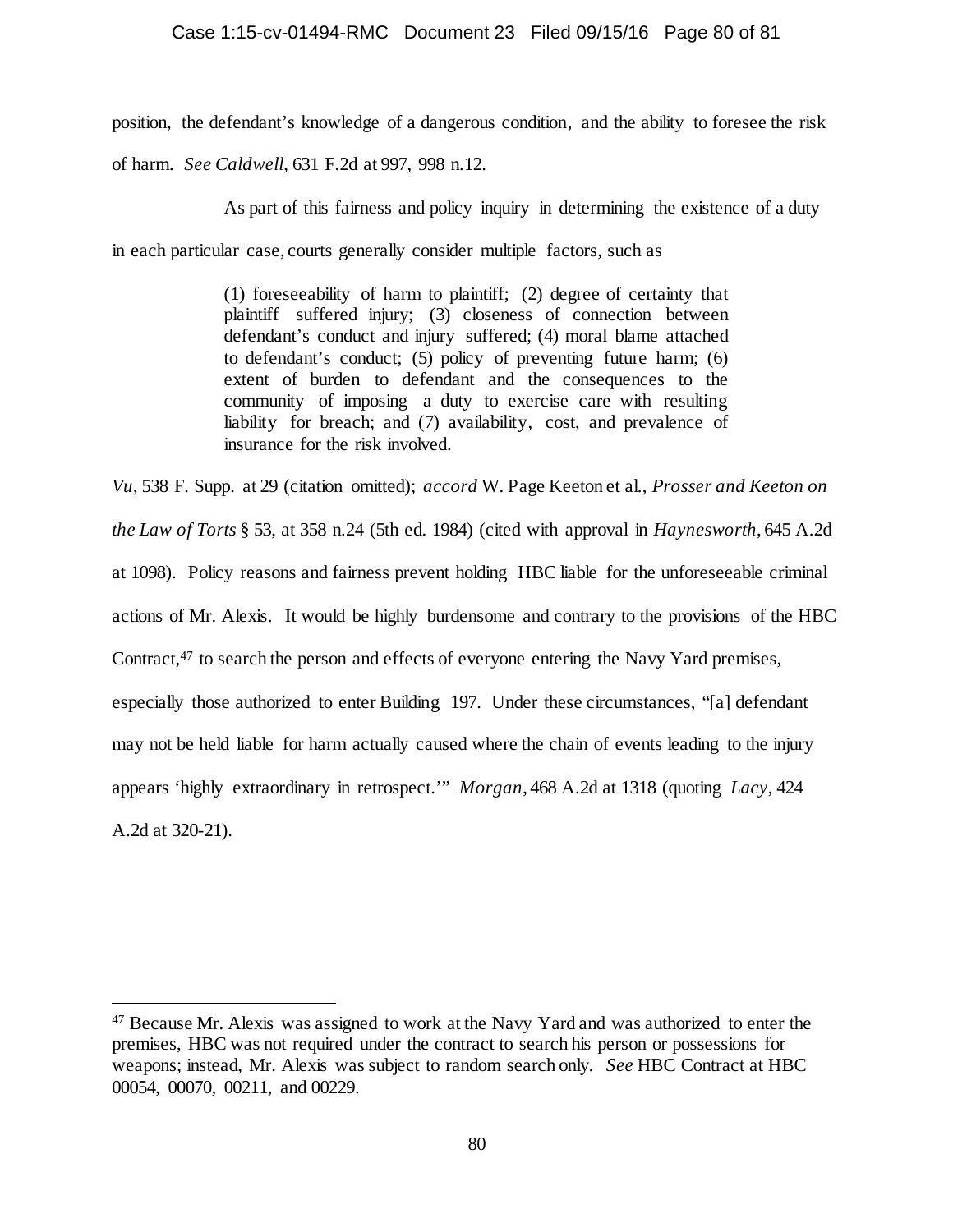position, the defendant's knowledge of a dangerous condition, and the ability to foresee the risk of harm. *See Caldwell*, 631 F.2d at 997, 998 n.12.

As part of this fairness and policy inquiry in determining the existence of a duty in each particular case, courts generally consider multiple factors, such as

> (1) foreseeability of harm to plaintiff; (2) degree of certainty that plaintiff suffered injury; (3) closeness of connection between defendant's conduct and injury suffered; (4) moral blame attached to defendant's conduct; (5) policy of preventing future harm; (6) extent of burden to defendant and the consequences to the community of imposing a duty to exercise care with resulting liability for breach; and (7) availability, cost, and prevalence of insurance for the risk involved.

*Vu*, 538 F. Supp. at 29 (citation omitted); *accord* W. Page Keeton et al., *Prosser and Keeton on the Law of Torts* § 53, at 358 n.24 (5th ed. 1984) (cited with approval in *Haynesworth*, 645 A.2d at 1098). Policy reasons and fairness prevent holding HBC liable for the unforeseeable criminal actions of Mr. Alexis. It would be highly burdensome and contrary to the provisions of the HBC Contract,[47] to search the person and effects of everyone entering the Navy Yard premises, especially those authorized to enter Building 197. Under these circumstances, "[a] defendant may not be held liable for harm actually caused where the chain of events leading to the injury appears 'highly extraordinary in retrospect.'" *Morgan*, 468 A.2d at 1318 (quoting *Lacy*, 424 A.2d at 320-21).

---

[47] Because Mr. Alexis was assigned to work at the Navy Yard and was authorized to enter the premises, HBC was not required under the contract to search his person or possessions for weapons; instead, Mr. Alexis was subject to random search only. *See* HBC Contract at HBC 00054, 00070, 00211, and 00229.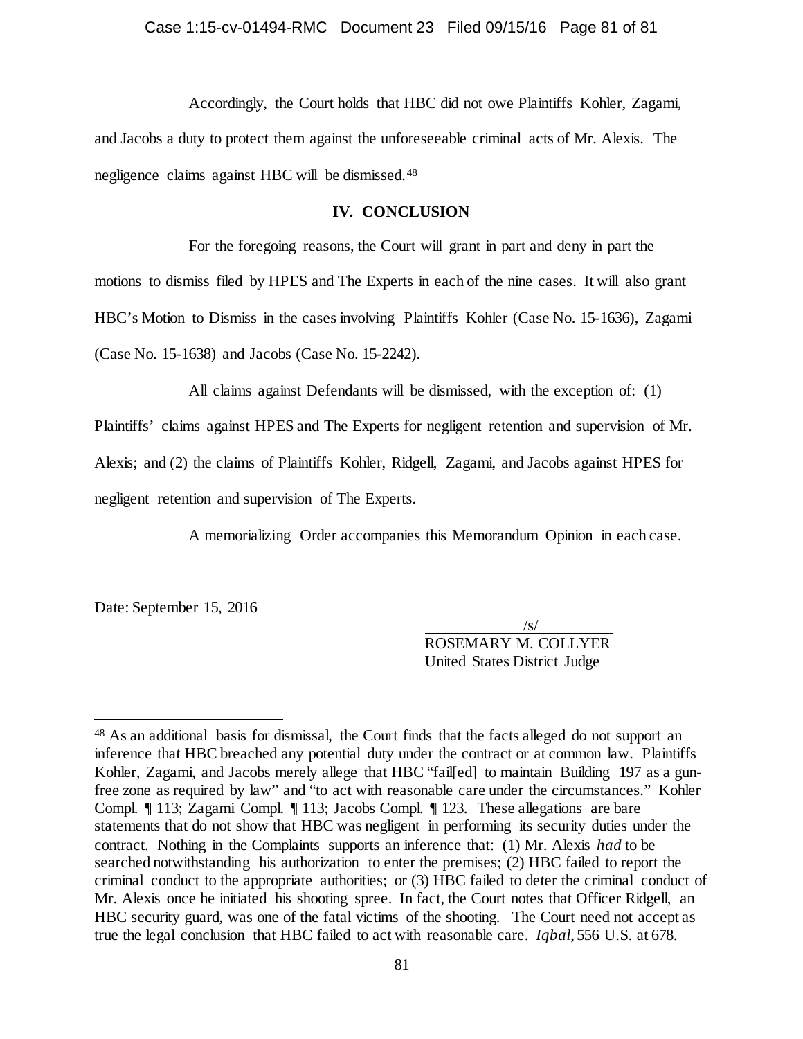Accordingly, the Court holds that HBC did not owe Plaintiffs Kohler, Zagami, and Jacobs a duty to protect them against the unforeseeable criminal acts of Mr. Alexis. The negligence claims against HBC will be dismissed.[48]

## IV. CONCLUSION

For the foregoing reasons, the Court will grant in part and deny in part the motions to dismiss filed by HPES and The Experts in each of the nine cases. It will also grant HBC's Motion to Dismiss in the cases involving Plaintiffs Kohler (Case No. 15-1636), Zagami (Case No. 15-1638) and Jacobs (Case No. 15-2242).

All claims against Defendants will be dismissed, with the exception of: (1) Plaintiffs' claims against HPES and The Experts for negligent retention and supervision of Mr. Alexis; and (2) the claims of Plaintiffs Kohler, Ridgell, Zagami, and Jacobs against HPES for negligent retention and supervision of The Experts.

A memorializing Order accompanies this Memorandum Opinion in each case.

Date: September 15, 2016

/s/
ROSEMARY M. COLLYER
United States District Judge

---

[48] As an additional basis for dismissal, the Court finds that the facts alleged do not support an inference that HBC breached any potential duty under the contract or at common law. Plaintiffs Kohler, Zagami, and Jacobs merely allege that HBC "fail[ed] to maintain Building 197 as a gun-free zone as required by law" and "to act with reasonable care under the circumstances." Kohler Compl. ¶ 113; Zagami Compl. ¶ 113; Jacobs Compl. ¶ 123. These allegations are bare statements that do not show that HBC was negligent in performing its security duties under the contract. Nothing in the Complaints supports an inference that: (1) Mr. Alexis *had* to be searched notwithstanding his authorization to enter the premises; (2) HBC failed to report the criminal conduct to the appropriate authorities; or (3) HBC failed to deter the criminal conduct of Mr. Alexis once he initiated his shooting spree. In fact, the Court notes that Officer Ridgell, an HBC security guard, was one of the fatal victims of the shooting. The Court need not accept as true the legal conclusion that HBC failed to act with reasonable care. *Iqbal*, 556 U.S. at 678.